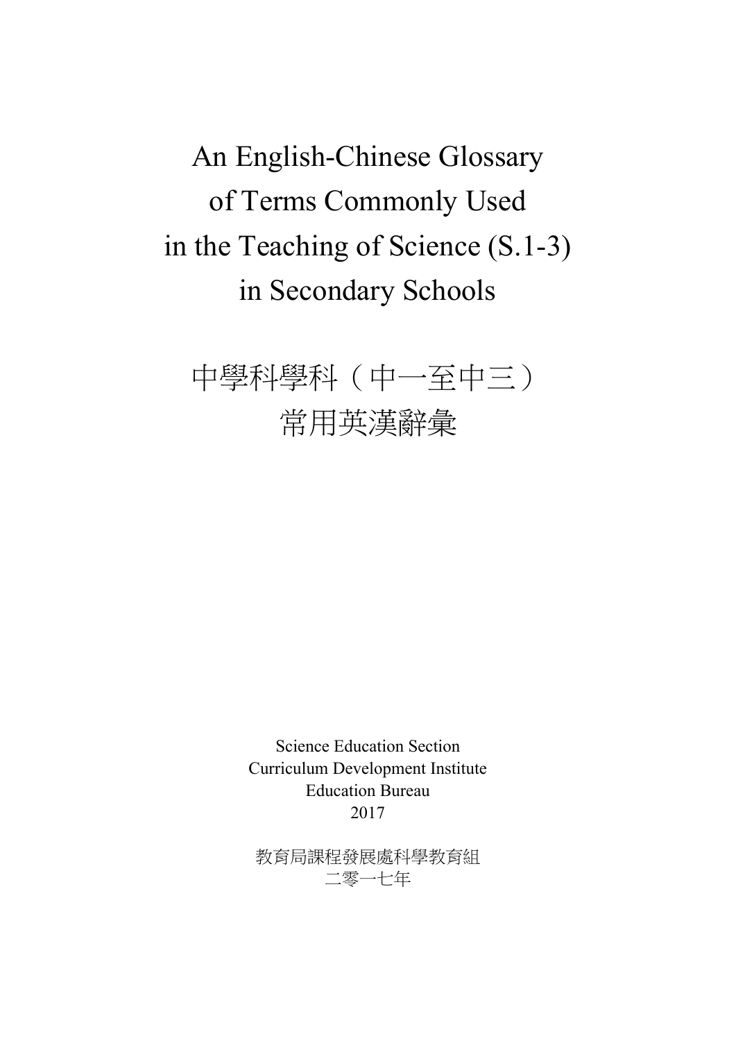# An English-Chinese Glossary of Terms Commonly Used in the Teaching of Science (S.1-3) in Secondary Schools

# 中學科學科（中一至中三）常用英漢辭彙

Science Education Section
Curriculum Development Institute
Education Bureau
2017

教育局課程發展處科學教育組
二零一七年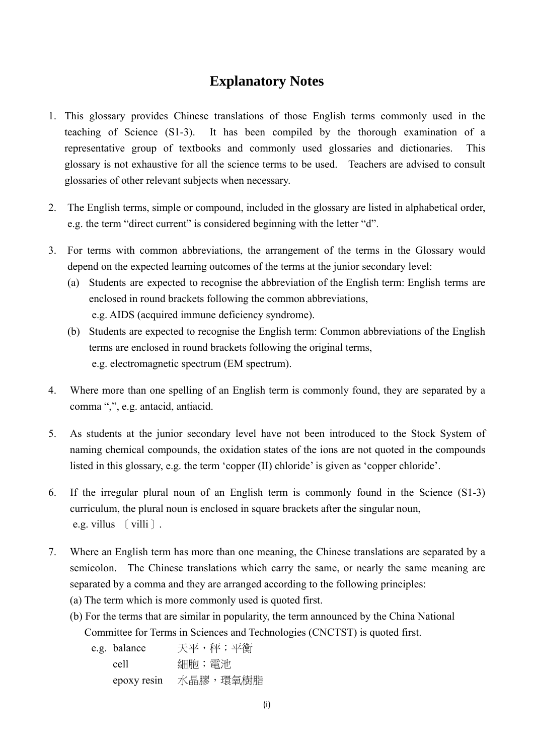# Explanatory Notes

1. This glossary provides Chinese translations of those English terms commonly used in the teaching of Science (S1-3). It has been compiled by the thorough examination of a representative group of textbooks and commonly used glossaries and dictionaries. This glossary is not exhaustive for all the science terms to be used. Teachers are advised to consult glossaries of other relevant subjects when necessary.

2. The English terms, simple or compound, included in the glossary are listed in alphabetical order, e.g. the term “direct current” is considered beginning with the letter “d”.

3. For terms with common abbreviations, the arrangement of the terms in the Glossary would depend on the expected learning outcomes of the terms at the junior secondary level:
   (a) Students are expected to recognise the abbreviation of the English term: English terms are enclosed in round brackets following the common abbreviations, e.g. AIDS (acquired immune deficiency syndrome).
   (b) Students are expected to recognise the English term: Common abbreviations of the English terms are enclosed in round brackets following the original terms, e.g. electromagnetic spectrum (EM spectrum).

4. Where more than one spelling of an English term is commonly found, they are separated by a comma “,”, e.g. antacid, antiacid.

5. As students at the junior secondary level have not been introduced to the Stock System of naming chemical compounds, the oxidation states of the ions are not quoted in the compounds listed in this glossary, e.g. the term ‘copper (II) chloride’ is given as ‘copper chloride’.

6. If the irregular plural noun of an English term is commonly found in the Science (S1-3) curriculum, the plural noun is enclosed in square brackets after the singular noun, e.g. villus 〔villi〕.

7. Where an English term has more than one meaning, the Chinese translations are separated by a semicolon. The Chinese translations which carry the same, or nearly the same meaning are separated by a comma and they are arranged according to the following principles:
   (a) The term which is more commonly used is quoted first.
   (b) For the terms that are similar in popularity, the term announced by the China National Committee for Terms in Sciences and Technologies (CNCTST) is quoted first.

   e.g. balance 天平，秤；平衡
   cell 細胞；電池
   epoxy resin 水晶膠，環氧樹脂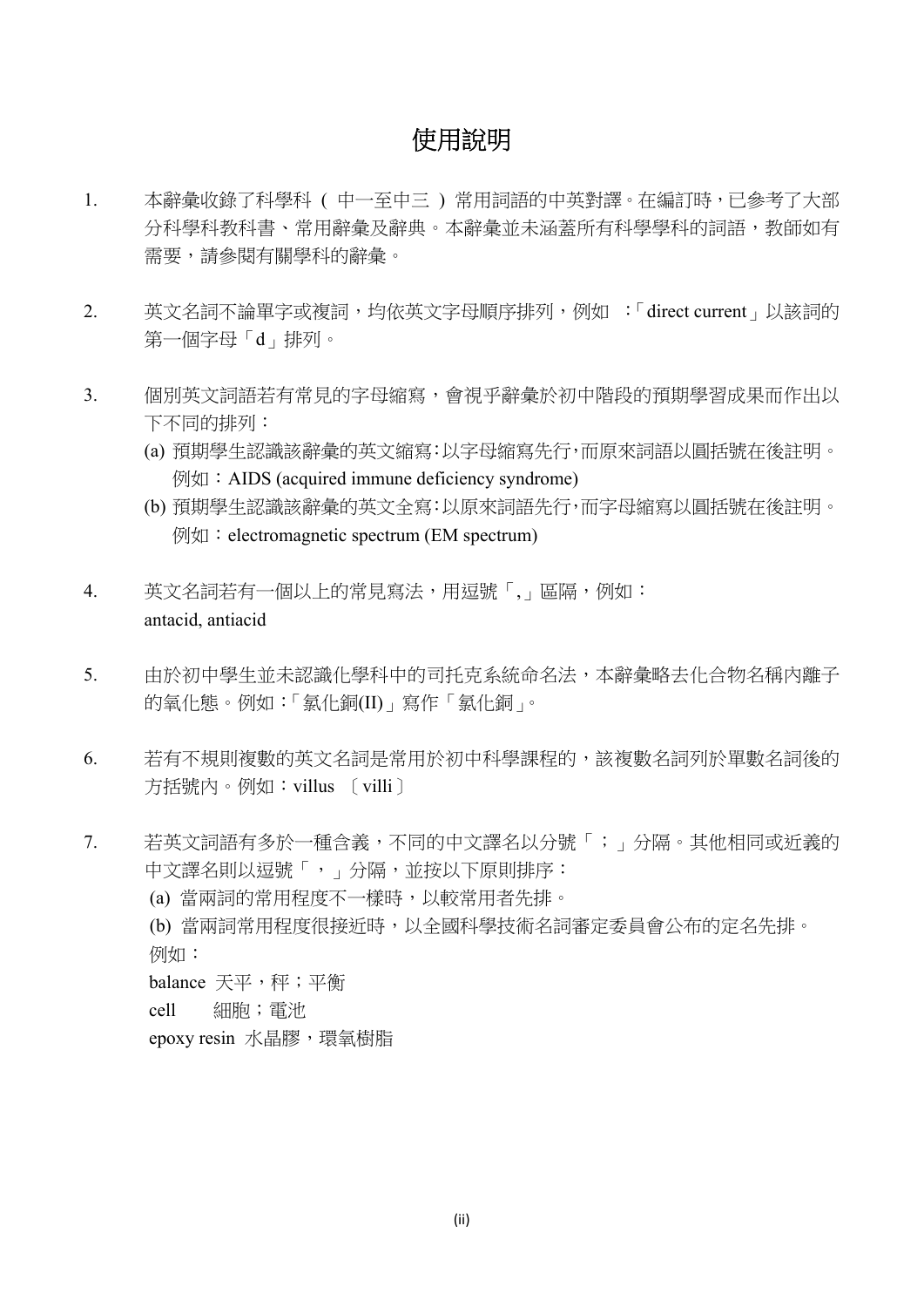# 使用說明

1. 本辭彙收錄了科學科（中一至中三）常用詞語的中英對譯。在編訂時，已參考了大部分科學科教科書、常用辭彙及辭典。本辭彙並未涵蓋所有科學學科的詞語，教師如有需要，請參閱有關學科的辭彙。

2. 英文名詞不論單字或複詞，均依英文字母順序排列，例如 ：「direct current」以該詞的第一個字母「d」排列。

3. 個別英文詞語若有常見的字母縮寫，會視乎辭彙於初中階段的預期學習成果而作出以下不同的排列：
   (a) 預期學生認識該辭彙的英文縮寫：以字母縮寫先行，而原來詞語以圓括號在後註明。例如：AIDS (acquired immune deficiency syndrome)
   (b) 預期學生認識該辭彙的英文全寫：以原來詞語先行，而字母縮寫以圓括號在後註明。例如：electromagnetic spectrum (EM spectrum)

4. 英文名詞若有一個以上的常見寫法，用逗號「,」區隔，例如：
   antacid, antiacid

5. 由於初中學生並未認識化學科中的司托克系統命名法，本辭彙略去化合物名稱內離子的氧化態。例如：「氯化銅(II)」寫作「氯化銅」。

6. 若有不規則複數的英文名詞是常用於初中科學課程的，該複數名詞列於單數名詞後的方括號內。例如：villus 〔villi〕

7. 若英文詞語有多於一種含義，不同的中文譯名以分號「；」分隔。其他相同或近義的中文譯名則以逗號「，」分隔，並按以下原則排序：
   (a) 當兩詞的常用程度不一樣時，以較常用者先排。
   (b) 當兩詞常用程度很接近時，以全國科學技術名詞審定委員會公布的定名先排。
   例如：
   balance 天平，秤；平衡
   cell 細胞；電池
   epoxy resin 水晶膠，環氧樹脂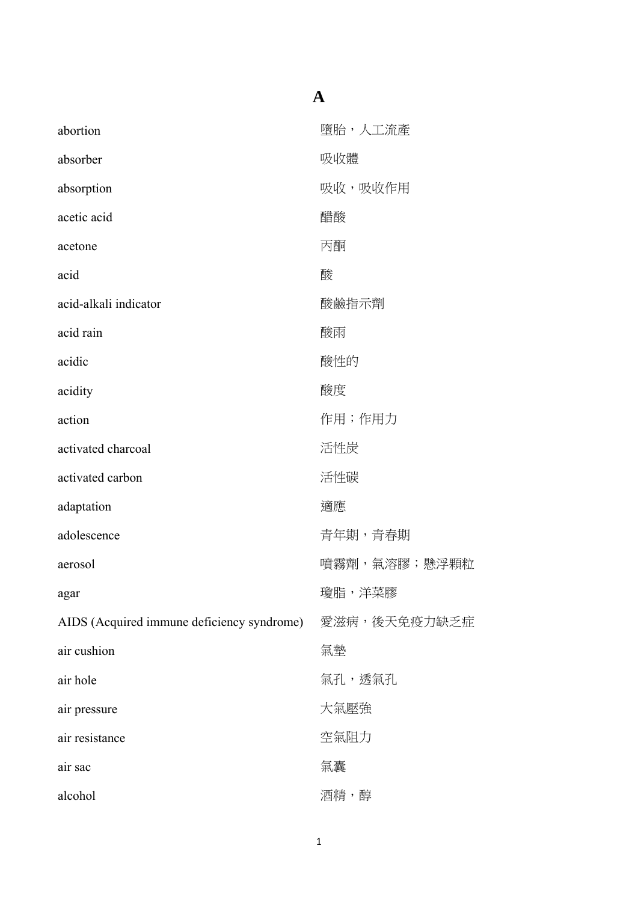# A

| | |
|---|---|
| abortion | 墮胎，人工流產 |
| absorber | 吸收體 |
| absorption | 吸收，吸收作用 |
| acetic acid | 醋酸 |
| acetone | 丙酮 |
| acid | 酸 |
| acid-alkali indicator | 酸鹼指示劑 |
| acid rain | 酸雨 |
| acidic | 酸性的 |
| acidity | 酸度 |
| action | 作用；作用力 |
| activated charcoal | 活性炭 |
| activated carbon | 活性碳 |
| adaptation | 適應 |
| adolescence | 青年期，青春期 |
| aerosol | 噴霧劑，氣溶膠；懸浮顆粒 |
| agar | 瓊脂，洋菜膠 |
| AIDS (Acquired immune deficiency syndrome) | 愛滋病，後天免疫力缺乏症 |
| air cushion | 氣墊 |
| air hole | 氣孔，透氣孔 |
| air pressure | 大氣壓強 |
| air resistance | 空氣阻力 |
| air sac | 氣囊 |
| alcohol | 酒精，醇 |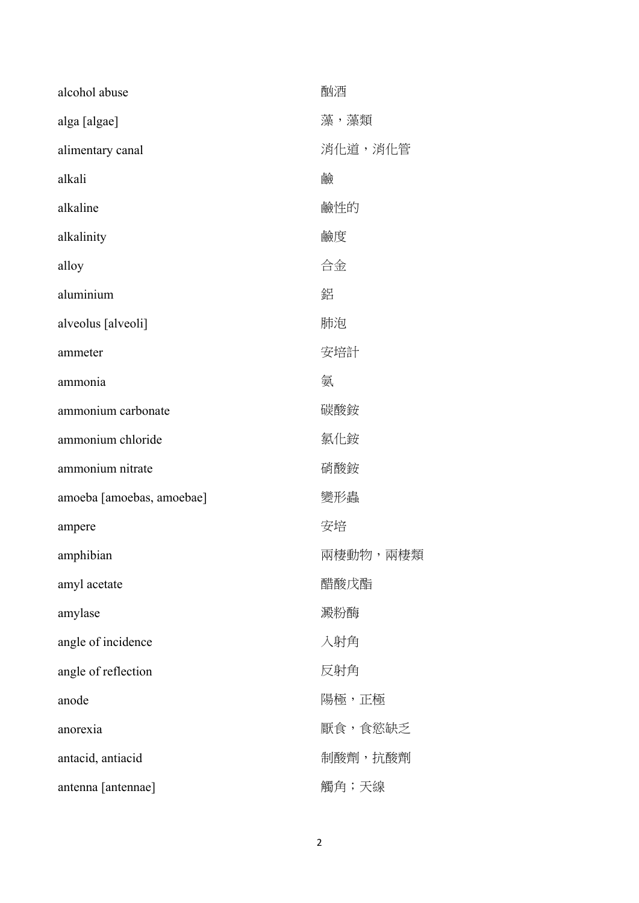| | |
|---|---|
| alcohol abuse | 酗酒 |
| alga [algae] | 藻，藻類 |
| alimentary canal | 消化道，消化管 |
| alkali | 鹼 |
| alkaline | 鹼性的 |
| alkalinity | 鹼度 |
| alloy | 合金 |
| aluminium | 鋁 |
| alveolus [alveoli] | 肺泡 |
| ammeter | 安培計 |
| ammonia | 氨 |
| ammonium carbonate | 碳酸銨 |
| ammonium chloride | 氯化銨 |
| ammonium nitrate | 硝酸銨 |
| amoeba [amoebas, amoebae] | 變形蟲 |
| ampere | 安培 |
| amphibian | 兩棲動物，兩棲類 |
| amyl acetate | 醋酸戊酯 |
| amylase | 澱粉酶 |
| angle of incidence | 入射角 |
| angle of reflection | 反射角 |
| anode | 陽極，正極 |
| anorexia | 厭食，食慾缺乏 |
| antacid, antiacid | 制酸劑，抗酸劑 |
| antenna [antennae] | 觸角；天線 |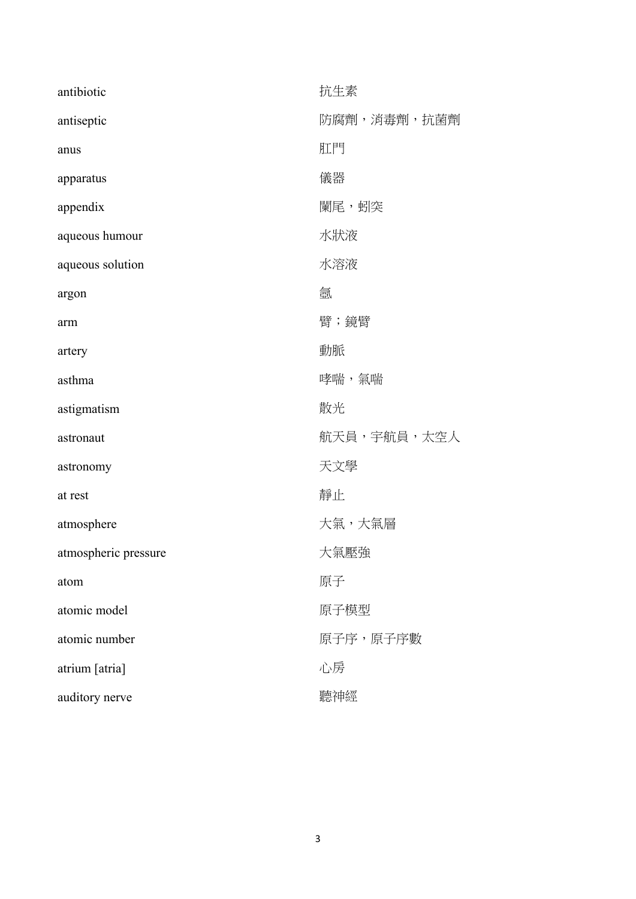| | |
|---|---|
| antibiotic | 抗生素 |
| antiseptic | 防腐劑，消毒劑，抗菌劑 |
| anus | 肛門 |
| apparatus | 儀器 |
| appendix | 闌尾，蚓突 |
| aqueous humour | 水狀液 |
| aqueous solution | 水溶液 |
| argon | 氬 |
| arm | 臂；鏡臂 |
| artery | 動脈 |
| asthma | 哮喘，氣喘 |
| astigmatism | 散光 |
| astronaut | 航天員，宇航員，太空人 |
| astronomy | 天文學 |
| at rest | 靜止 |
| atmosphere | 大氣，大氣層 |
| atmospheric pressure | 大氣壓強 |
| atom | 原子 |
| atomic model | 原子模型 |
| atomic number | 原子序，原子序數 |
| atrium [atria] | 心房 |
| auditory nerve | 聽神經 |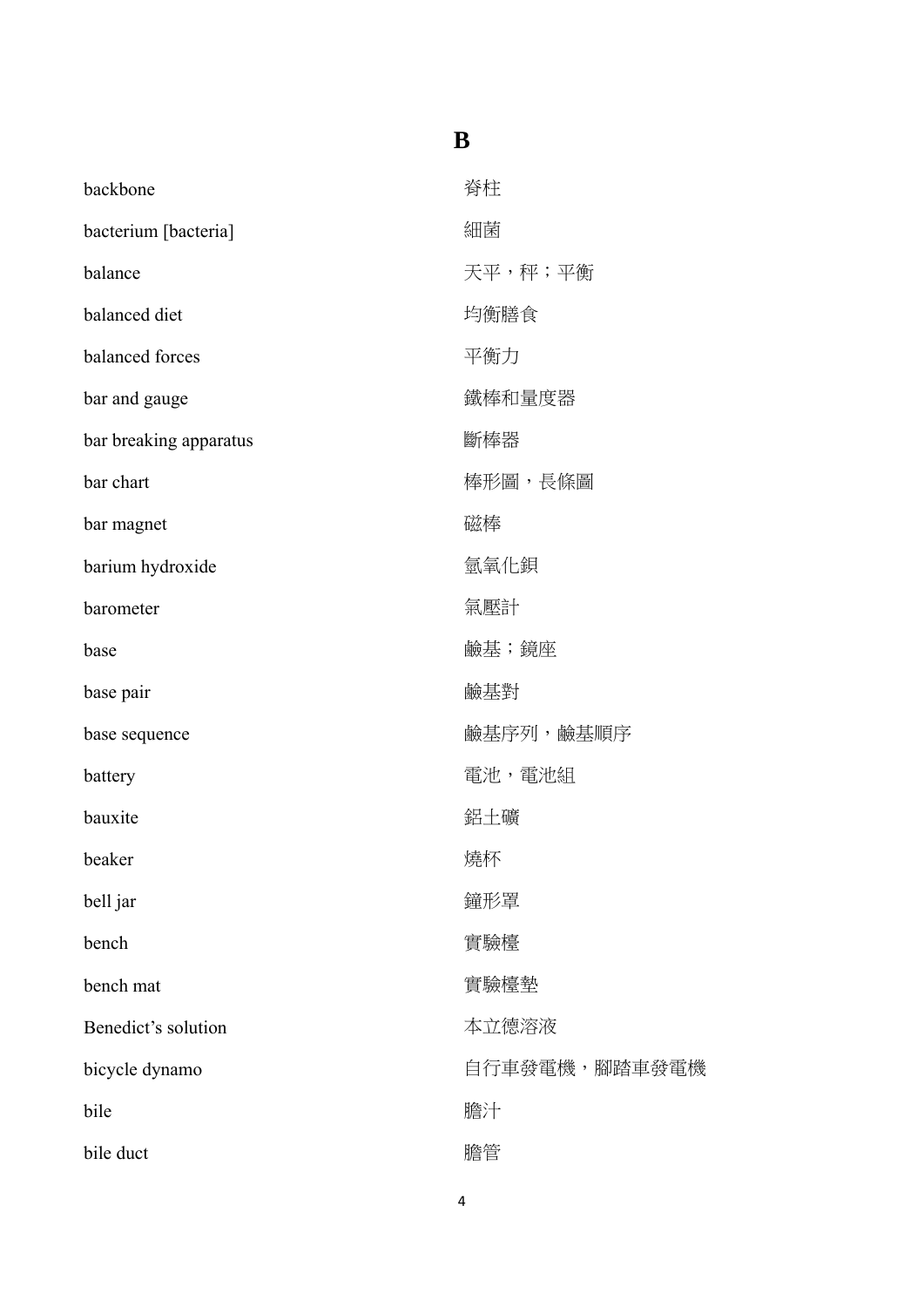# B

| | |
|---|---|
| backbone | 脊柱 |
| bacterium [bacteria] | 細菌 |
| balance | 天平，秤；平衡 |
| balanced diet | 均衡膳食 |
| balanced forces | 平衡力 |
| bar and gauge | 鐵棒和量度器 |
| bar breaking apparatus | 斷棒器 |
| bar chart | 棒形圖，長條圖 |
| bar magnet | 磁棒 |
| barium hydroxide | 氫氧化鋇 |
| barometer | 氣壓計 |
| base | 鹼基；鏡座 |
| base pair | 鹼基對 |
| base sequence | 鹼基序列，鹼基順序 |
| battery | 電池，電池組 |
| bauxite | 鋁土礦 |
| beaker | 燒杯 |
| bell jar | 鐘形罩 |
| bench | 實驗檯 |
| bench mat | 實驗檯墊 |
| Benedict’s solution | 本立德溶液 |
| bicycle dynamo | 自行車發電機，腳踏車發電機 |
| bile | 膽汁 |
| bile duct | 膽管 |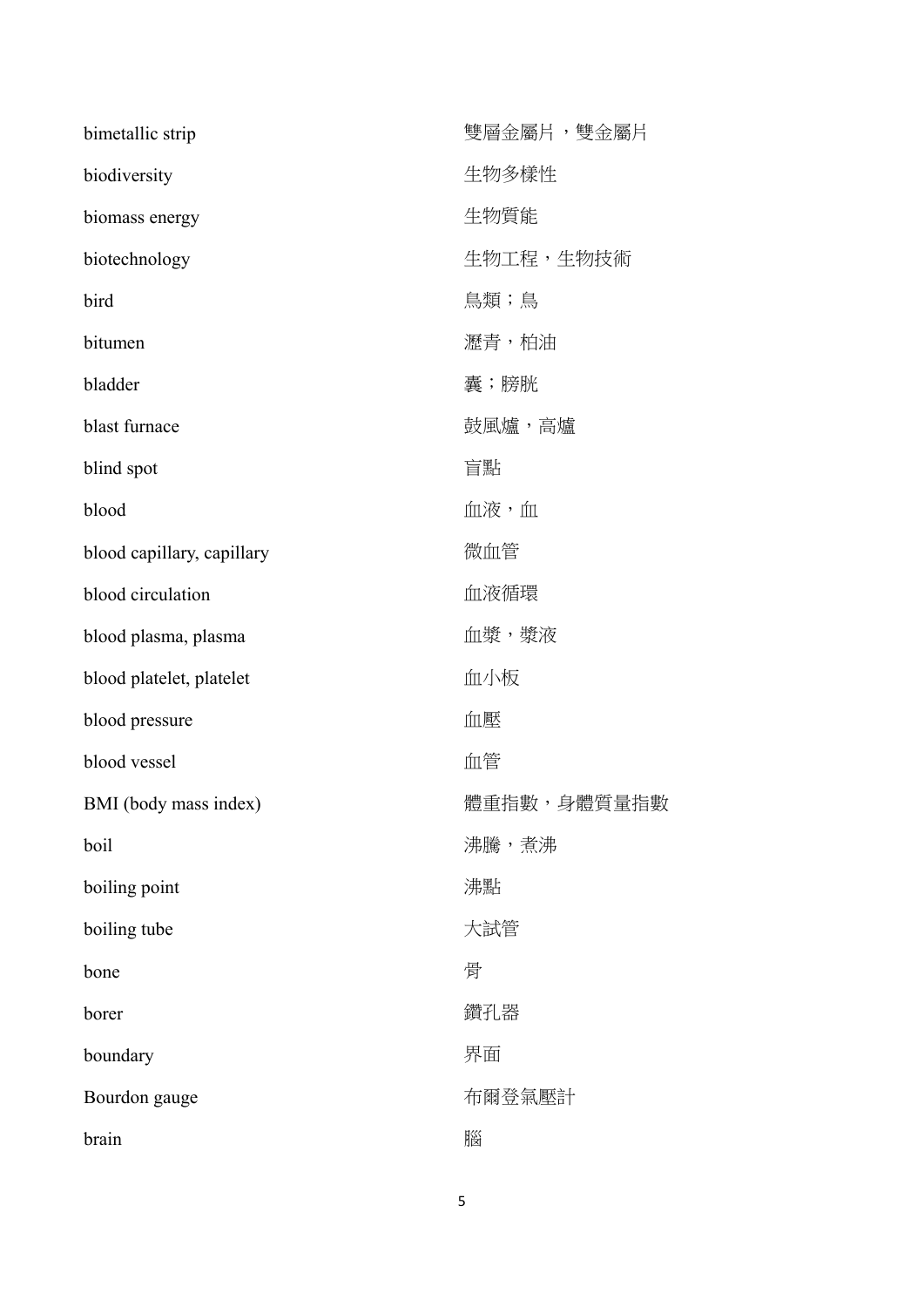| | |
|---|---|
| bimetallic strip | 雙層金屬片，雙金屬片 |
| biodiversity | 生物多樣性 |
| biomass energy | 生物質能 |
| biotechnology | 生物工程，生物技術 |
| bird | 鳥類；鳥 |
| bitumen | 瀝青，柏油 |
| bladder | 囊；膀胱 |
| blast furnace | 鼓風爐，高爐 |
| blind spot | 盲點 |
| blood | 血液，血 |
| blood capillary, capillary | 微血管 |
| blood circulation | 血液循環 |
| blood plasma, plasma | 血漿，漿液 |
| blood platelet, platelet | 血小板 |
| blood pressure | 血壓 |
| blood vessel | 血管 |
| BMI (body mass index) | 體重指數，身體質量指數 |
| boil | 沸騰，煮沸 |
| boiling point | 沸點 |
| boiling tube | 大試管 |
| bone | 骨 |
| borer | 鑽孔器 |
| boundary | 界面 |
| Bourdon gauge | 布爾登氣壓計 |
| brain | 腦 |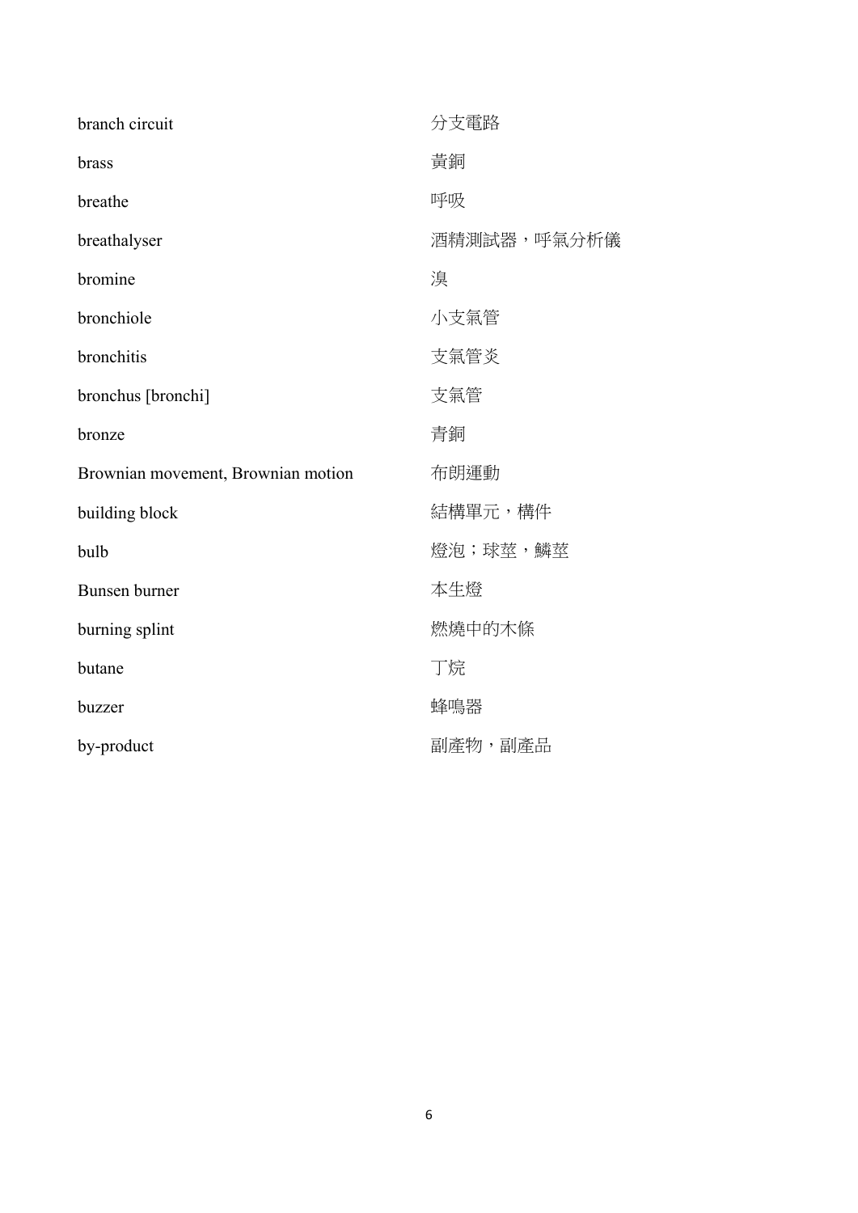| | |
|---|---|
| branch circuit | 分支電路 |
| brass | 黃銅 |
| breathe | 呼吸 |
| breathalyser | 酒精測試器，呼氣分析儀 |
| bromine | 溴 |
| bronchiole | 小支氣管 |
| bronchitis | 支氣管炎 |
| bronchus [bronchi] | 支氣管 |
| bronze | 青銅 |
| Brownian movement, Brownian motion | 布朗運動 |
| building block | 結構單元，構件 |
| bulb | 燈泡；球莖，鱗莖 |
| Bunsen burner | 本生燈 |
| burning splint | 燃燒中的木條 |
| butane | 丁烷 |
| buzzer | 蜂鳴器 |
| by-product | 副產物，副產品 |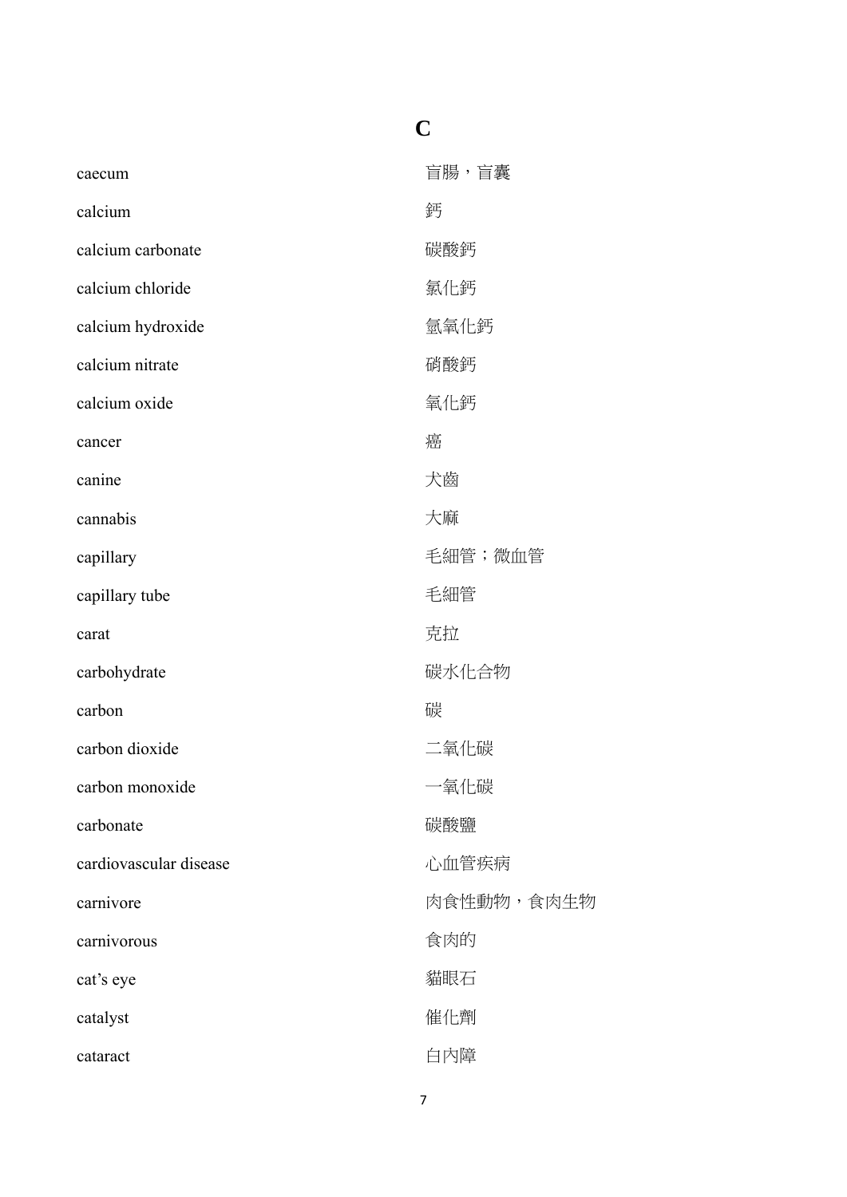# C

| | |
|---|---|
| caecum | 盲腸，盲囊 |
| calcium | 鈣 |
| calcium carbonate | 碳酸鈣 |
| calcium chloride | 氯化鈣 |
| calcium hydroxide | 氫氧化鈣 |
| calcium nitrate | 硝酸鈣 |
| calcium oxide | 氧化鈣 |
| cancer | 癌 |
| canine | 犬齒 |
| cannabis | 大麻 |
| capillary | 毛細管；微血管 |
| capillary tube | 毛細管 |
| carat | 克拉 |
| carbohydrate | 碳水化合物 |
| carbon | 碳 |
| carbon dioxide | 二氧化碳 |
| carbon monoxide | 一氧化碳 |
| carbonate | 碳酸鹽 |
| cardiovascular disease | 心血管疾病 |
| carnivore | 肉食性動物，食肉生物 |
| carnivorous | 食肉的 |
| cat's eye | 貓眼石 |
| catalyst | 催化劑 |
| cataract | 白內障 |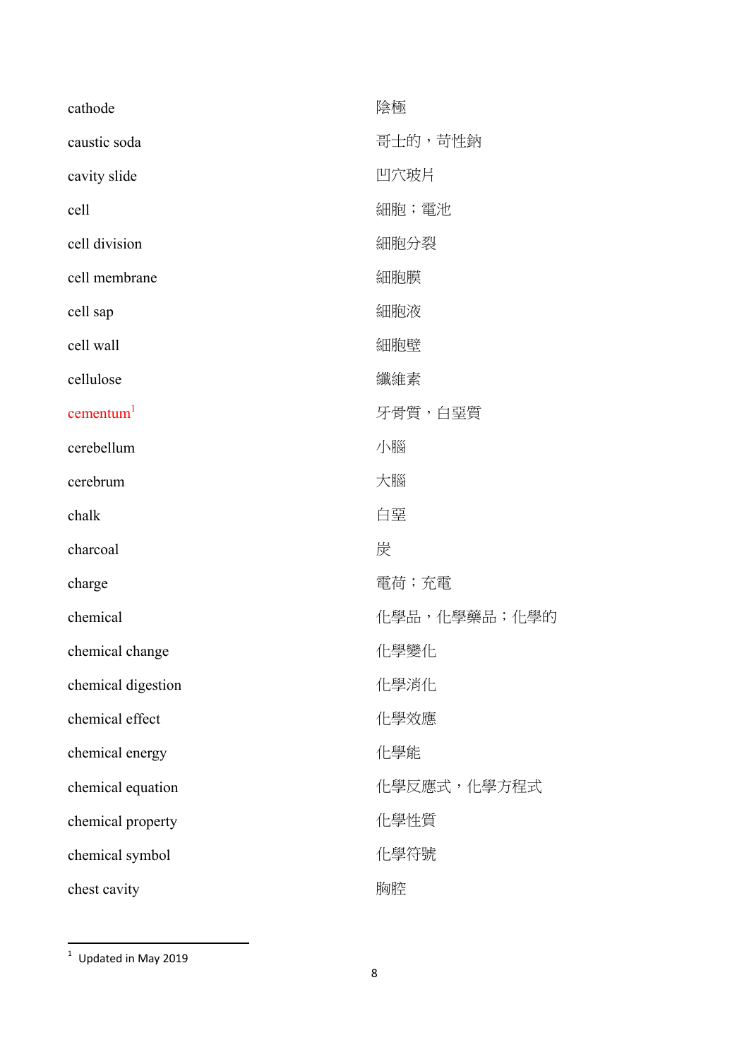| | |
|---|---|
| cathode | 陰極 |
| caustic soda | 哥士的，苛性鈉 |
| cavity slide | 凹穴玻片 |
| cell | 細胞；電池 |
| cell division | 細胞分裂 |
| cell membrane | 細胞膜 |
| cell sap | 細胞液 |
| cell wall | 細胞壁 |
| cellulose | 纖維素 |
| cementum[1] | 牙骨質，白堊質 |
| cerebellum | 小腦 |
| cerebrum | 大腦 |
| chalk | 白堊 |
| charcoal | 炭 |
| charge | 電荷；充電 |
| chemical | 化學品，化學藥品；化學的 |
| chemical change | 化學變化 |
| chemical digestion | 化學消化 |
| chemical effect | 化學效應 |
| chemical energy | 化學能 |
| chemical equation | 化學反應式，化學方程式 |
| chemical property | 化學性質 |
| chemical symbol | 化學符號 |
| chest cavity | 胸腔 |

[1] Updated in May 2019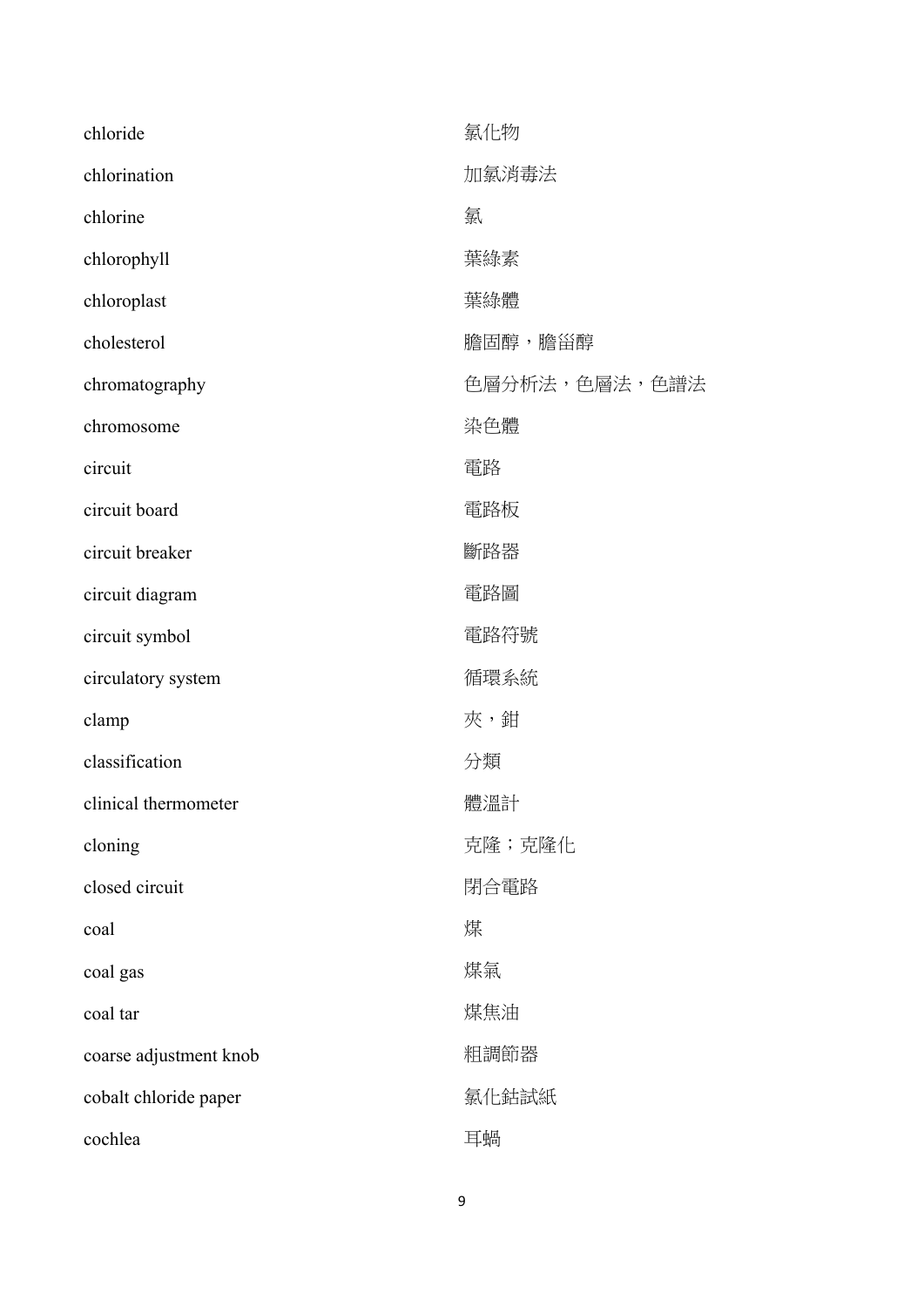| | |
|---|---|
| chloride | 氯化物 |
| chlorination | 加氯消毒法 |
| chlorine | 氯 |
| chlorophyll | 葉綠素 |
| chloroplast | 葉綠體 |
| cholesterol | 膽固醇，膽甾醇 |
| chromatography | 色層分析法，色層法，色譜法 |
| chromosome | 染色體 |
| circuit | 電路 |
| circuit board | 電路板 |
| circuit breaker | 斷路器 |
| circuit diagram | 電路圖 |
| circuit symbol | 電路符號 |
| circulatory system | 循環系統 |
| clamp | 夾，鉗 |
| classification | 分類 |
| clinical thermometer | 體溫計 |
| cloning | 克隆；克隆化 |
| closed circuit | 閉合電路 |
| coal | 煤 |
| coal gas | 煤氣 |
| coal tar | 煤焦油 |
| coarse adjustment knob | 粗調節器 |
| cobalt chloride paper | 氯化鈷試紙 |
| cochlea | 耳蝸 |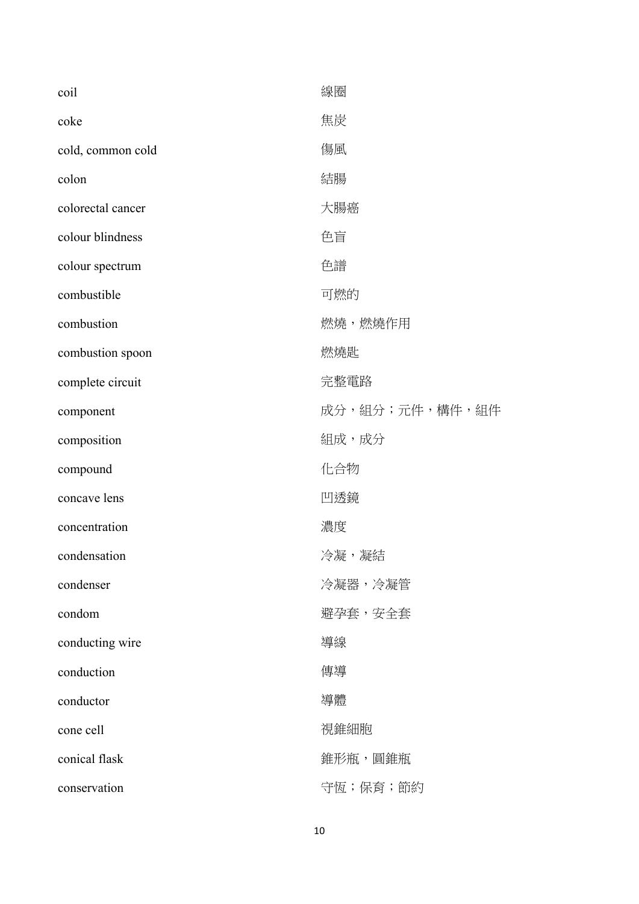| | |
|---|---|
| coil | 線圈 |
| coke | 焦炭 |
| cold, common cold | 傷風 |
| colon | 結腸 |
| colorectal cancer | 大腸癌 |
| colour blindness | 色盲 |
| colour spectrum | 色譜 |
| combustible | 可燃的 |
| combustion | 燃燒，燃燒作用 |
| combustion spoon | 燃燒匙 |
| complete circuit | 完整電路 |
| component | 成分，組分；元件，構件，組件 |
| composition | 組成，成分 |
| compound | 化合物 |
| concave lens | 凹透鏡 |
| concentration | 濃度 |
| condensation | 冷凝，凝結 |
| condenser | 冷凝器，冷凝管 |
| condom | 避孕套，安全套 |
| conducting wire | 導線 |
| conduction | 傳導 |
| conductor | 導體 |
| cone cell | 視錐細胞 |
| conical flask | 錐形瓶，圓錐瓶 |
| conservation | 守恆；保育；節約 |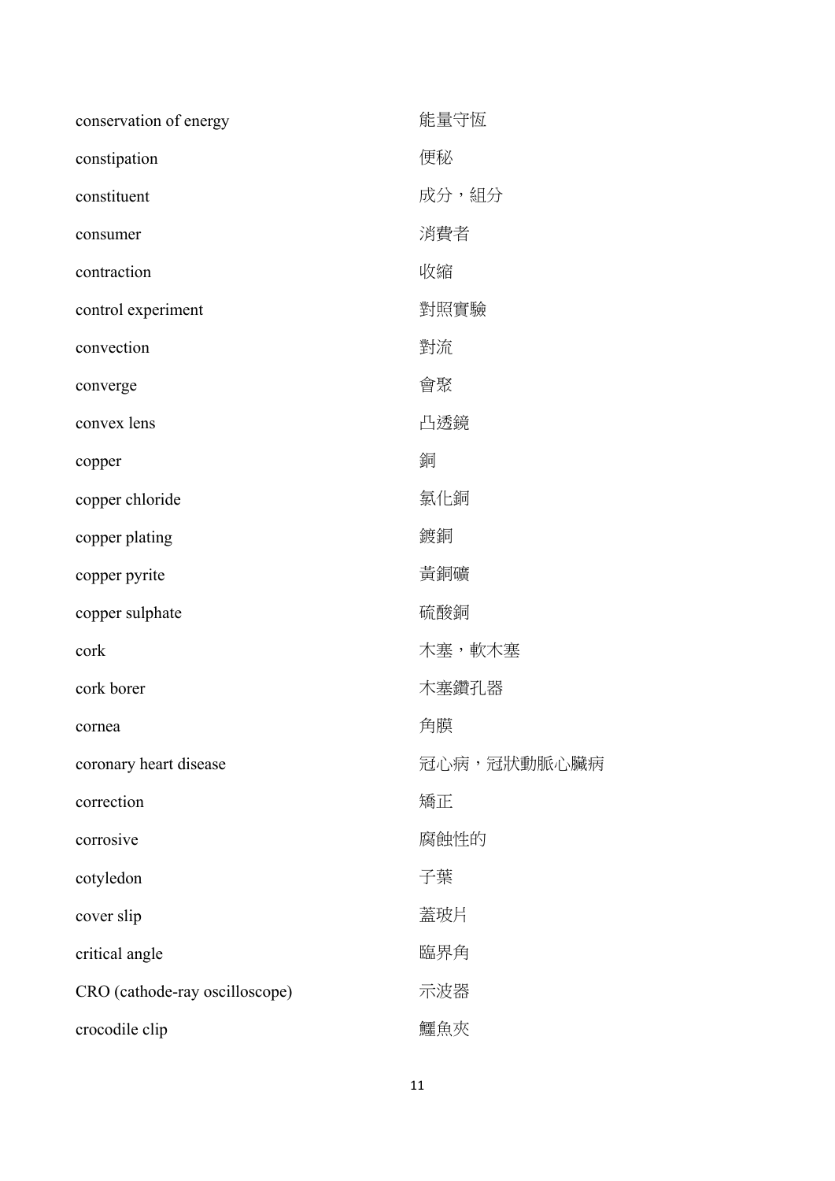| | |
|---|---|
| conservation of energy | 能量守恆 |
| constipation | 便秘 |
| constituent | 成分，組分 |
| consumer | 消費者 |
| contraction | 收縮 |
| control experiment | 對照實驗 |
| convection | 對流 |
| converge | 會聚 |
| convex lens | 凸透鏡 |
| copper | 銅 |
| copper chloride | 氯化銅 |
| copper plating | 鍍銅 |
| copper pyrite | 黃銅礦 |
| copper sulphate | 硫酸銅 |
| cork | 木塞，軟木塞 |
| cork borer | 木塞鑽孔器 |
| cornea | 角膜 |
| coronary heart disease | 冠心病，冠狀動脈心臟病 |
| correction | 矯正 |
| corrosive | 腐蝕性的 |
| cotyledon | 子葉 |
| cover slip | 蓋玻片 |
| critical angle | 臨界角 |
| CRO (cathode-ray oscilloscope) | 示波器 |
| crocodile clip | 鱷魚夾 |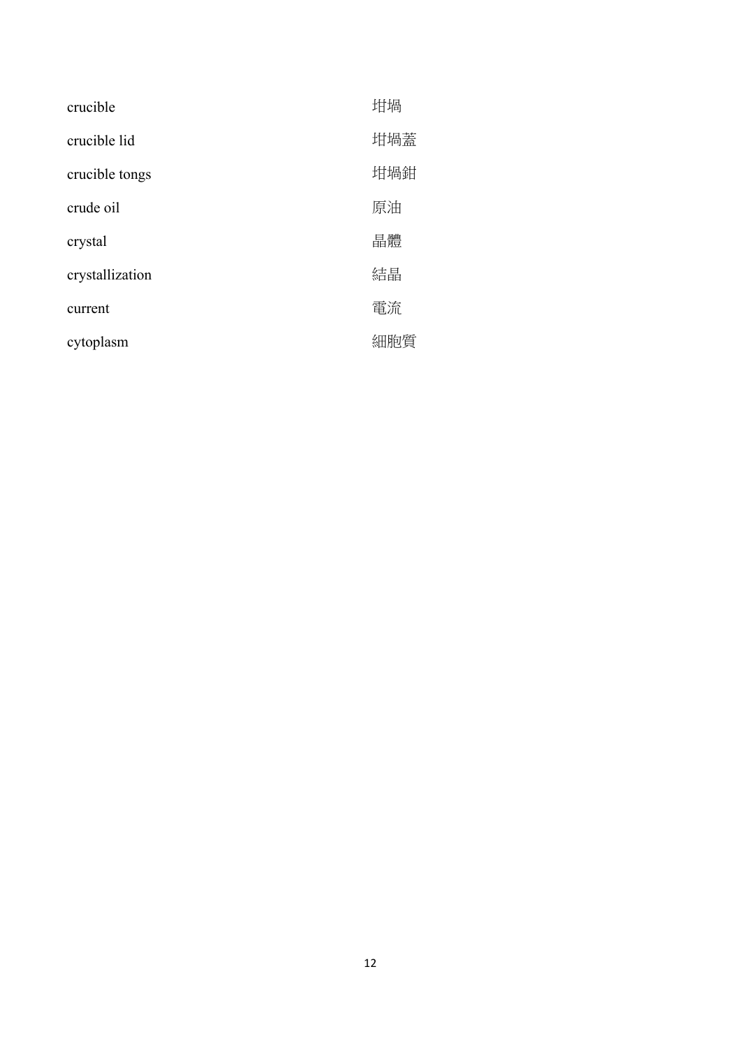| | |
|---|---|
| crucible | 坩堝 |
| crucible lid | 坩堝蓋 |
| crucible tongs | 坩堝鉗 |
| crude oil | 原油 |
| crystal | 晶體 |
| crystallization | 結晶 |
| current | 電流 |
| cytoplasm | 細胞質 |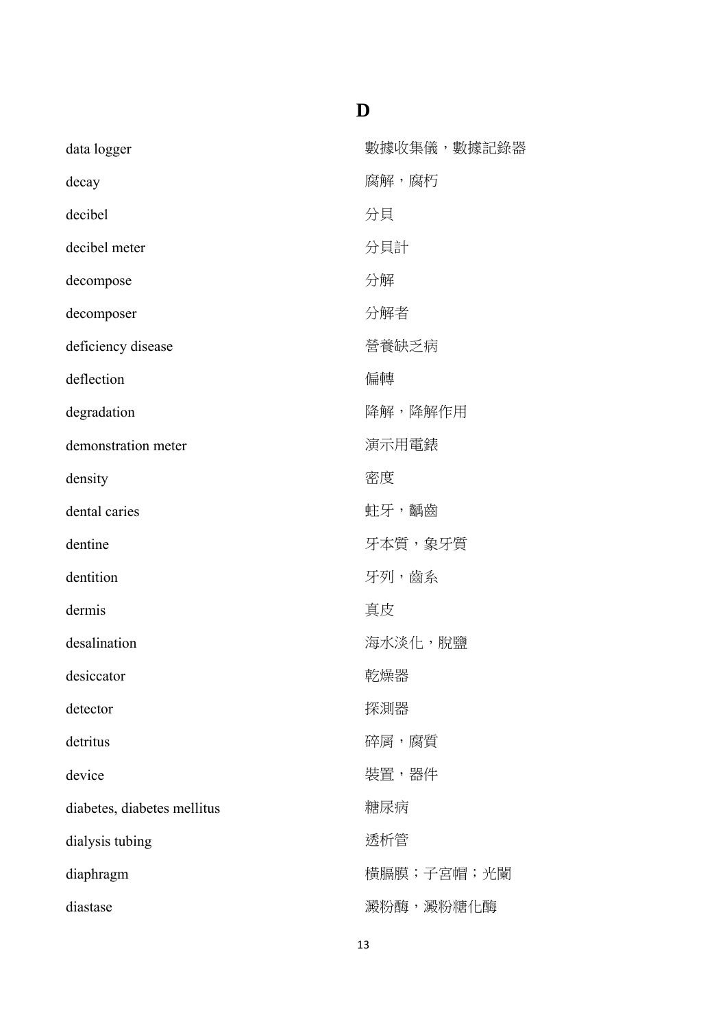## D

| | |
|---|---|
| data logger | 數據收集儀，數據記錄器 |
| decay | 腐解，腐朽 |
| decibel | 分貝 |
| decibel meter | 分貝計 |
| decompose | 分解 |
| decomposer | 分解者 |
| deficiency disease | 營養缺乏病 |
| deflection | 偏轉 |
| degradation | 降解，降解作用 |
| demonstration meter | 演示用電錶 |
| density | 密度 |
| dental caries | 蛀牙，齲齒 |
| dentine | 牙本質，象牙質 |
| dentition | 牙列，齒系 |
| dermis | 真皮 |
| desalination | 海水淡化，脫鹽 |
| desiccator | 乾燥器 |
| detector | 探測器 |
| detritus | 碎屑，腐質 |
| device | 裝置，器件 |
| diabetes, diabetes mellitus | 糖尿病 |
| dialysis tubing | 透析管 |
| diaphragm | 橫膈膜；子宮帽；光闌 |
| diastase | 澱粉酶，澱粉糖化酶 |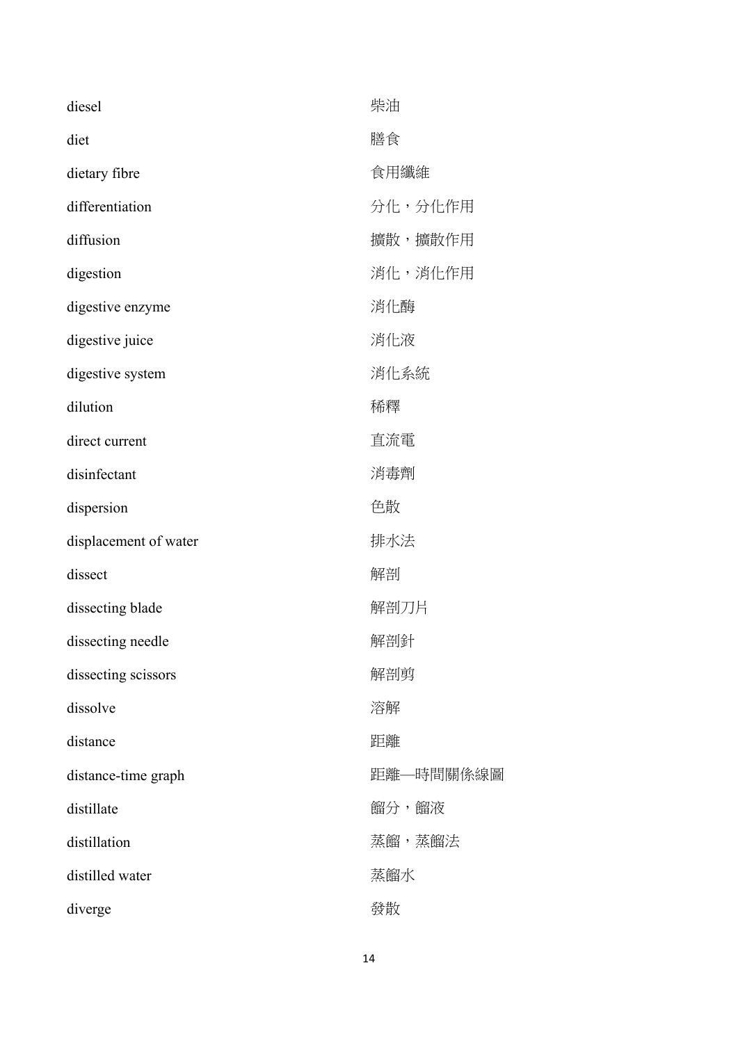| | |
|---|---|
| diesel | 柴油 |
| diet | 膳食 |
| dietary fibre | 食用纖維 |
| differentiation | 分化，分化作用 |
| diffusion | 擴散，擴散作用 |
| digestion | 消化，消化作用 |
| digestive enzyme | 消化酶 |
| digestive juice | 消化液 |
| digestive system | 消化系統 |
| dilution | 稀釋 |
| direct current | 直流電 |
| disinfectant | 消毒劑 |
| dispersion | 色散 |
| displacement of water | 排水法 |
| dissect | 解剖 |
| dissecting blade | 解剖刀片 |
| dissecting needle | 解剖針 |
| dissecting scissors | 解剖剪 |
| dissolve | 溶解 |
| distance | 距離 |
| distance-time graph | 距離—時間關係線圖 |
| distillate | 餾分，餾液 |
| distillation | 蒸餾，蒸餾法 |
| distilled water | 蒸餾水 |
| diverge | 發散 |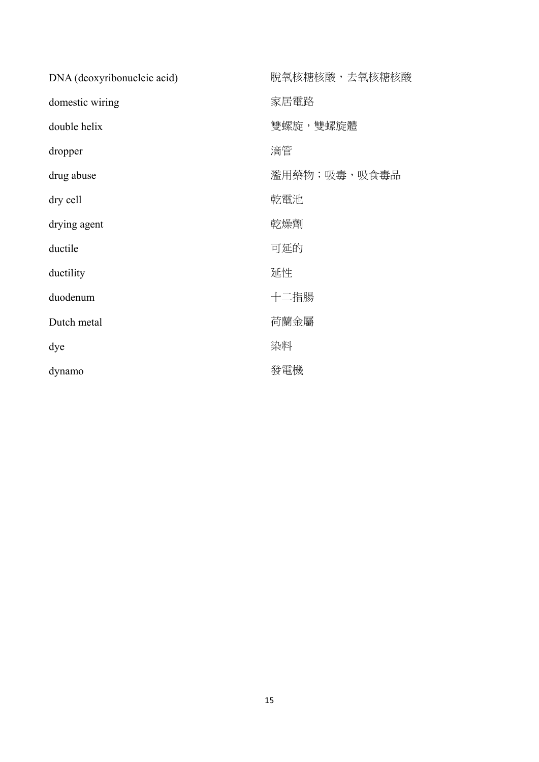| | |
|---|---|
| DNA (deoxyribonucleic acid) | 脫氧核糖核酸，去氧核糖核酸 |
| domestic wiring | 家居電路 |
| double helix | 雙螺旋，雙螺旋體 |
| dropper | 滴管 |
| drug abuse | 濫用藥物；吸毒，吸食毒品 |
| dry cell | 乾電池 |
| drying agent | 乾燥劑 |
| ductile | 可延的 |
| ductility | 延性 |
| duodenum | 十二指腸 |
| Dutch metal | 荷蘭金屬 |
| dye | 染料 |
| dynamo | 發電機 |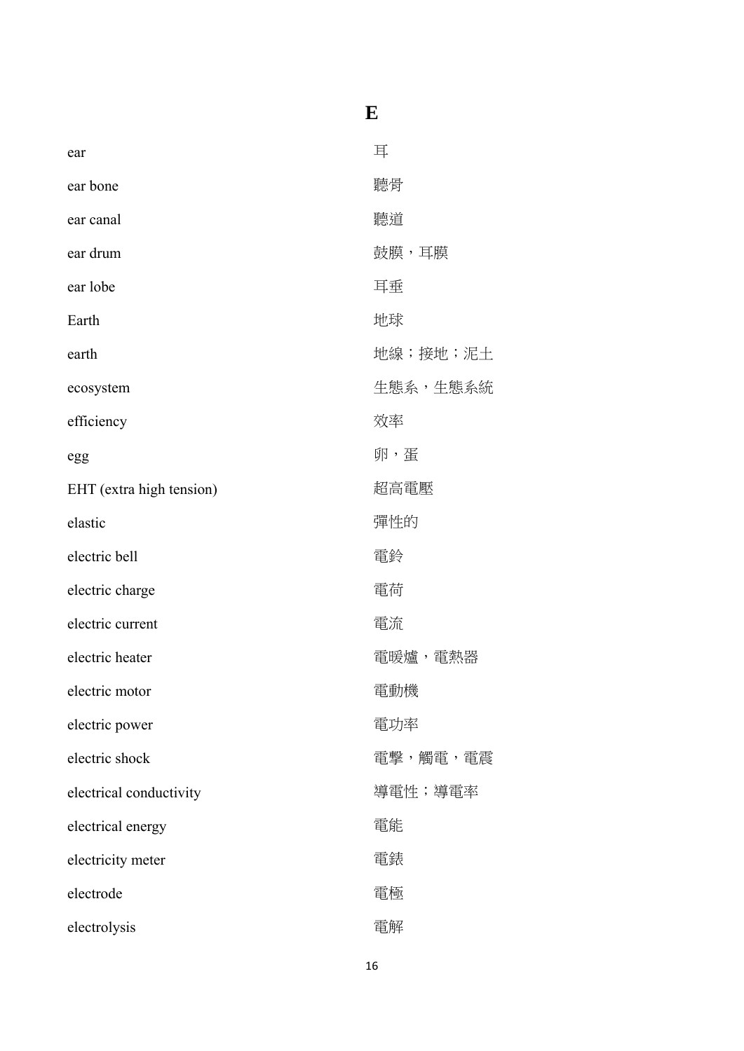# E

| | |
|---|---|
| ear | 耳 |
| ear bone | 聽骨 |
| ear canal | 聽道 |
| ear drum | 鼓膜，耳膜 |
| ear lobe | 耳垂 |
| Earth | 地球 |
| earth | 地線；接地；泥土 |
| ecosystem | 生態系，生態系統 |
| efficiency | 效率 |
| egg | 卵，蛋 |
| EHT (extra high tension) | 超高電壓 |
| elastic | 彈性的 |
| electric bell | 電鈴 |
| electric charge | 電荷 |
| electric current | 電流 |
| electric heater | 電暖爐，電熱器 |
| electric motor | 電動機 |
| electric power | 電功率 |
| electric shock | 電擊，觸電，電震 |
| electrical conductivity | 導電性；導電率 |
| electrical energy | 電能 |
| electricity meter | 電錶 |
| electrode | 電極 |
| electrolysis | 電解 |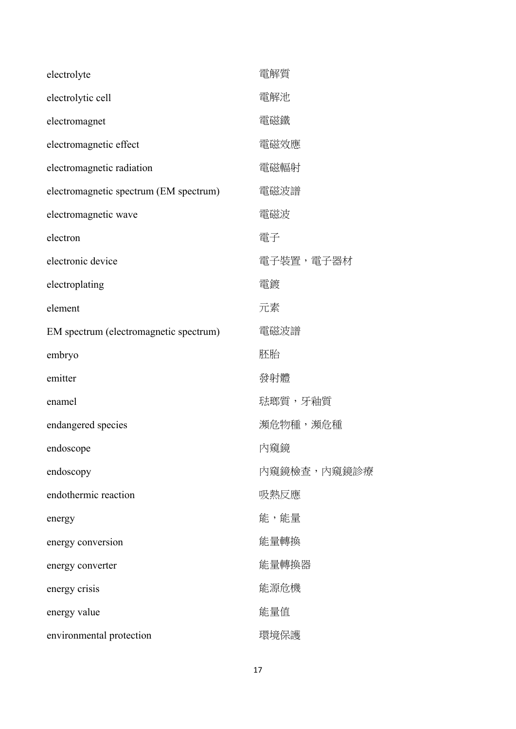| | |
|---|---|
| electrolyte | 電解質 |
| electrolytic cell | 電解池 |
| electromagnet | 電磁鐵 |
| electromagnetic effect | 電磁效應 |
| electromagnetic radiation | 電磁輻射 |
| electromagnetic spectrum (EM spectrum) | 電磁波譜 |
| electromagnetic wave | 電磁波 |
| electron | 電子 |
| electronic device | 電子裝置，電子器材 |
| electroplating | 電鍍 |
| element | 元素 |
| EM spectrum (electromagnetic spectrum) | 電磁波譜 |
| embryo | 胚胎 |
| emitter | 發射體 |
| enamel | 琺瑯質，牙釉質 |
| endangered species | 瀕危物種，瀕危種 |
| endoscope | 內窺鏡 |
| endoscopy | 內窺鏡檢查，內窺鏡診療 |
| endothermic reaction | 吸熱反應 |
| energy | 能，能量 |
| energy conversion | 能量轉換 |
| energy converter | 能量轉換器 |
| energy crisis | 能源危機 |
| energy value | 能量值 |
| environmental protection | 環境保護 |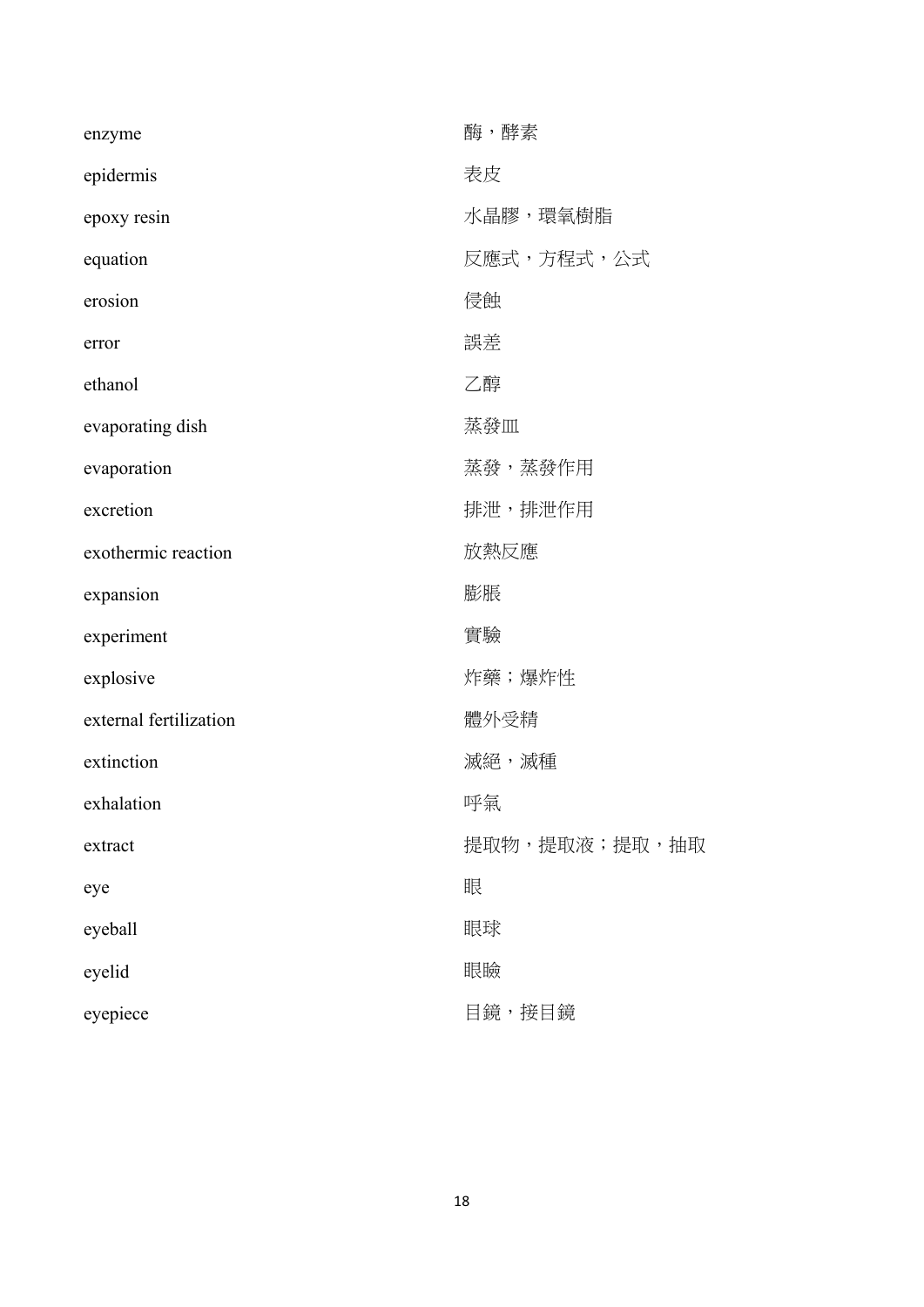| | |
|---|---|
| enzyme | 酶，酵素 |
| epidermis | 表皮 |
| epoxy resin | 水晶膠，環氧樹脂 |
| equation | 反應式，方程式，公式 |
| erosion | 侵蝕 |
| error | 誤差 |
| ethanol | 乙醇 |
| evaporating dish | 蒸發皿 |
| evaporation | 蒸發，蒸發作用 |
| excretion | 排泄，排泄作用 |
| exothermic reaction | 放熱反應 |
| expansion | 膨脹 |
| experiment | 實驗 |
| explosive | 炸藥；爆炸性 |
| external fertilization | 體外受精 |
| extinction | 滅絕，滅種 |
| exhalation | 呼氣 |
| extract | 提取物，提取液；提取，抽取 |
| eye | 眼 |
| eyeball | 眼球 |
| eyelid | 眼瞼 |
| eyepiece | 目鏡，接目鏡 |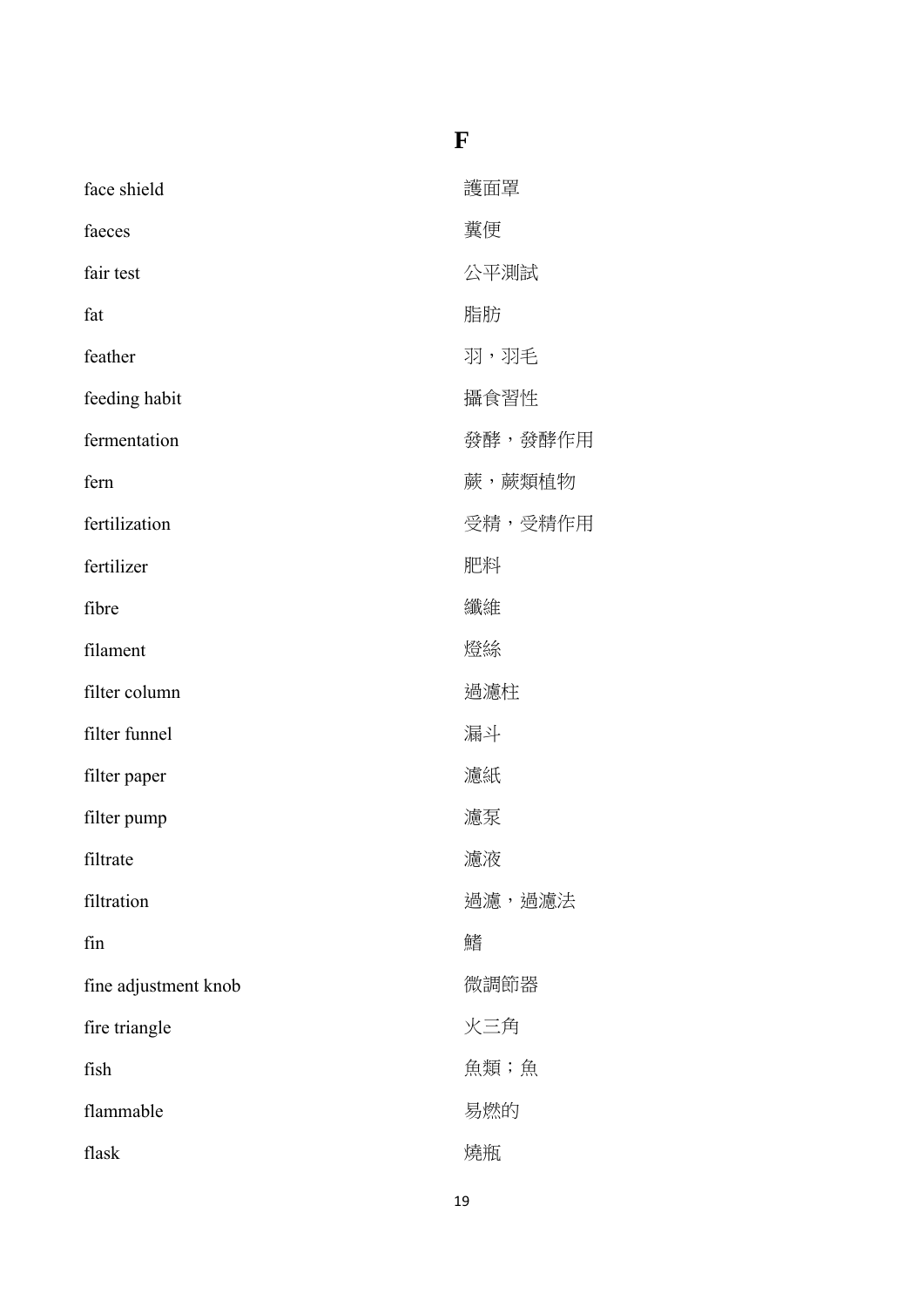# F

| | |
|---|---|
| face shield | 護面罩 |
| faeces | 糞便 |
| fair test | 公平測試 |
| fat | 脂肪 |
| feather | 羽，羽毛 |
| feeding habit | 攝食習性 |
| fermentation | 發酵，發酵作用 |
| fern | 蕨，蕨類植物 |
| fertilization | 受精，受精作用 |
| fertilizer | 肥料 |
| fibre | 纖維 |
| filament | 燈絲 |
| filter column | 過濾柱 |
| filter funnel | 漏斗 |
| filter paper | 濾紙 |
| filter pump | 濾泵 |
| filtrate | 濾液 |
| filtration | 過濾，過濾法 |
| fin | 鰭 |
| fine adjustment knob | 微調節器 |
| fire triangle | 火三角 |
| fish | 魚類；魚 |
| flammable | 易燃的 |
| flask | 燒瓶 |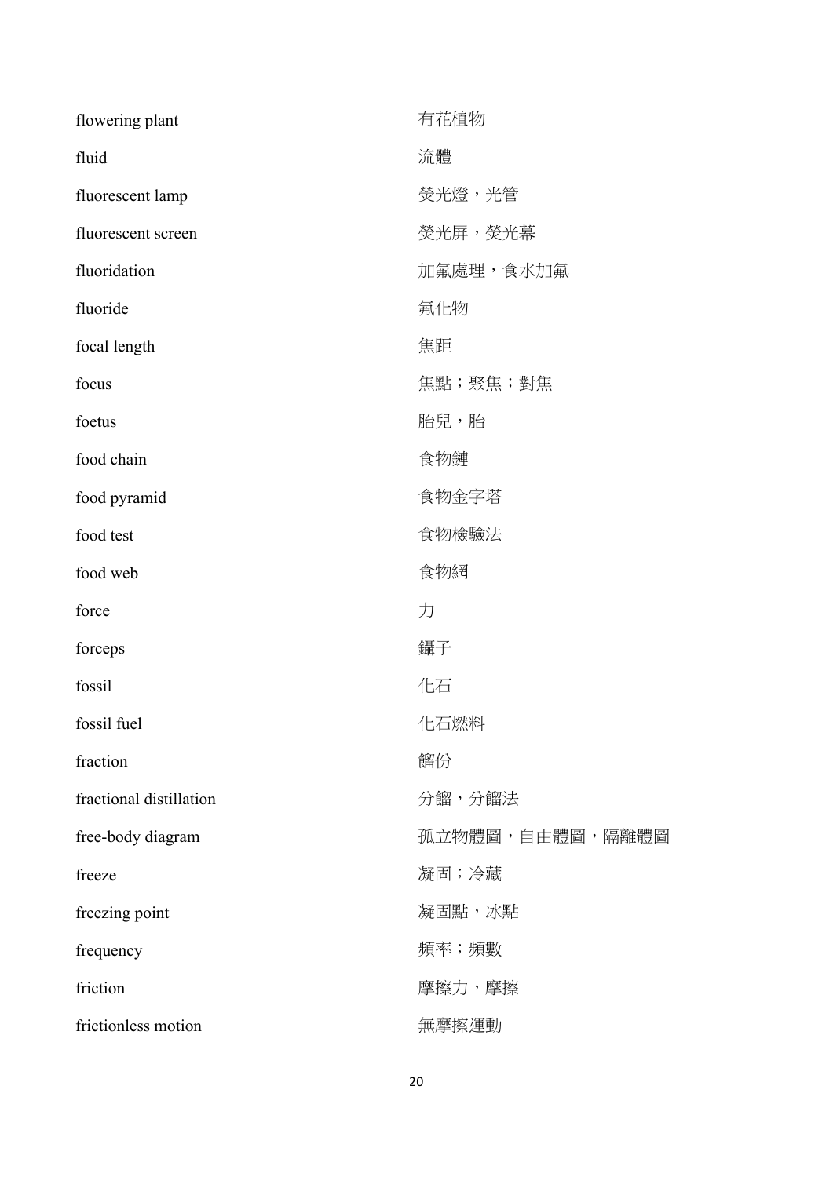| | |
|---|---|
| flowering plant | 有花植物 |
| fluid | 流體 |
| fluorescent lamp | 熒光燈，光管 |
| fluorescent screen | 熒光屏，熒光幕 |
| fluoridation | 加氟處理，食水加氟 |
| fluoride | 氟化物 |
| focal length | 焦距 |
| focus | 焦點；聚焦；對焦 |
| foetus | 胎兒，胎 |
| food chain | 食物鏈 |
| food pyramid | 食物金字塔 |
| food test | 食物檢驗法 |
| food web | 食物網 |
| force | 力 |
| forceps | 鑷子 |
| fossil | 化石 |
| fossil fuel | 化石燃料 |
| fraction | 餾份 |
| fractional distillation | 分餾，分餾法 |
| free-body diagram | 孤立物體圖，自由體圖，隔離體圖 |
| freeze | 凝固；冷藏 |
| freezing point | 凝固點，冰點 |
| frequency | 頻率；頻數 |
| friction | 摩擦力，摩擦 |
| frictionless motion | 無摩擦運動 |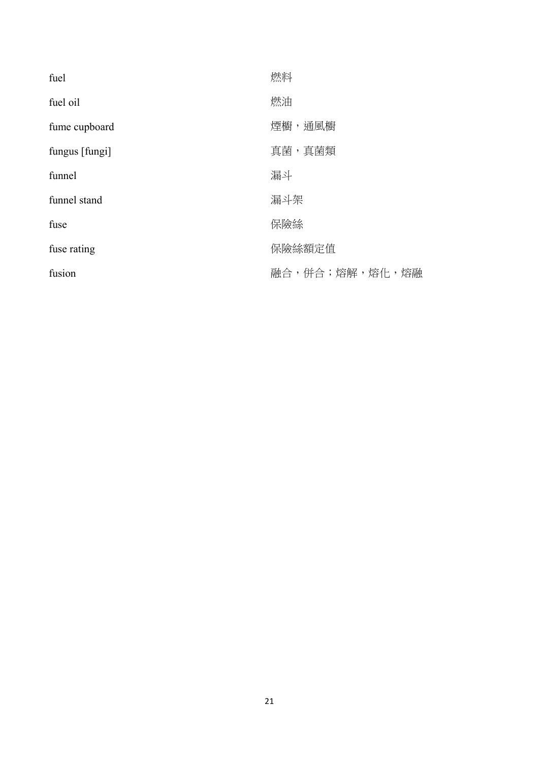| | |
|---|---|
| fuel | 燃料 |
| fuel oil | 燃油 |
| fume cupboard | 煙櫥，通風櫥 |
| fungus [fungi] | 真菌，真菌類 |
| funnel | 漏斗 |
| funnel stand | 漏斗架 |
| fuse | 保險絲 |
| fuse rating | 保險絲額定值 |
| fusion | 融合，併合；熔解，熔化，熔融 |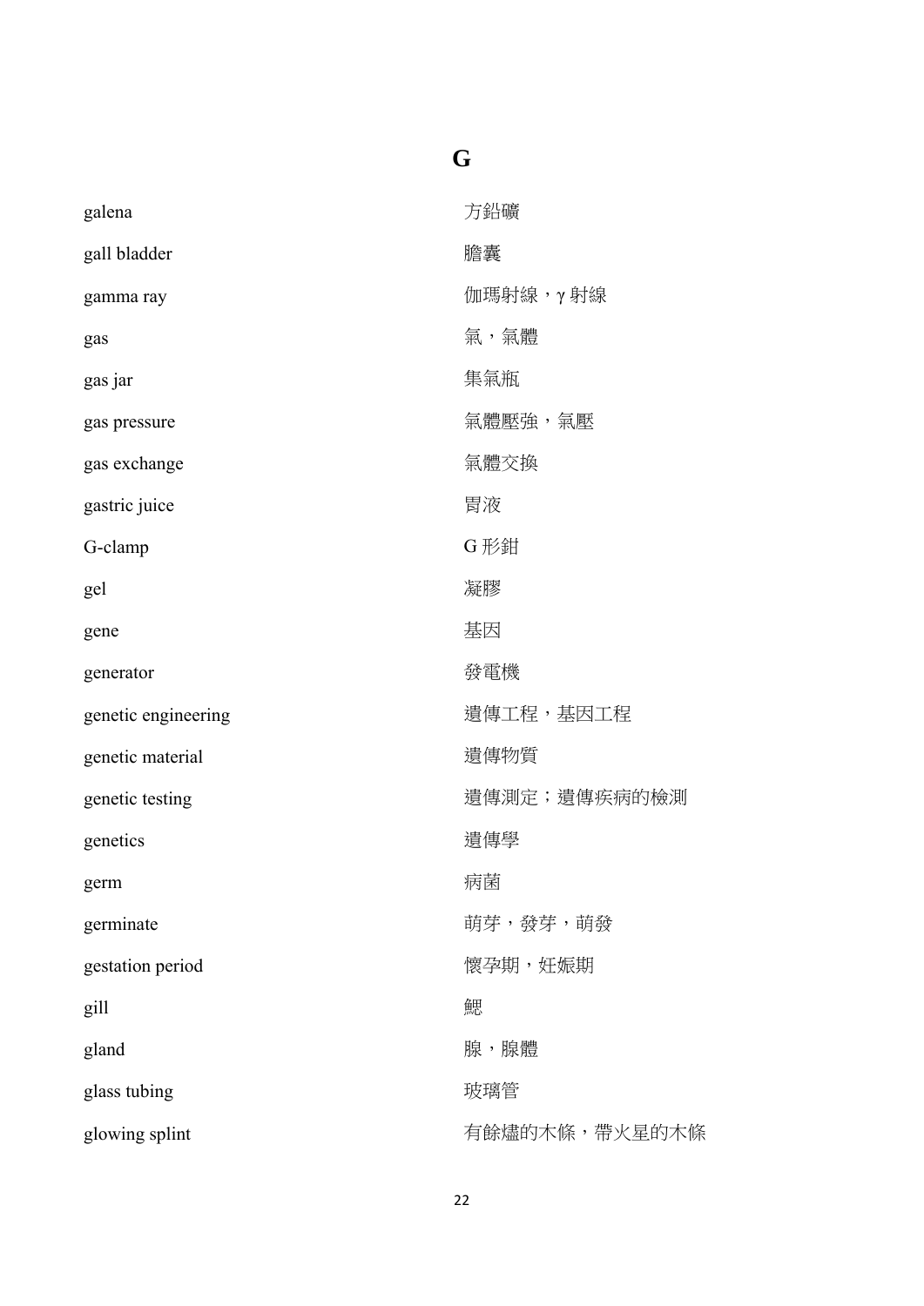# G

| | |
|---|---|
| galena | 方鉛礦 |
| gall bladder | 膽囊 |
| gamma ray | 伽瑪射線，γ 射線 |
| gas | 氣，氣體 |
| gas jar | 集氣瓶 |
| gas pressure | 氣體壓強，氣壓 |
| gas exchange | 氣體交換 |
| gastric juice | 胃液 |
| G-clamp | G 形鉗 |
| gel | 凝膠 |
| gene | 基因 |
| generator | 發電機 |
| genetic engineering | 遺傳工程，基因工程 |
| genetic material | 遺傳物質 |
| genetic testing | 遺傳測定；遺傳疾病的檢測 |
| genetics | 遺傳學 |
| germ | 病菌 |
| germinate | 萌芽，發芽，萌發 |
| gestation period | 懷孕期，妊娠期 |
| gill | 鰓 |
| gland | 腺，腺體 |
| glass tubing | 玻璃管 |
| glowing splint | 有餘燼的木條，帶火星的木條 |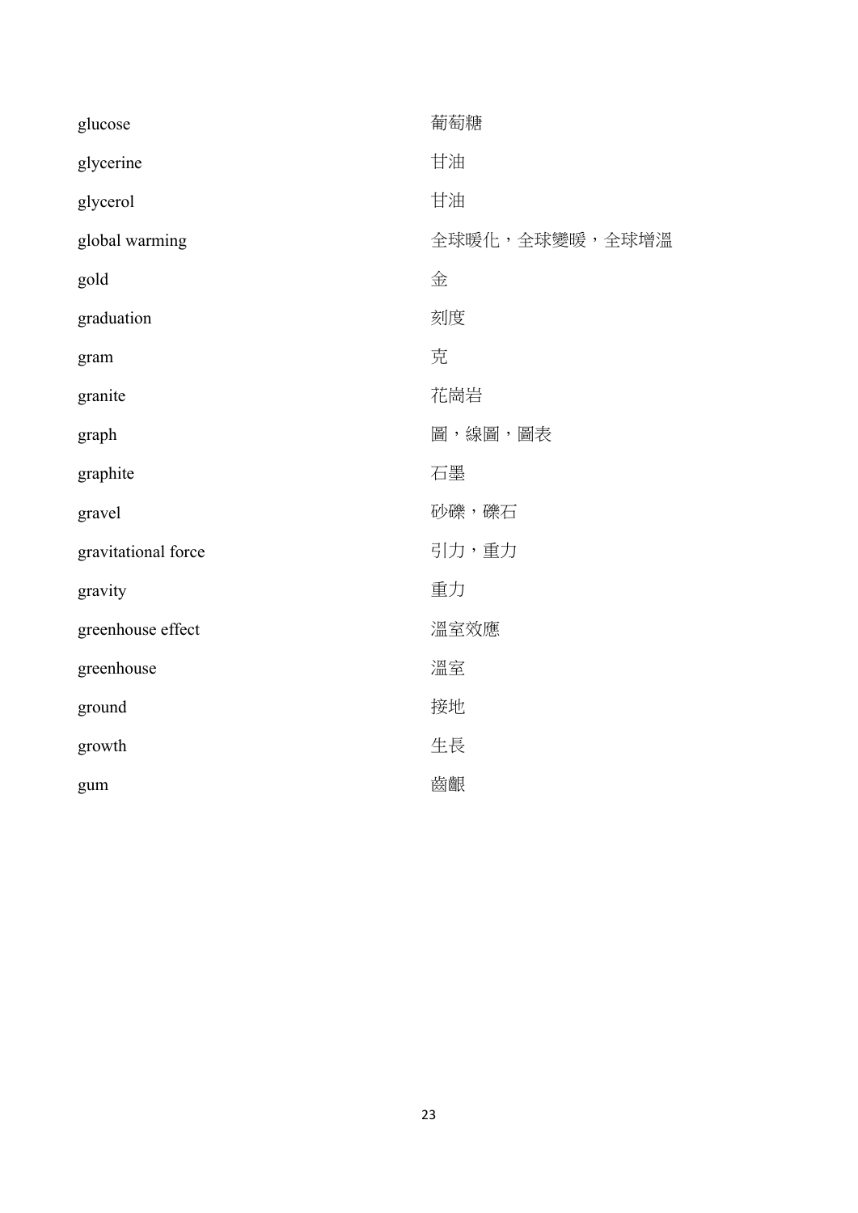| | |
|---|---|
| glucose | 葡萄糖 |
| glycerine | 甘油 |
| glycerol | 甘油 |
| global warming | 全球暖化，全球變暖，全球增溫 |
| gold | 金 |
| graduation | 刻度 |
| gram | 克 |
| granite | 花崗岩 |
| graph | 圖，線圖，圖表 |
| graphite | 石墨 |
| gravel | 砂礫，礫石 |
| gravitational force | 引力，重力 |
| gravity | 重力 |
| greenhouse effect | 溫室效應 |
| greenhouse | 溫室 |
| ground | 接地 |
| growth | 生長 |
| gum | 齒齦 |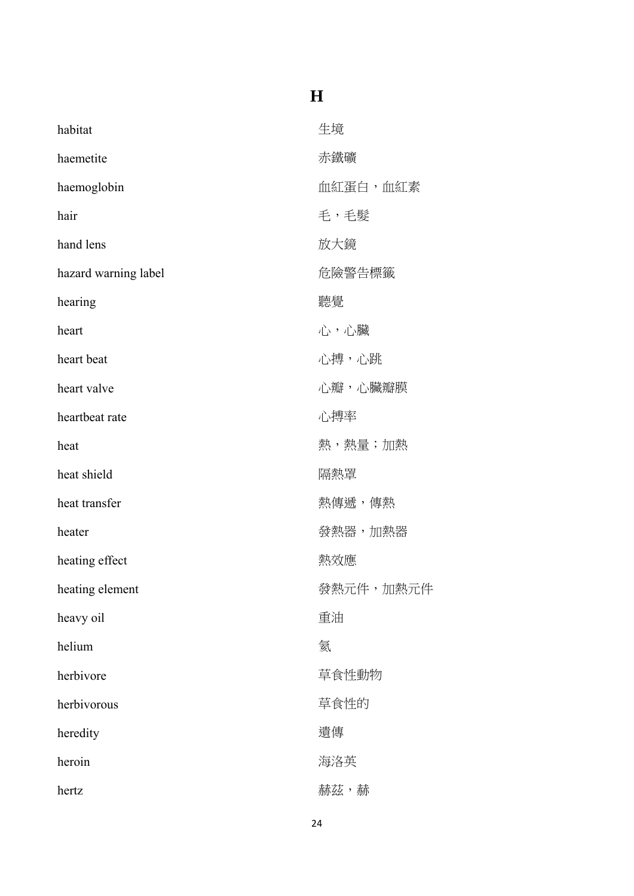# H

| | |
|---|---|
| habitat | 生境 |
| haemetite | 赤鐵礦 |
| haemoglobin | 血紅蛋白，血紅素 |
| hair | 毛，毛髮 |
| hand lens | 放大鏡 |
| hazard warning label | 危險警告標籤 |
| hearing | 聽覺 |
| heart | 心，心臟 |
| heart beat | 心搏，心跳 |
| heart valve | 心瓣，心臟瓣膜 |
| heartbeat rate | 心搏率 |
| heat | 熱，熱量；加熱 |
| heat shield | 隔熱罩 |
| heat transfer | 熱傳遞，傳熱 |
| heater | 發熱器，加熱器 |
| heating effect | 熱效應 |
| heating element | 發熱元件，加熱元件 |
| heavy oil | 重油 |
| helium | 氦 |
| herbivore | 草食性動物 |
| herbivorous | 草食性的 |
| heredity | 遺傳 |
| heroin | 海洛英 |
| hertz | 赫茲，赫 |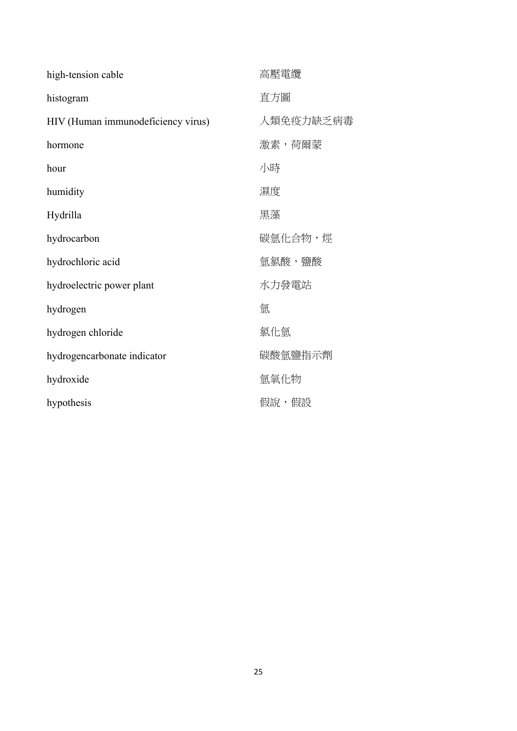| | |
|---|---|
| high-tension cable | 高壓電纜 |
| histogram | 直方圖 |
| HIV (Human immunodeficiency virus) | 人類免疫力缺乏病毒 |
| hormone | 激素，荷爾蒙 |
| hour | 小時 |
| humidity | 濕度 |
| Hydrilla | 黑藻 |
| hydrocarbon | 碳氫化合物，烴 |
| hydrochloric acid | 氫氯酸，鹽酸 |
| hydroelectric power plant | 水力發電站 |
| hydrogen | 氫 |
| hydrogen chloride | 氯化氫 |
| hydrogencarbonate indicator | 碳酸氫鹽指示劑 |
| hydroxide | 氫氧化物 |
| hypothesis | 假說，假設 |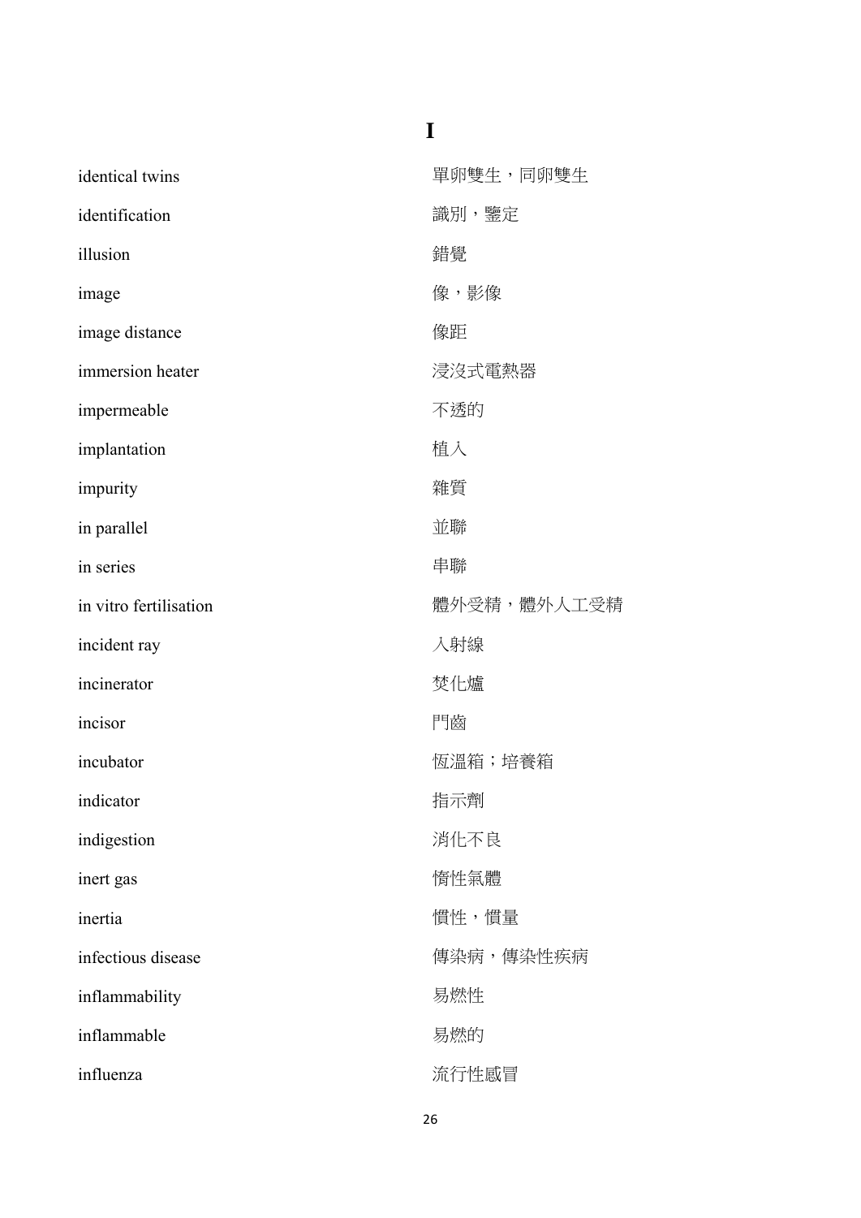# I

| | |
|---|---|
| identical twins | 單卵雙生，同卵雙生 |
| identification | 識別，鑒定 |
| illusion | 錯覺 |
| image | 像，影像 |
| image distance | 像距 |
| immersion heater | 浸沒式電熱器 |
| impermeable | 不透的 |
| implantation | 植入 |
| impurity | 雜質 |
| in parallel | 並聯 |
| in series | 串聯 |
| in vitro fertilisation | 體外受精，體外人工受精 |
| incident ray | 入射線 |
| incinerator | 焚化爐 |
| incisor | 門齒 |
| incubator | 恆溫箱；培養箱 |
| indicator | 指示劑 |
| indigestion | 消化不良 |
| inert gas | 惰性氣體 |
| inertia | 慣性，慣量 |
| infectious disease | 傳染病，傳染性疾病 |
| inflammability | 易燃性 |
| inflammable | 易燃的 |
| influenza | 流行性感冒 |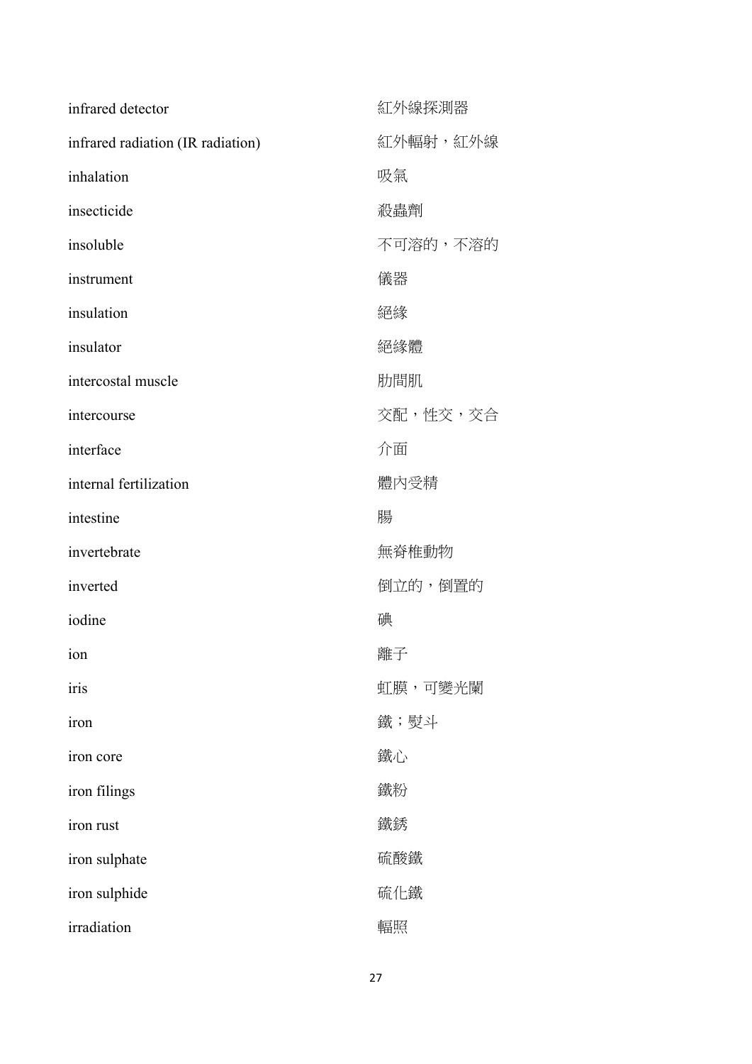| | |
|---|---|
| infrared detector | 紅外線探測器 |
| infrared radiation (IR radiation) | 紅外輻射，紅外線 |
| inhalation | 吸氣 |
| insecticide | 殺蟲劑 |
| insoluble | 不可溶的，不溶的 |
| instrument | 儀器 |
| insulation | 絕緣 |
| insulator | 絕緣體 |
| intercostal muscle | 肋間肌 |
| intercourse | 交配，性交，交合 |
| interface | 介面 |
| internal fertilization | 體內受精 |
| intestine | 腸 |
| invertebrate | 無脊椎動物 |
| inverted | 倒立的，倒置的 |
| iodine | 碘 |
| ion | 離子 |
| iris | 虹膜，可變光闌 |
| iron | 鐵；熨斗 |
| iron core | 鐵心 |
| iron filings | 鐵粉 |
| iron rust | 鐵銹 |
| iron sulphate | 硫酸鐵 |
| iron sulphide | 硫化鐵 |
| irradiation | 輻照 |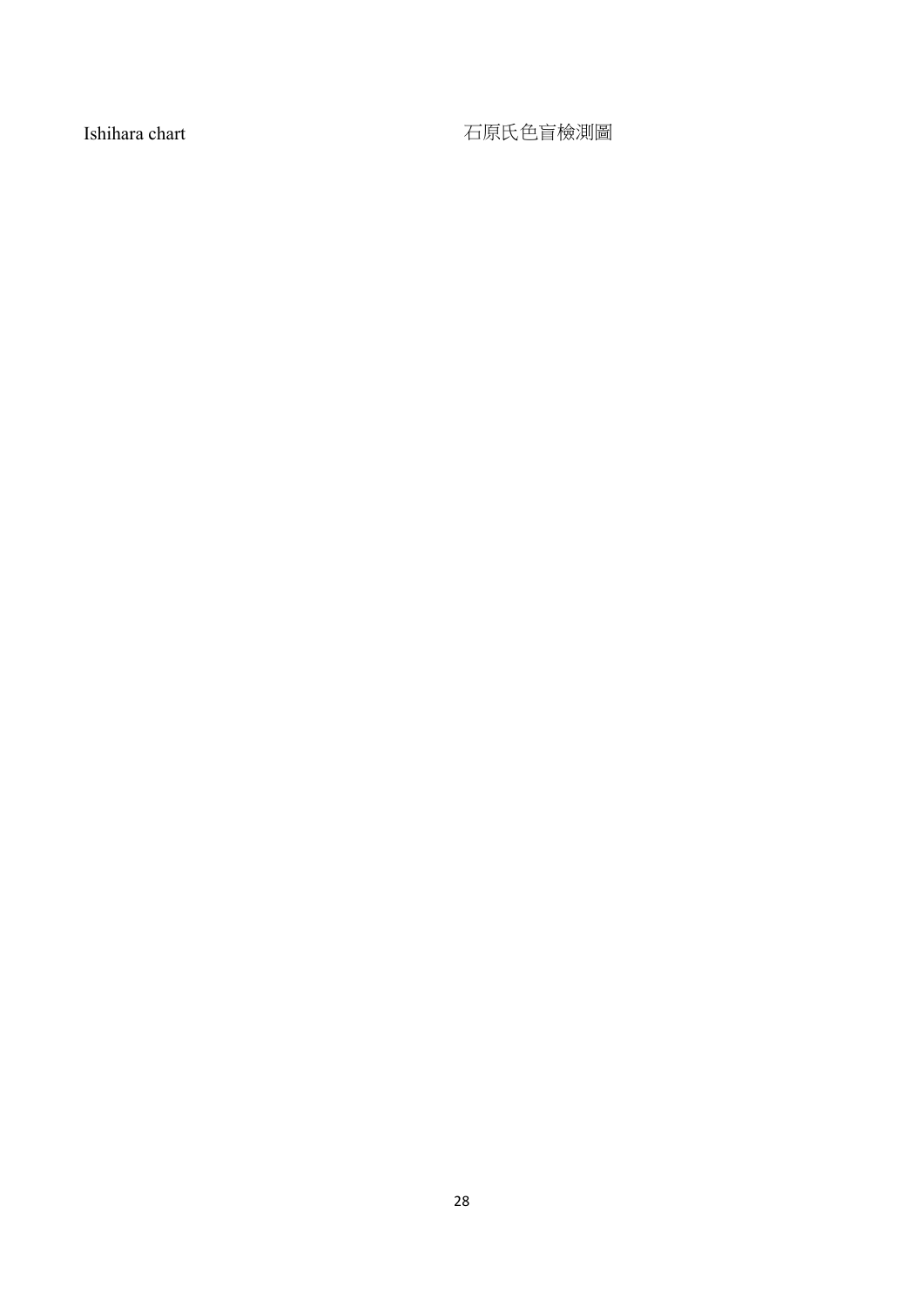Ishihara chart 石原氏色盲檢測圖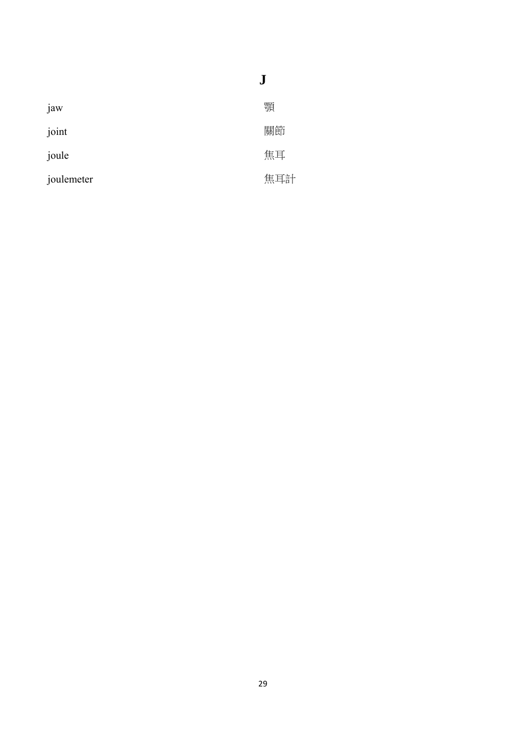# J

| | |
|---|---|
| jaw | 顎 |
| joint | 關節 |
| joule | 焦耳 |
| joulemeter | 焦耳計 |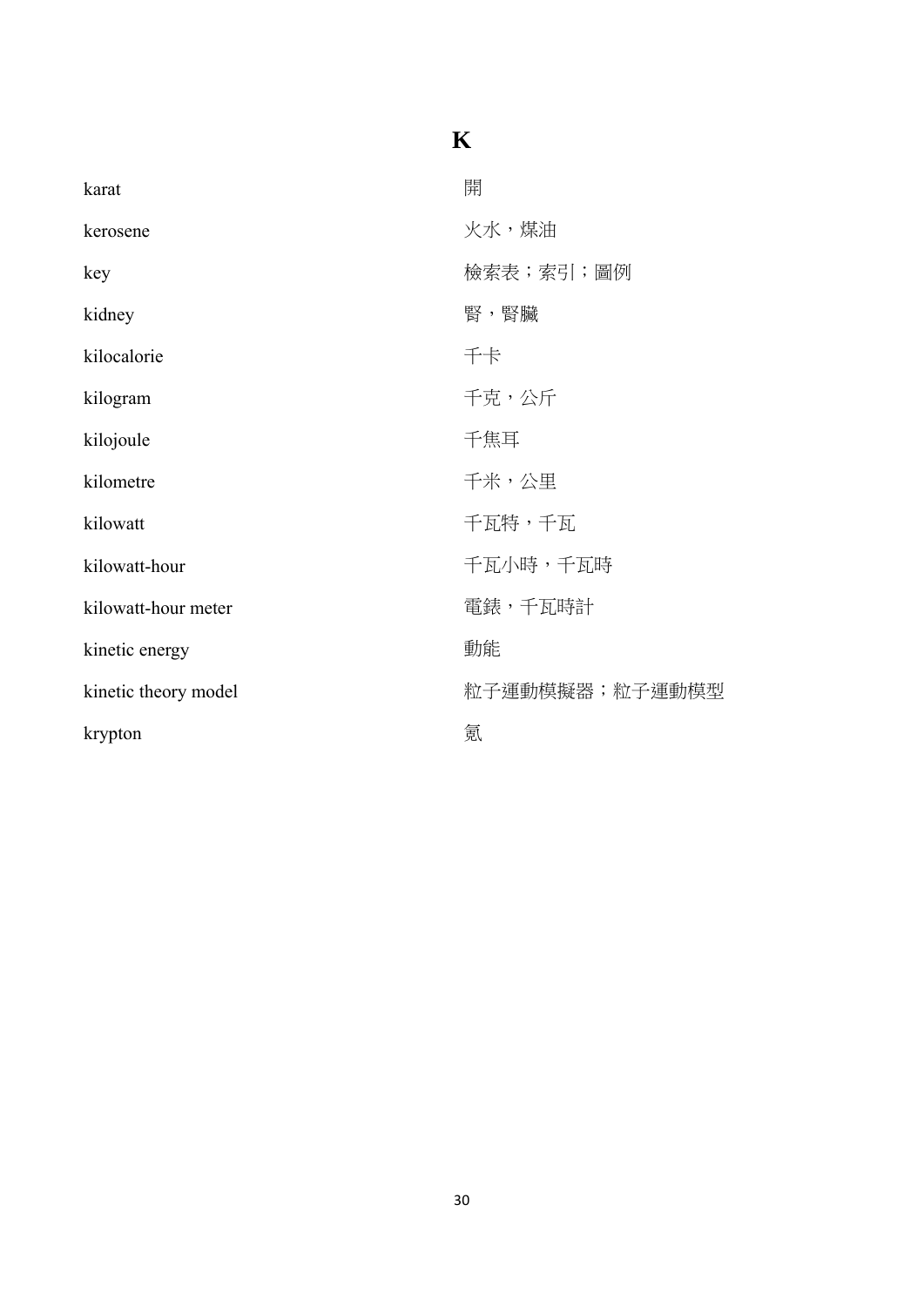# K

| | |
|---|---|
| karat | 開 |
| kerosene | 火水，煤油 |
| key | 檢索表；索引；圖例 |
| kidney | 腎，腎臟 |
| kilocalorie | 千卡 |
| kilogram | 千克，公斤 |
| kilojoule | 千焦耳 |
| kilometre | 千米，公里 |
| kilowatt | 千瓦特，千瓦 |
| kilowatt-hour | 千瓦小時，千瓦時 |
| kilowatt-hour meter | 電錶，千瓦時計 |
| kinetic energy | 動能 |
| kinetic theory model | 粒子運動模擬器；粒子運動模型 |
| krypton | 氪 |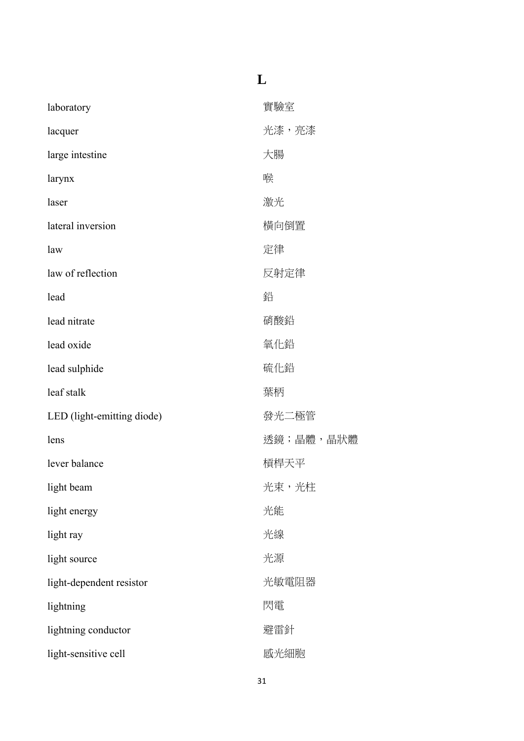# L

| | |
|---|---|
| laboratory | 實驗室 |
| lacquer | 光漆，亮漆 |
| large intestine | 大腸 |
| larynx | 喉 |
| laser | 激光 |
| lateral inversion | 橫向倒置 |
| law | 定律 |
| law of reflection | 反射定律 |
| lead | 鉛 |
| lead nitrate | 硝酸鉛 |
| lead oxide | 氧化鉛 |
| lead sulphide | 硫化鉛 |
| leaf stalk | 葉柄 |
| LED (light-emitting diode) | 發光二極管 |
| lens | 透鏡；晶體，晶狀體 |
| lever balance | 槓桿天平 |
| light beam | 光束，光柱 |
| light energy | 光能 |
| light ray | 光線 |
| light source | 光源 |
| light-dependent resistor | 光敏電阻器 |
| lightning | 閃電 |
| lightning conductor | 避雷針 |
| light-sensitive cell | 感光細胞 |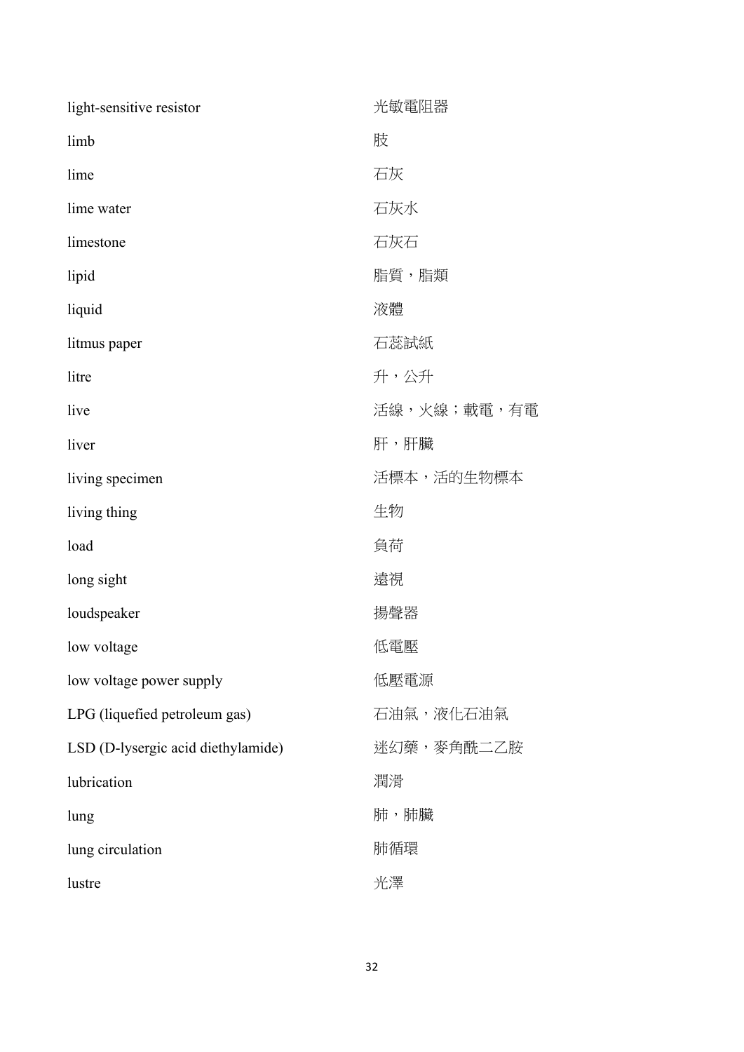| | |
|---|---|
| light-sensitive resistor | 光敏電阻器 |
| limb | 肢 |
| lime | 石灰 |
| lime water | 石灰水 |
| limestone | 石灰石 |
| lipid | 脂質，脂類 |
| liquid | 液體 |
| litmus paper | 石蕊試紙 |
| litre | 升，公升 |
| live | 活線，火線；載電，有電 |
| liver | 肝，肝臟 |
| living specimen | 活標本，活的生物標本 |
| living thing | 生物 |
| load | 負荷 |
| long sight | 遠視 |
| loudspeaker | 揚聲器 |
| low voltage | 低電壓 |
| low voltage power supply | 低壓電源 |
| LPG (liquefied petroleum gas) | 石油氣，液化石油氣 |
| LSD (D-lysergic acid diethylamide) | 迷幻藥，麥角酰二乙胺 |
| lubrication | 潤滑 |
| lung | 肺，肺臟 |
| lung circulation | 肺循環 |
| lustre | 光澤 |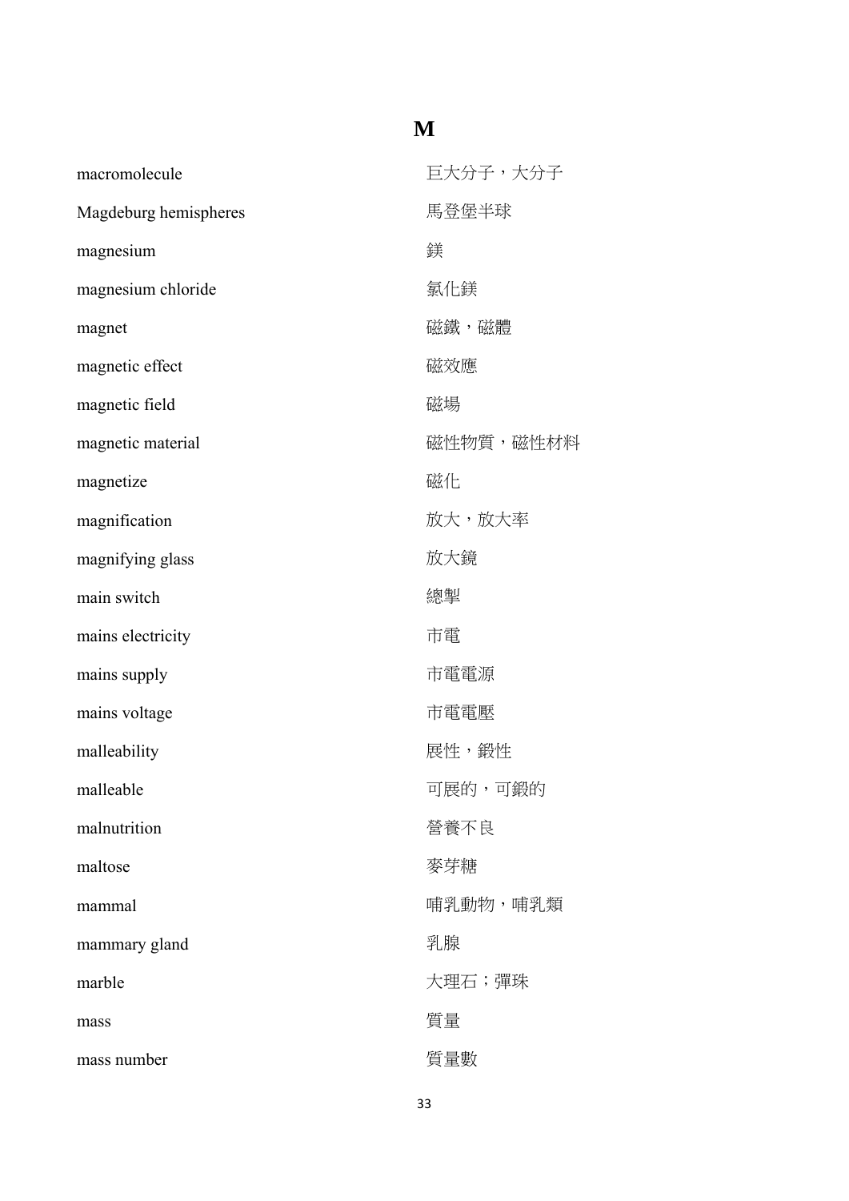# M

| | |
|---|---|
| macromolecule | 巨大分子，大分子 |
| Magdeburg hemispheres | 馬登堡半球 |
| magnesium | 鎂 |
| magnesium chloride | 氯化鎂 |
| magnet | 磁鐵，磁體 |
| magnetic effect | 磁效應 |
| magnetic field | 磁場 |
| magnetic material | 磁性物質，磁性材料 |
| magnetize | 磁化 |
| magnification | 放大，放大率 |
| magnifying glass | 放大鏡 |
| main switch | 總掣 |
| mains electricity | 市電 |
| mains supply | 市電電源 |
| mains voltage | 市電電壓 |
| malleability | 展性，鍛性 |
| malleable | 可展的，可鍛的 |
| malnutrition | 營養不良 |
| maltose | 麥芽糖 |
| mammal | 哺乳動物，哺乳類 |
| mammary gland | 乳腺 |
| marble | 大理石；彈珠 |
| mass | 質量 |
| mass number | 質量數 |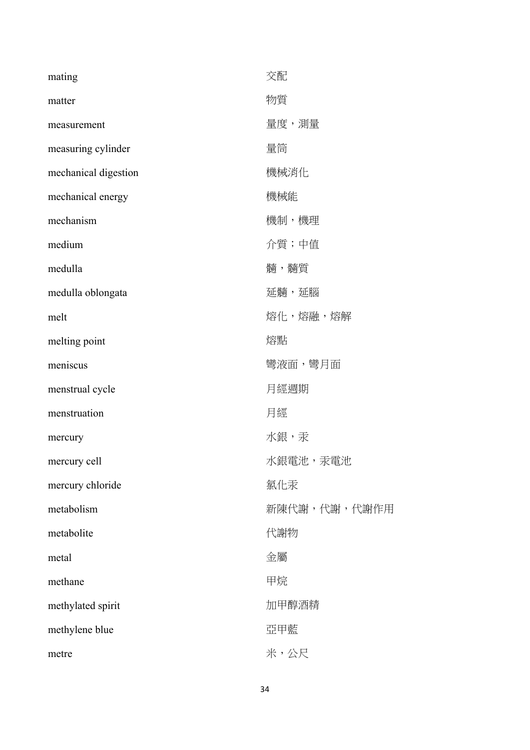| | |
|---|---|
| mating | 交配 |
| matter | 物質 |
| measurement | 量度，測量 |
| measuring cylinder | 量筒 |
| mechanical digestion | 機械消化 |
| mechanical energy | 機械能 |
| mechanism | 機制，機理 |
| medium | 介質；中值 |
| medulla | 髓，髓質 |
| medulla oblongata | 延髓，延腦 |
| melt | 熔化，熔融，熔解 |
| melting point | 熔點 |
| meniscus | 彎液面，彎月面 |
| menstrual cycle | 月經週期 |
| menstruation | 月經 |
| mercury | 水銀，汞 |
| mercury cell | 水銀電池，汞電池 |
| mercury chloride | 氯化汞 |
| metabolism | 新陳代謝，代謝，代謝作用 |
| metabolite | 代謝物 |
| metal | 金屬 |
| methane | 甲烷 |
| methylated spirit | 加甲醇酒精 |
| methylene blue | 亞甲藍 |
| metre | 米，公尺 |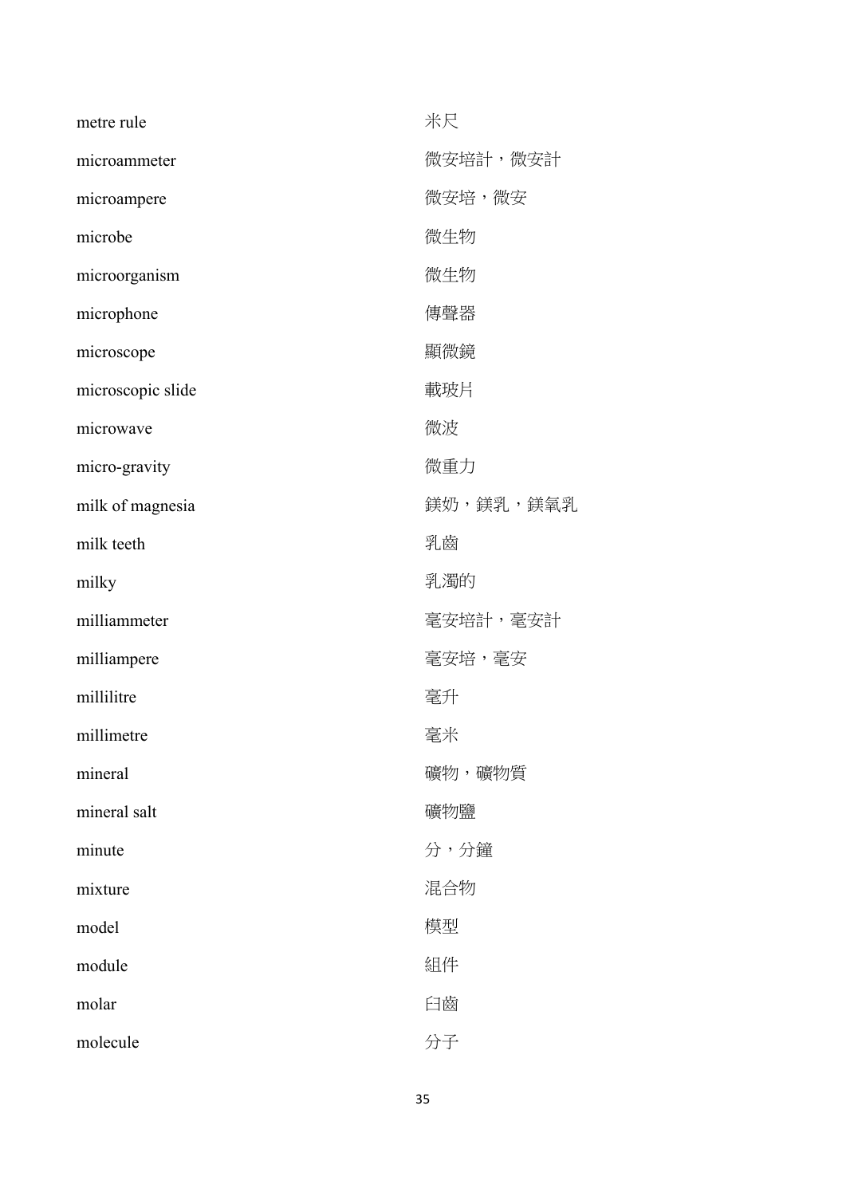| | |
|---|---|
| metre rule | 米尺 |
| microammeter | 微安培計，微安計 |
| microampere | 微安培，微安 |
| microbe | 微生物 |
| microorganism | 微生物 |
| microphone | 傳聲器 |
| microscope | 顯微鏡 |
| microscopic slide | 載玻片 |
| microwave | 微波 |
| micro-gravity | 微重力 |
| milk of magnesia | 鎂奶，鎂乳，鎂氧乳 |
| milk teeth | 乳齒 |
| milky | 乳濁的 |
| milliammeter | 毫安培計，毫安計 |
| milliampere | 毫安培，毫安 |
| millilitre | 毫升 |
| millimetre | 毫米 |
| mineral | 礦物，礦物質 |
| mineral salt | 礦物鹽 |
| minute | 分，分鐘 |
| mixture | 混合物 |
| model | 模型 |
| module | 組件 |
| molar | 臼齒 |
| molecule | 分子 |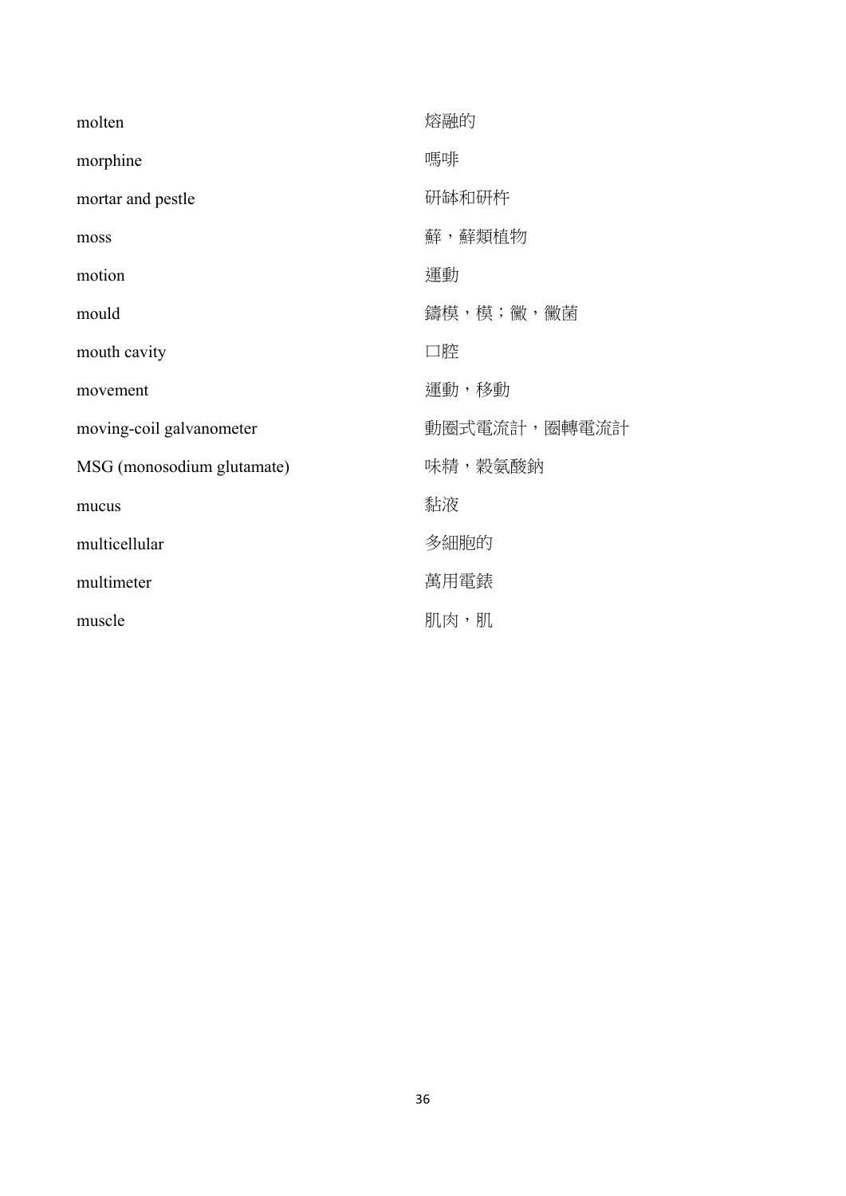| | |
|---|---|
| molten | 熔融的 |
| morphine | 嗎啡 |
| mortar and pestle | 研缽和研杵 |
| moss | 蘚，蘚類植物 |
| motion | 運動 |
| mould | 鑄模，模；黴，黴菌 |
| mouth cavity | 口腔 |
| movement | 運動，移動 |
| moving-coil galvanometer | 動圈式電流計，圈轉電流計 |
| MSG (monosodium glutamate) | 味精，穀氨酸鈉 |
| mucus | 黏液 |
| multicellular | 多細胞的 |
| multimeter | 萬用電錶 |
| muscle | 肌肉，肌 |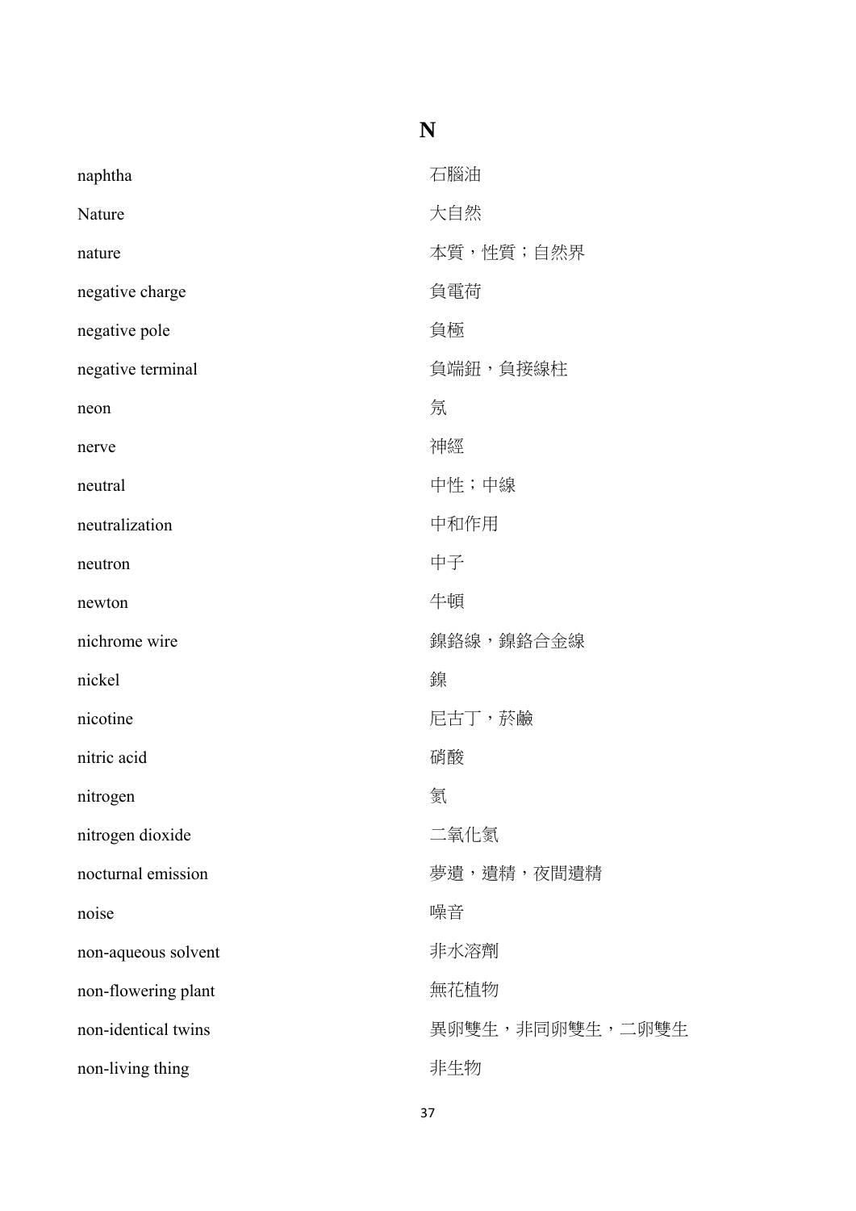# N

| | |
|---|---|
| naphtha | 石腦油 |
| Nature | 大自然 |
| nature | 本質，性質；自然界 |
| negative charge | 負電荷 |
| negative pole | 負極 |
| negative terminal | 負端鈕，負接線柱 |
| neon | 氖 |
| nerve | 神經 |
| neutral | 中性；中線 |
| neutralization | 中和作用 |
| neutron | 中子 |
| newton | 牛頓 |
| nichrome wire | 鎳鉻線，鎳鉻合金線 |
| nickel | 鎳 |
| nicotine | 尼古丁，菸鹼 |
| nitric acid | 硝酸 |
| nitrogen | 氮 |
| nitrogen dioxide | 二氧化氮 |
| nocturnal emission | 夢遺，遺精，夜間遺精 |
| noise | 噪音 |
| non-aqueous solvent | 非水溶劑 |
| non-flowering plant | 無花植物 |
| non-identical twins | 異卵雙生，非同卵雙生，二卵雙生 |
| non-living thing | 非生物 |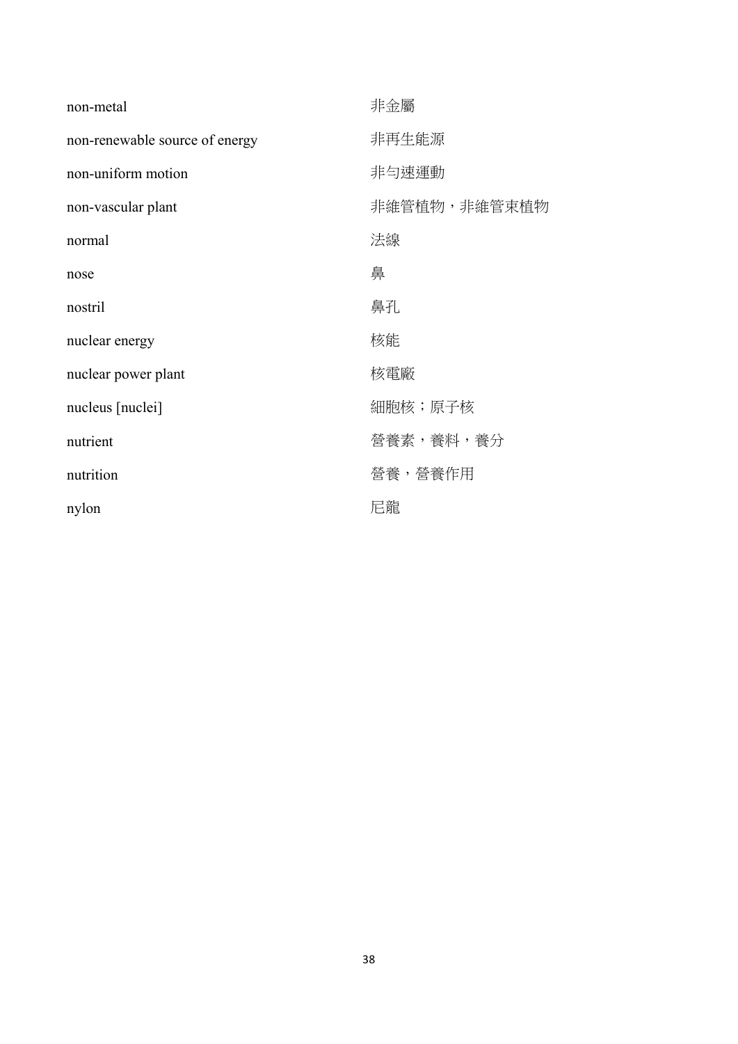| | |
|---|---|
| non-metal | 非金屬 |
| non-renewable source of energy | 非再生能源 |
| non-uniform motion | 非勻速運動 |
| non-vascular plant | 非維管植物，非維管束植物 |
| normal | 法線 |
| nose | 鼻 |
| nostril | 鼻孔 |
| nuclear energy | 核能 |
| nuclear power plant | 核電廠 |
| nucleus [nuclei] | 細胞核；原子核 |
| nutrient | 營養素，養料，養分 |
| nutrition | 營養，營養作用 |
| nylon | 尼龍 |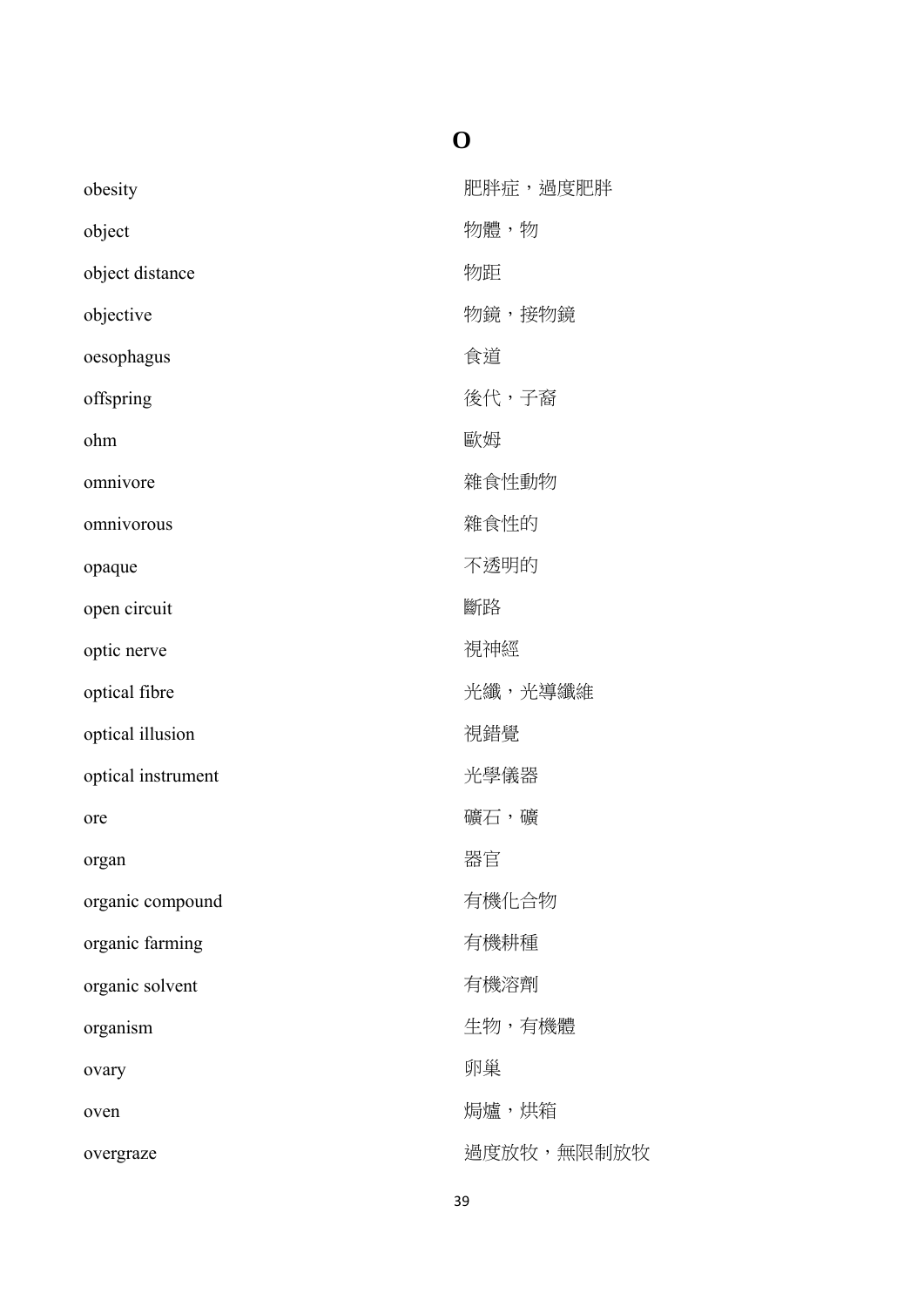# O

| | |
|---|---|
| obesity | 肥胖症，過度肥胖 |
| object | 物體，物 |
| object distance | 物距 |
| objective | 物鏡，接物鏡 |
| oesophagus | 食道 |
| offspring | 後代，子裔 |
| ohm | 歐姆 |
| omnivore | 雜食性動物 |
| omnivorous | 雜食性的 |
| opaque | 不透明的 |
| open circuit | 斷路 |
| optic nerve | 視神經 |
| optical fibre | 光纖，光導纖維 |
| optical illusion | 視錯覺 |
| optical instrument | 光學儀器 |
| ore | 礦石，礦 |
| organ | 器官 |
| organic compound | 有機化合物 |
| organic farming | 有機耕種 |
| organic solvent | 有機溶劑 |
| organism | 生物，有機體 |
| ovary | 卵巢 |
| oven | 焗爐，烘箱 |
| overgraze | 過度放牧，無限制放牧 |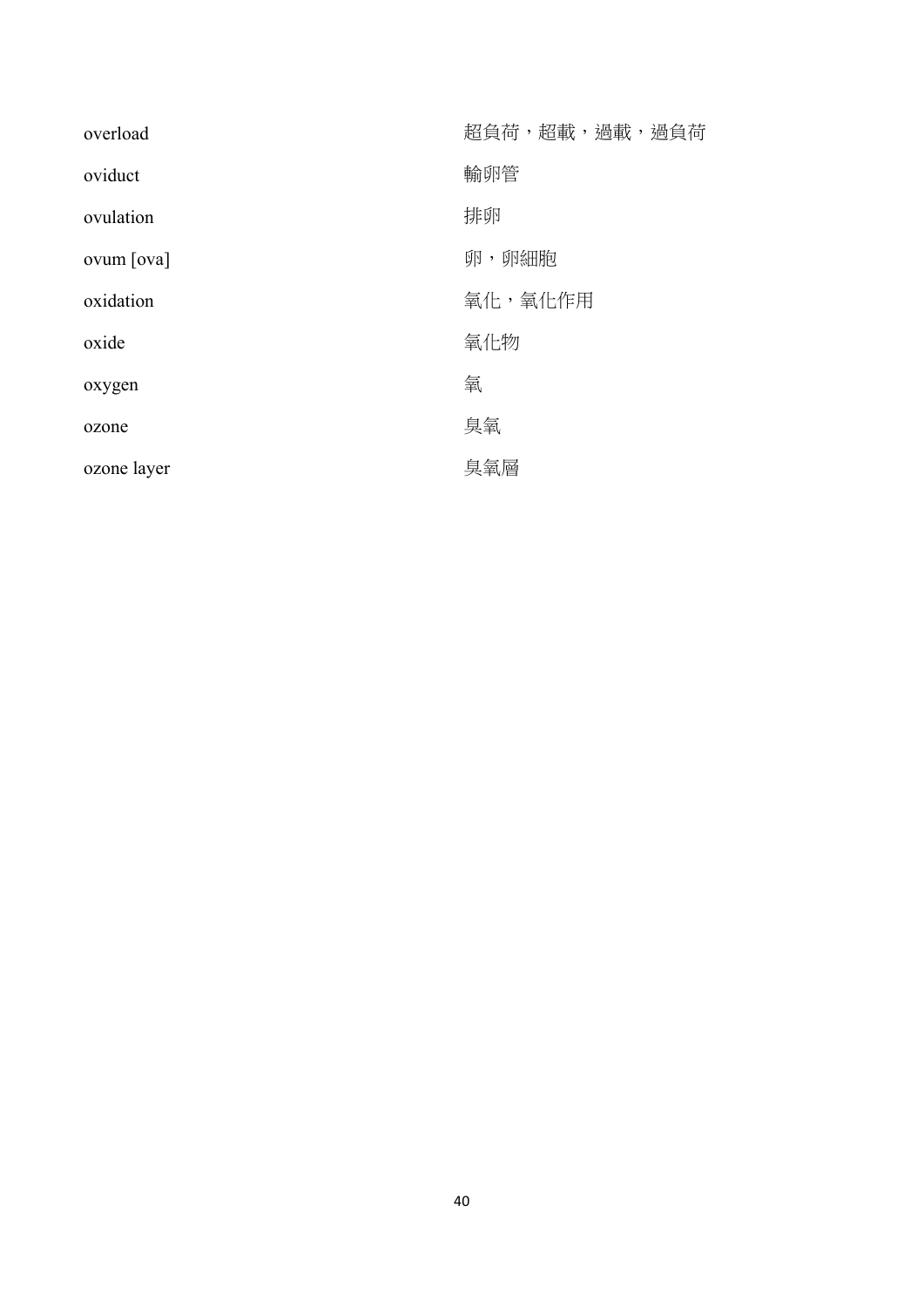| | |
|---|---|
| overload | 超負荷，超載，過載，過負荷 |
| oviduct | 輸卵管 |
| ovulation | 排卵 |
| ovum [ova] | 卵，卵細胞 |
| oxidation | 氧化，氧化作用 |
| oxide | 氧化物 |
| oxygen | 氧 |
| ozone | 臭氧 |
| ozone layer | 臭氧層 |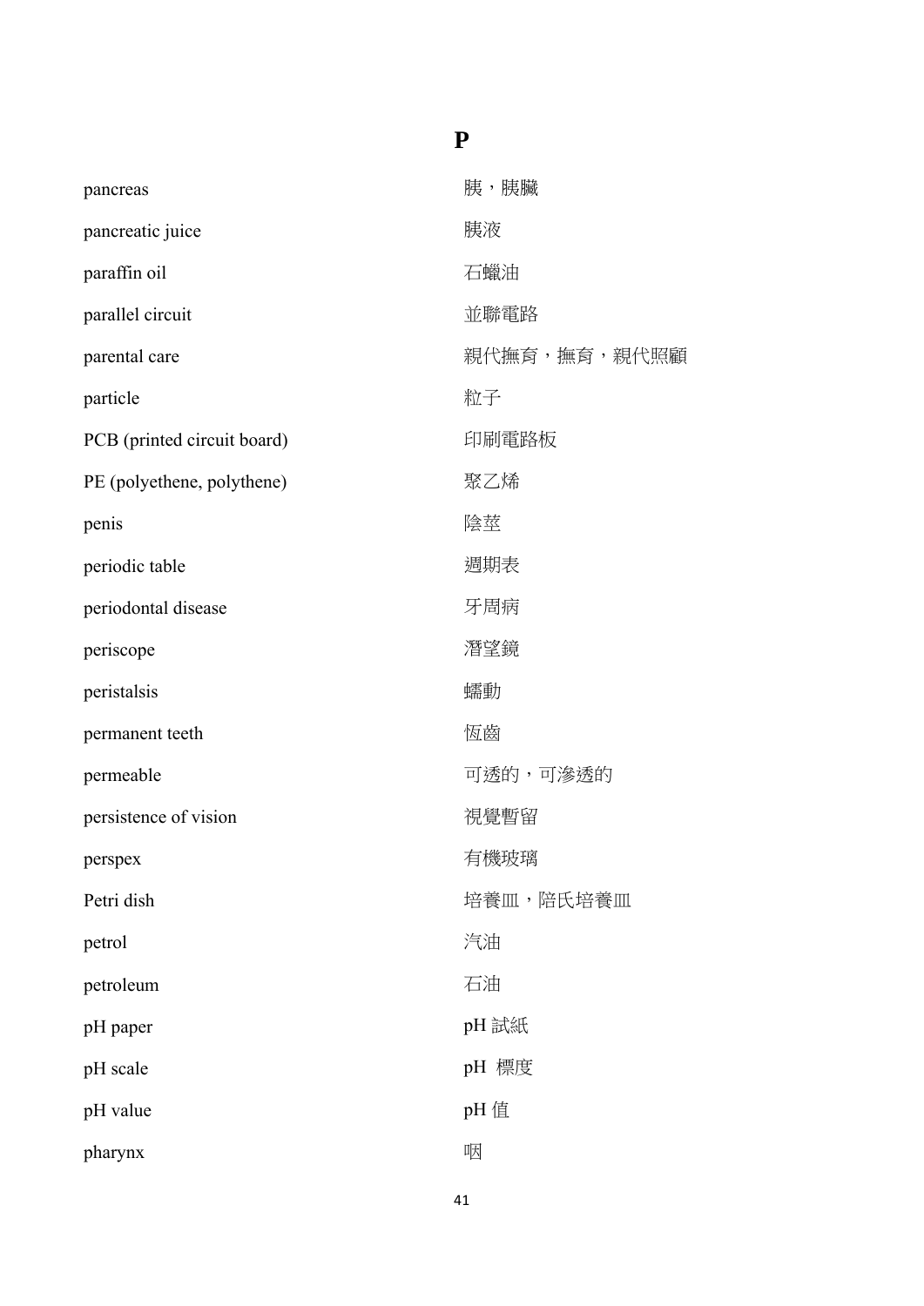# P

| | |
|---|---|
| pancreas | 胰，胰臟 |
| pancreatic juice | 胰液 |
| paraffin oil | 石蠟油 |
| parallel circuit | 並聯電路 |
| parental care | 親代撫育，撫育，親代照顧 |
| particle | 粒子 |
| PCB (printed circuit board) | 印刷電路板 |
| PE (polyethene, polythene) | 聚乙烯 |
| penis | 陰莖 |
| periodic table | 週期表 |
| periodontal disease | 牙周病 |
| periscope | 潛望鏡 |
| peristalsis | 蠕動 |
| permanent teeth | 恆齒 |
| permeable | 可透的，可滲透的 |
| persistence of vision | 視覺暫留 |
| perspex | 有機玻璃 |
| Petri dish | 培養皿，陪氏培養皿 |
| petrol | 汽油 |
| petroleum | 石油 |
| pH paper | pH 試紙 |
| pH scale | pH 標度 |
| pH value | pH 值 |
| pharynx | 咽 |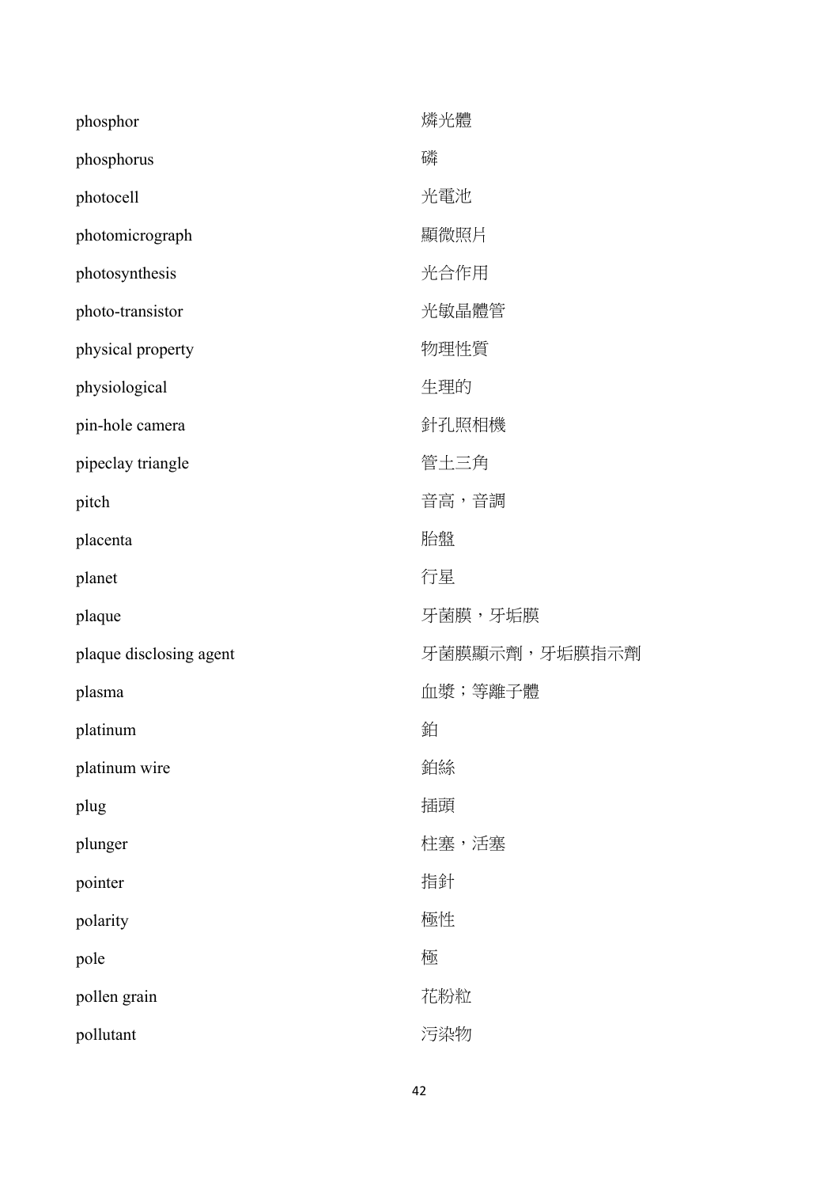| | |
|---|---|
| phosphor | 燐光體 |
| phosphorus | 磷 |
| photocell | 光電池 |
| photomicrograph | 顯微照片 |
| photosynthesis | 光合作用 |
| photo-transistor | 光敏晶體管 |
| physical property | 物理性質 |
| physiological | 生理的 |
| pin-hole camera | 針孔照相機 |
| pipeclay triangle | 管土三角 |
| pitch | 音高，音調 |
| placenta | 胎盤 |
| planet | 行星 |
| plaque | 牙菌膜，牙垢膜 |
| plaque disclosing agent | 牙菌膜顯示劑，牙垢膜指示劑 |
| plasma | 血漿；等離子體 |
| platinum | 鉑 |
| platinum wire | 鉑絲 |
| plug | 插頭 |
| plunger | 柱塞，活塞 |
| pointer | 指針 |
| polarity | 極性 |
| pole | 極 |
| pollen grain | 花粉粒 |
| pollutant | 污染物 |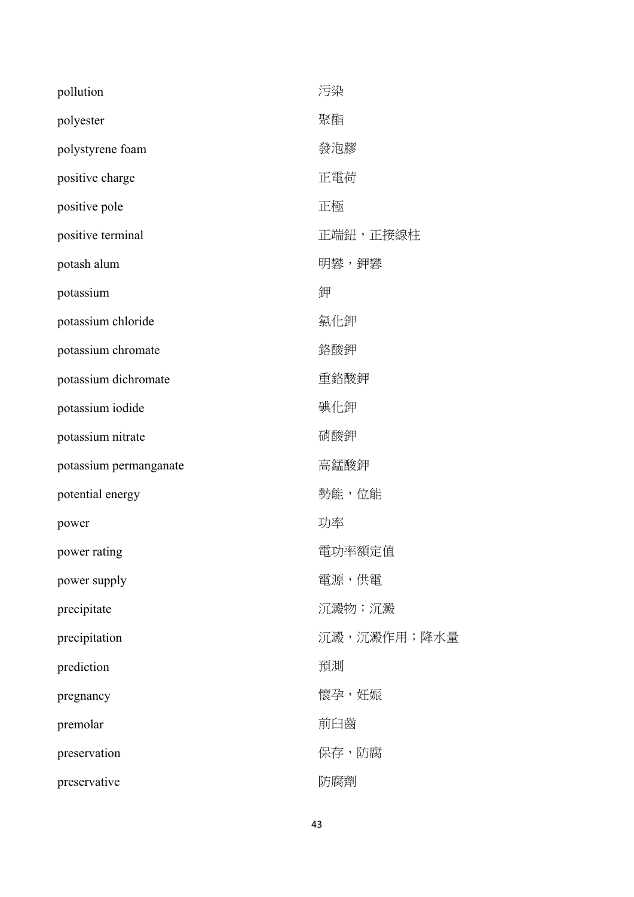| | |
|---|---|
| pollution | 污染 |
| polyester | 聚酯 |
| polystyrene foam | 發泡膠 |
| positive charge | 正電荷 |
| positive pole | 正極 |
| positive terminal | 正端鈕，正接線柱 |
| potash alum | 明礬，鉀礬 |
| potassium | 鉀 |
| potassium chloride | 氯化鉀 |
| potassium chromate | 鉻酸鉀 |
| potassium dichromate | 重鉻酸鉀 |
| potassium iodide | 碘化鉀 |
| potassium nitrate | 硝酸鉀 |
| potassium permanganate | 高錳酸鉀 |
| potential energy | 勢能，位能 |
| power | 功率 |
| power rating | 電功率額定值 |
| power supply | 電源，供電 |
| precipitate | 沉澱物；沉澱 |
| precipitation | 沉澱，沉澱作用；降水量 |
| prediction | 預測 |
| pregnancy | 懷孕，妊娠 |
| premolar | 前臼齒 |
| preservation | 保存，防腐 |
| preservative | 防腐劑 |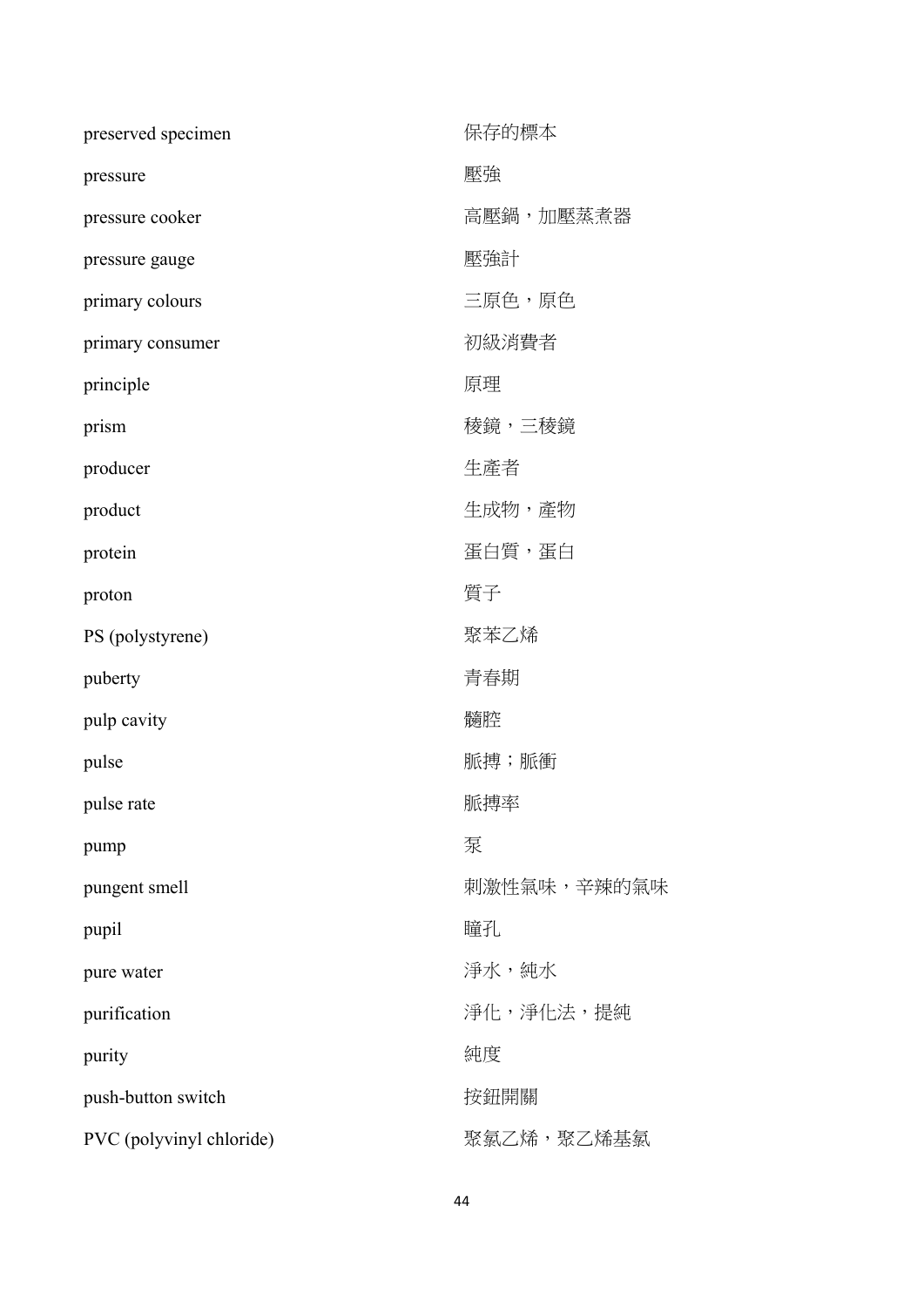| | |
|---|---|
| preserved specimen | 保存的標本 |
| pressure | 壓強 |
| pressure cooker | 高壓鍋，加壓蒸煮器 |
| pressure gauge | 壓強計 |
| primary colours | 三原色，原色 |
| primary consumer | 初級消費者 |
| principle | 原理 |
| prism | 稜鏡，三稜鏡 |
| producer | 生產者 |
| product | 生成物，產物 |
| protein | 蛋白質，蛋白 |
| proton | 質子 |
| PS (polystyrene) | 聚苯乙烯 |
| puberty | 青春期 |
| pulp cavity | 髓腔 |
| pulse | 脈搏；脈衝 |
| pulse rate | 脈搏率 |
| pump | 泵 |
| pungent smell | 刺激性氣味，辛辣的氣味 |
| pupil | 瞳孔 |
| pure water | 淨水，純水 |
| purification | 淨化，淨化法，提純 |
| purity | 純度 |
| push-button switch | 按鈕開關 |
| PVC (polyvinyl chloride) | 聚氯乙烯，聚乙烯基氯 |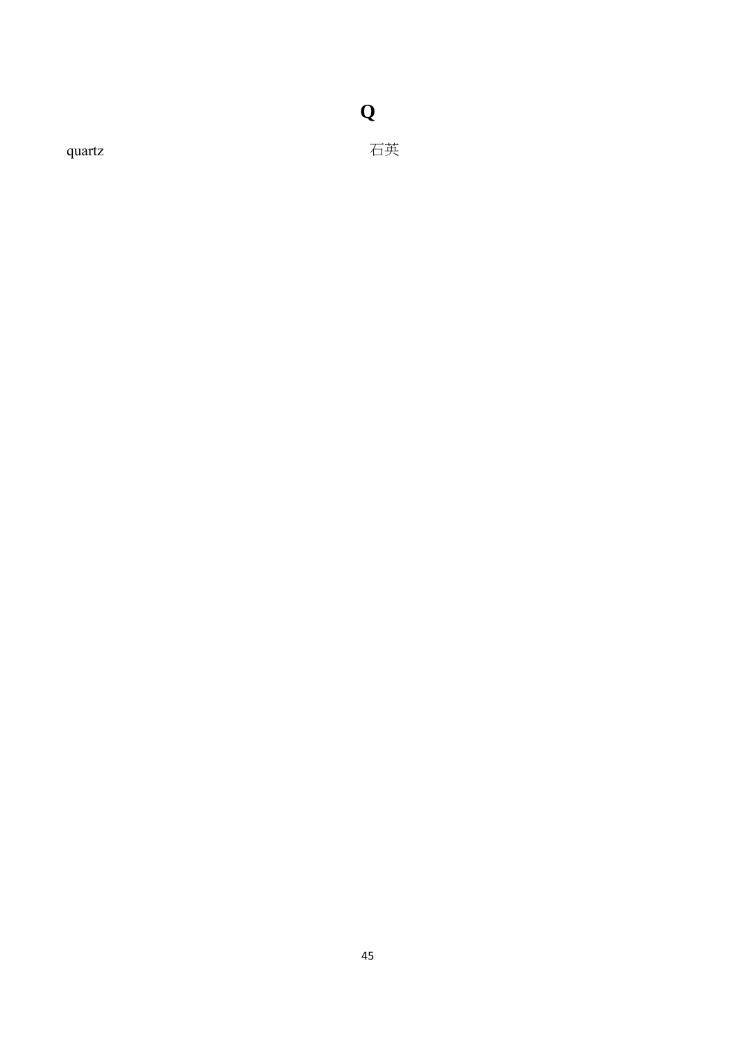# Q

| quartz | 石英 |
|---|---|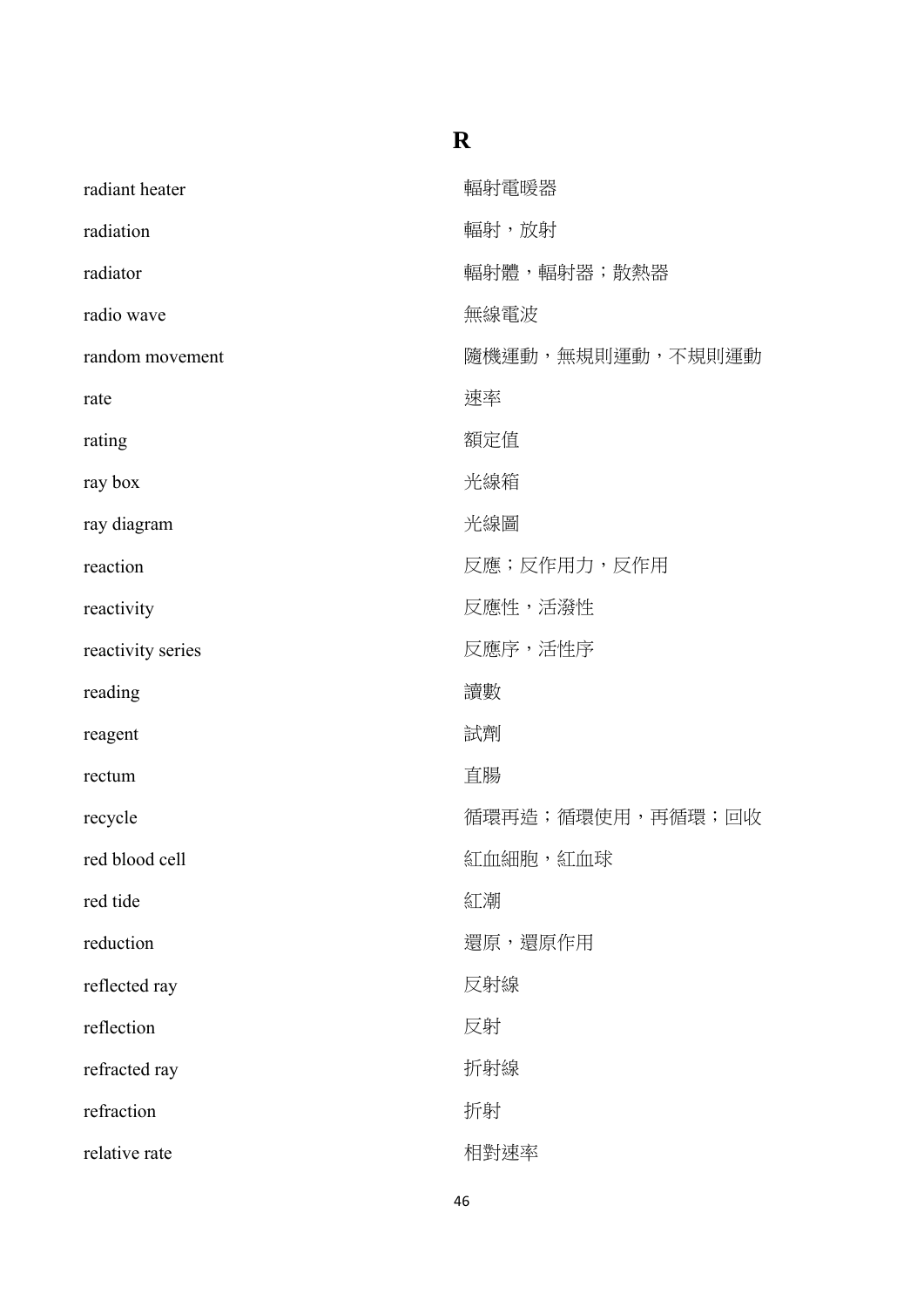# R

| | |
|---|---|
| radiant heater | 輻射電暖器 |
| radiation | 輻射，放射 |
| radiator | 輻射體，輻射器；散熱器 |
| radio wave | 無線電波 |
| random movement | 隨機運動，無規則運動，不規則運動 |
| rate | 速率 |
| rating | 額定值 |
| ray box | 光線箱 |
| ray diagram | 光線圖 |
| reaction | 反應；反作用力，反作用 |
| reactivity | 反應性，活潑性 |
| reactivity series | 反應序，活性序 |
| reading | 讀數 |
| reagent | 試劑 |
| rectum | 直腸 |
| recycle | 循環再造；循環使用，再循環；回收 |
| red blood cell | 紅血細胞，紅血球 |
| red tide | 紅潮 |
| reduction | 還原，還原作用 |
| reflected ray | 反射線 |
| reflection | 反射 |
| refracted ray | 折射線 |
| refraction | 折射 |
| relative rate | 相對速率 |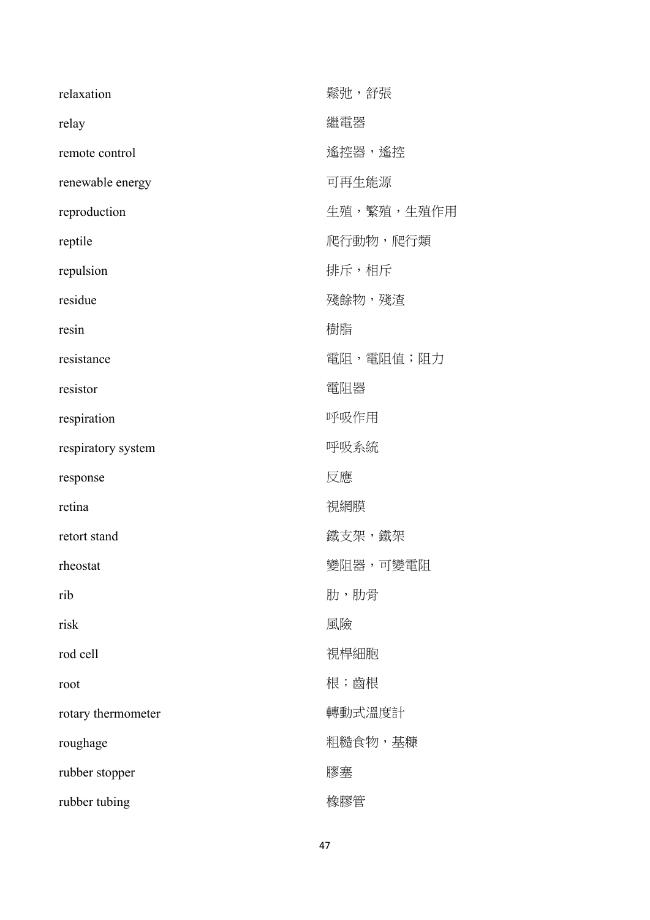| | |
|---|---|
| relaxation | 鬆弛，舒張 |
| relay | 繼電器 |
| remote control | 遙控器，遙控 |
| renewable energy | 可再生能源 |
| reproduction | 生殖，繁殖，生殖作用 |
| reptile | 爬行動物，爬行類 |
| repulsion | 排斥，相斥 |
| residue | 殘餘物，殘渣 |
| resin | 樹脂 |
| resistance | 電阻，電阻值；阻力 |
| resistor | 電阻器 |
| respiration | 呼吸作用 |
| respiratory system | 呼吸系統 |
| response | 反應 |
| retina | 視網膜 |
| retort stand | 鐵支架，鐵架 |
| rheostat | 變阻器，可變電阻 |
| rib | 肋，肋骨 |
| risk | 風險 |
| rod cell | 視桿細胞 |
| root | 根；齒根 |
| rotary thermometer | 轉動式溫度計 |
| roughage | 粗糙食物，基糠 |
| rubber stopper | 膠塞 |
| rubber tubing | 橡膠管 |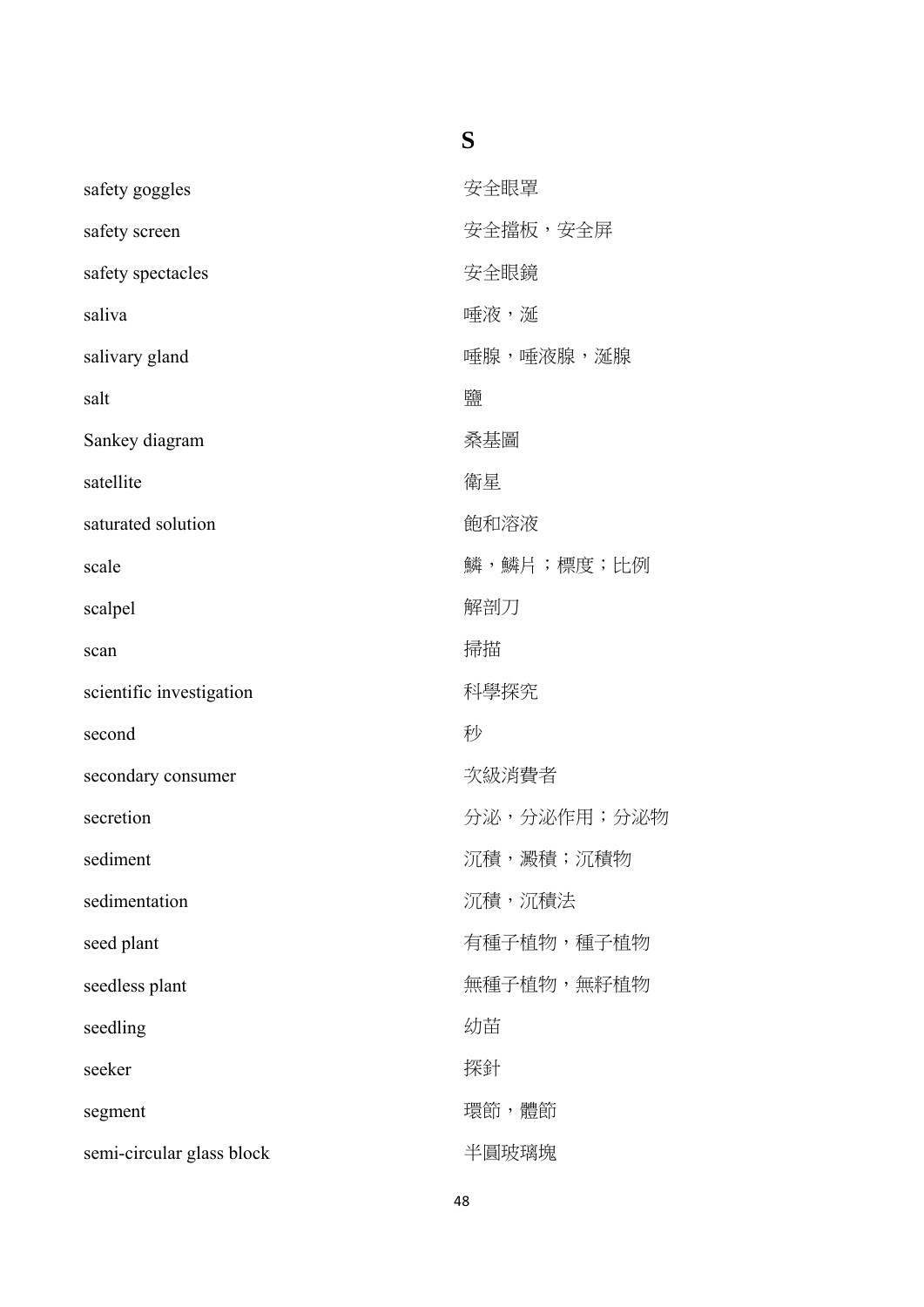# S

| | |
|---|---|
| safety goggles | 安全眼罩 |
| safety screen | 安全擋板，安全屏 |
| safety spectacles | 安全眼鏡 |
| saliva | 唾液，涎 |
| salivary gland | 唾腺，唾液腺，涎腺 |
| salt | 鹽 |
| Sankey diagram | 桑基圖 |
| satellite | 衛星 |
| saturated solution | 飽和溶液 |
| scale | 鱗，鱗片；標度；比例 |
| scalpel | 解剖刀 |
| scan | 掃描 |
| scientific investigation | 科學探究 |
| second | 秒 |
| secondary consumer | 次級消費者 |
| secretion | 分泌，分泌作用；分泌物 |
| sediment | 沉積，澱積；沉積物 |
| sedimentation | 沉積，沉積法 |
| seed plant | 有種子植物，種子植物 |
| seedless plant | 無種子植物，無籽植物 |
| seedling | 幼苗 |
| seeker | 探針 |
| segment | 環節，體節 |
| semi-circular glass block | 半圓玻璃塊 |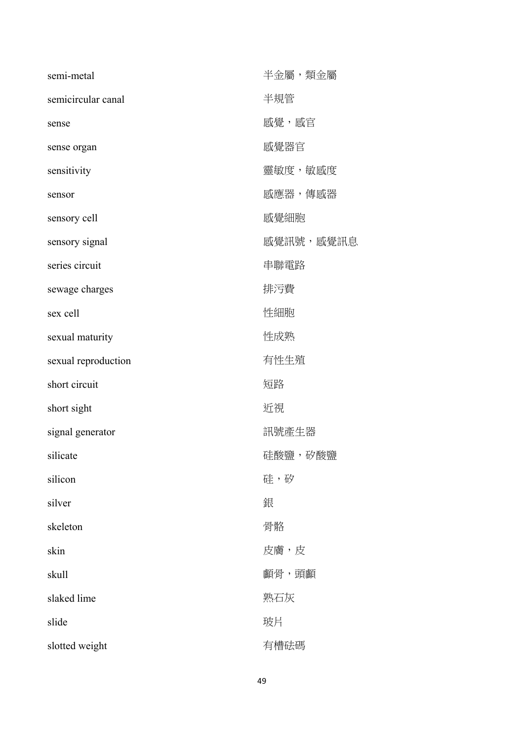| | |
|---|---|
| semi-metal | 半金屬，類金屬 |
| semicircular canal | 半規管 |
| sense | 感覺，感官 |
| sense organ | 感覺器官 |
| sensitivity | 靈敏度，敏感度 |
| sensor | 感應器，傳感器 |
| sensory cell | 感覺細胞 |
| sensory signal | 感覺訊號，感覺訊息 |
| series circuit | 串聯電路 |
| sewage charges | 排污費 |
| sex cell | 性細胞 |
| sexual maturity | 性成熟 |
| sexual reproduction | 有性生殖 |
| short circuit | 短路 |
| short sight | 近視 |
| signal generator | 訊號產生器 |
| silicate | 硅酸鹽，矽酸鹽 |
| silicon | 硅，矽 |
| silver | 銀 |
| skeleton | 骨骼 |
| skin | 皮膚，皮 |
| skull | 顱骨，頭顱 |
| slaked lime | 熟石灰 |
| slide | 玻片 |
| slotted weight | 有槽砝碼 |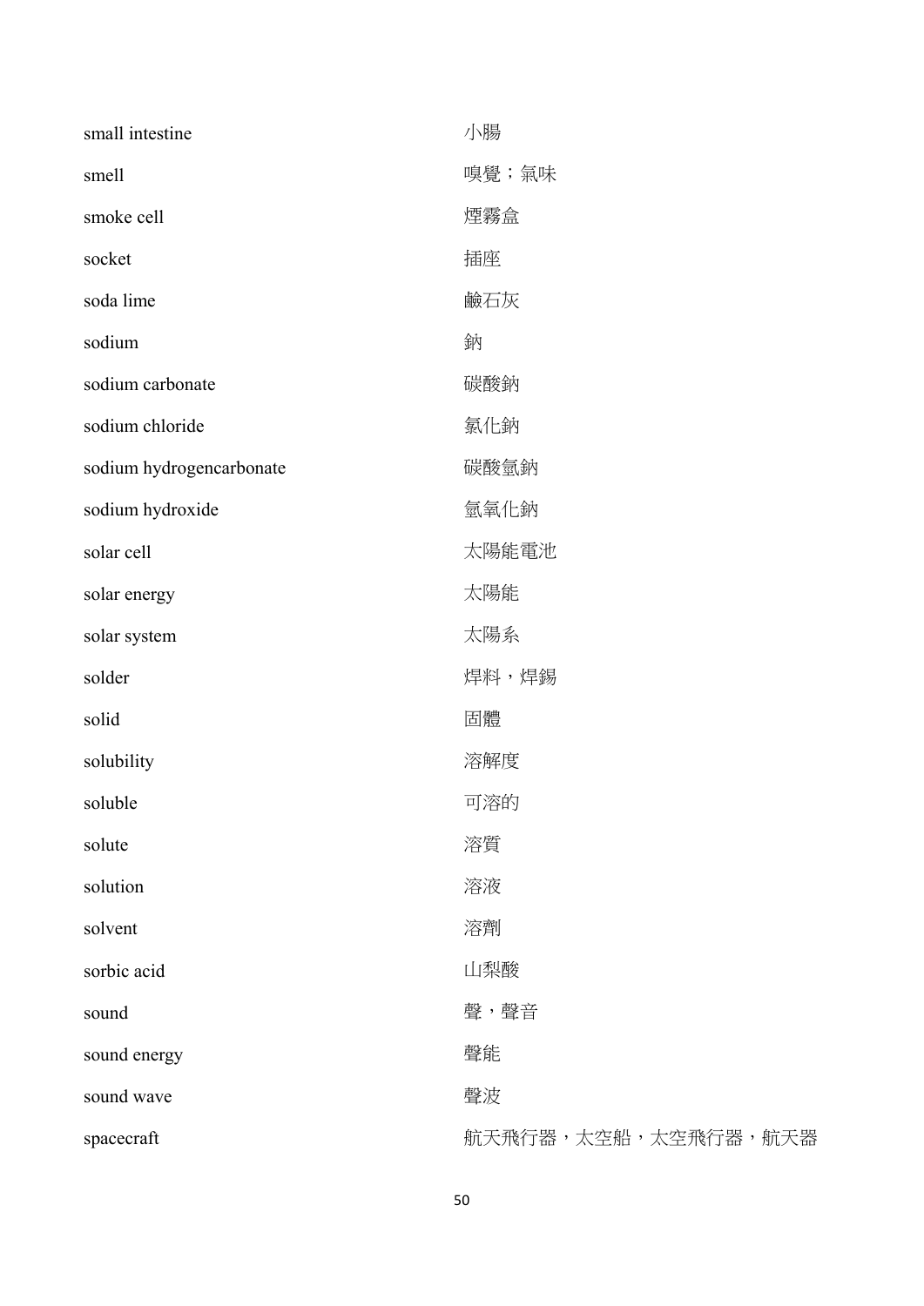| | |
|---|---|
| small intestine | 小腸 |
| smell | 嗅覺；氣味 |
| smoke cell | 煙霧盒 |
| socket | 插座 |
| soda lime | 鹼石灰 |
| sodium | 鈉 |
| sodium carbonate | 碳酸鈉 |
| sodium chloride | 氯化鈉 |
| sodium hydrogencarbonate | 碳酸氫鈉 |
| sodium hydroxide | 氫氧化鈉 |
| solar cell | 太陽能電池 |
| solar energy | 太陽能 |
| solar system | 太陽系 |
| solder | 焊料，焊錫 |
| solid | 固體 |
| solubility | 溶解度 |
| soluble | 可溶的 |
| solute | 溶質 |
| solution | 溶液 |
| solvent | 溶劑 |
| sorbic acid | 山梨酸 |
| sound | 聲，聲音 |
| sound energy | 聲能 |
| sound wave | 聲波 |
| spacecraft | 航天飛行器，太空船，太空飛行器，航天器 |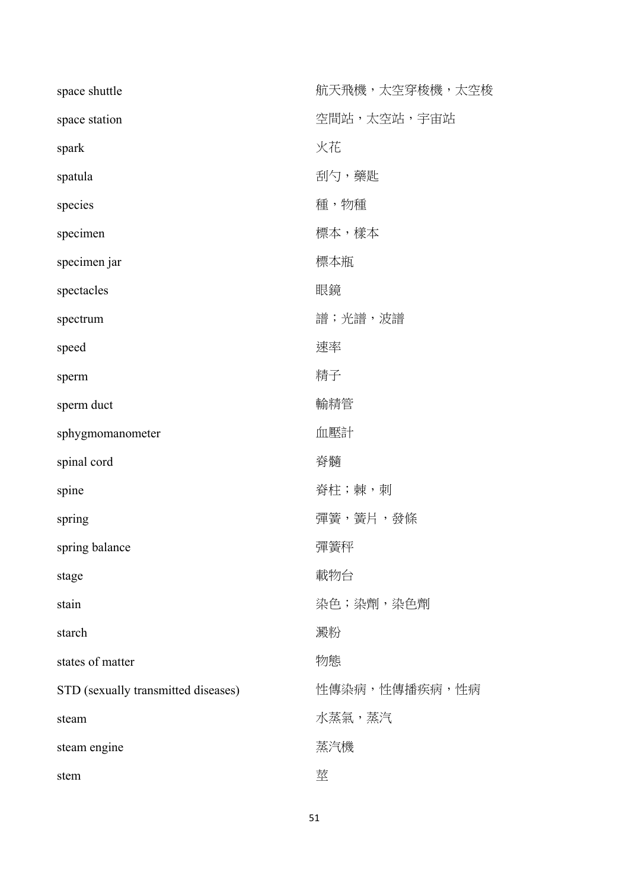| | |
|---|---|
| space shuttle | 航天飛機，太空穿梭機，太空梭 |
| space station | 空間站，太空站，宇宙站 |
| spark | 火花 |
| spatula | 刮勺，藥匙 |
| species | 種，物種 |
| specimen | 標本，樣本 |
| specimen jar | 標本瓶 |
| spectacles | 眼鏡 |
| spectrum | 譜；光譜，波譜 |
| speed | 速率 |
| sperm | 精子 |
| sperm duct | 輸精管 |
| sphygmomanometer | 血壓計 |
| spinal cord | 脊髓 |
| spine | 脊柱；棘，刺 |
| spring | 彈簧，簧片，發條 |
| spring balance | 彈簧秤 |
| stage | 載物台 |
| stain | 染色；染劑，染色劑 |
| starch | 澱粉 |
| states of matter | 物態 |
| STD (sexually transmitted diseases) | 性傳染病，性傳播疾病，性病 |
| steam | 水蒸氣，蒸汽 |
| steam engine | 蒸汽機 |
| stem | 莖 |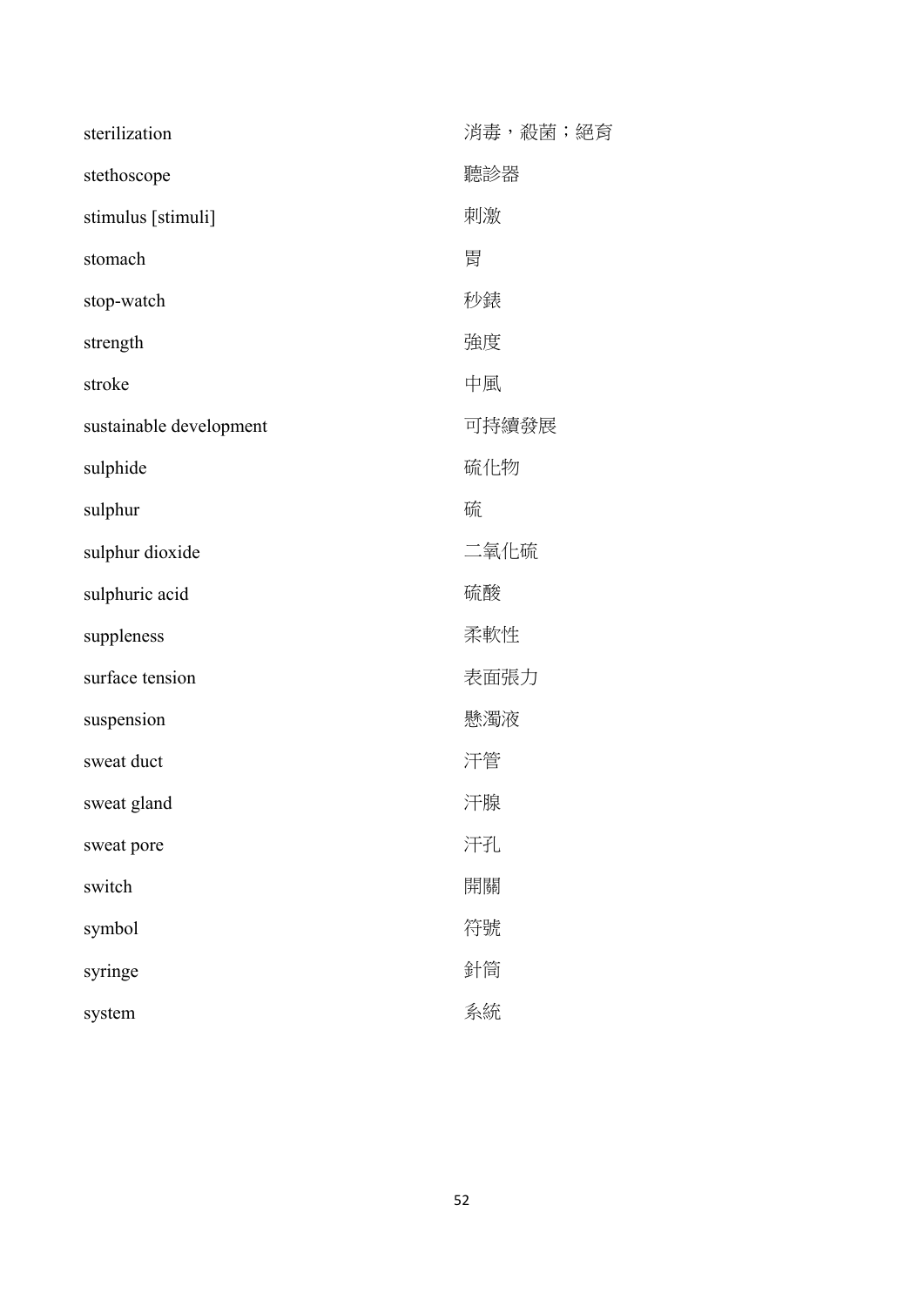| | |
|---|---|
| sterilization | 消毒，殺菌；絕育 |
| stethoscope | 聽診器 |
| stimulus [stimuli] | 刺激 |
| stomach | 胃 |
| stop-watch | 秒錶 |
| strength | 強度 |
| stroke | 中風 |
| sustainable development | 可持續發展 |
| sulphide | 硫化物 |
| sulphur | 硫 |
| sulphur dioxide | 二氧化硫 |
| sulphuric acid | 硫酸 |
| suppleness | 柔軟性 |
| surface tension | 表面張力 |
| suspension | 懸濁液 |
| sweat duct | 汗管 |
| sweat gland | 汗腺 |
| sweat pore | 汗孔 |
| switch | 開關 |
| symbol | 符號 |
| syringe | 針筒 |
| system | 系統 |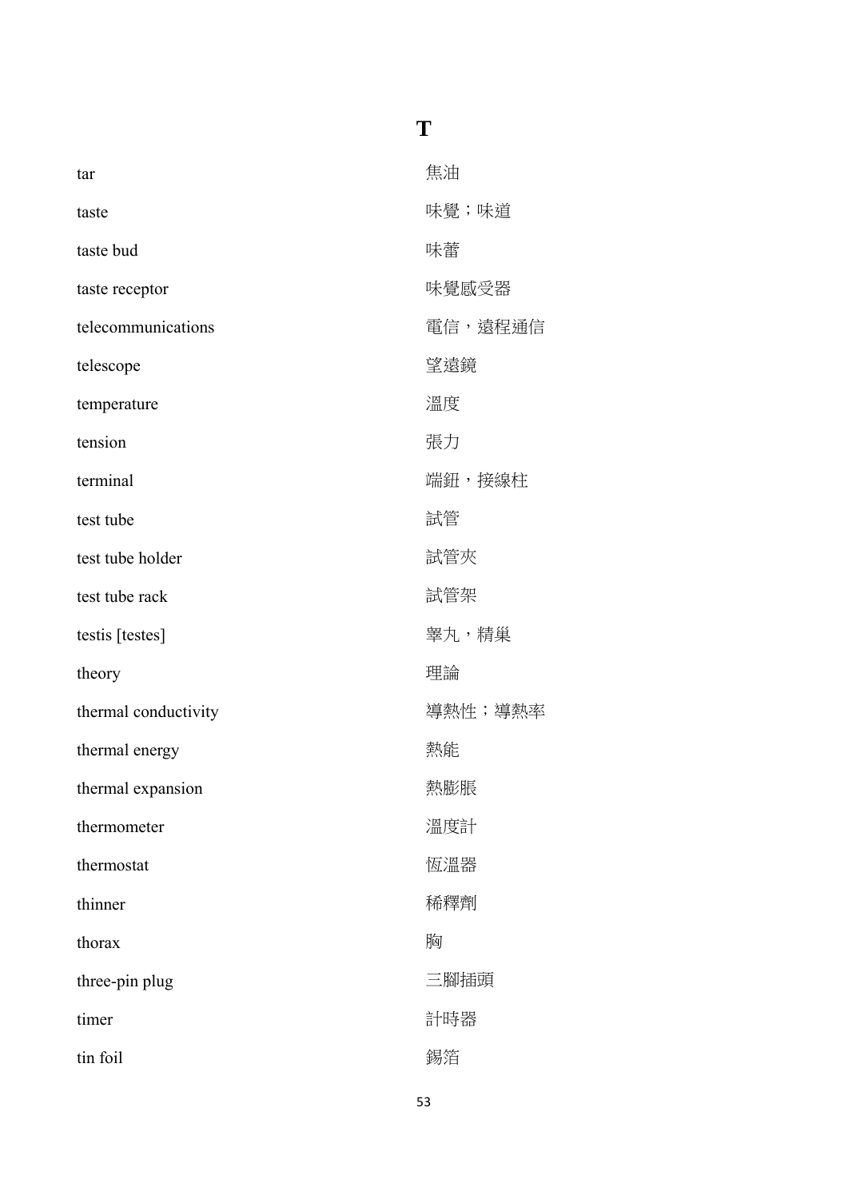# T

| | |
|---|---|
| tar | 焦油 |
| taste | 味覺；味道 |
| taste bud | 味蕾 |
| taste receptor | 味覺感受器 |
| telecommunications | 電信，遠程通信 |
| telescope | 望遠鏡 |
| temperature | 溫度 |
| tension | 張力 |
| terminal | 端鈕，接線柱 |
| test tube | 試管 |
| test tube holder | 試管夾 |
| test tube rack | 試管架 |
| testis [testes] | 睾丸，精巢 |
| theory | 理論 |
| thermal conductivity | 導熱性；導熱率 |
| thermal energy | 熱能 |
| thermal expansion | 熱膨脹 |
| thermometer | 溫度計 |
| thermostat | 恆溫器 |
| thinner | 稀釋劑 |
| thorax | 胸 |
| three-pin plug | 三腳插頭 |
| timer | 計時器 |
| tin foil | 錫箔 |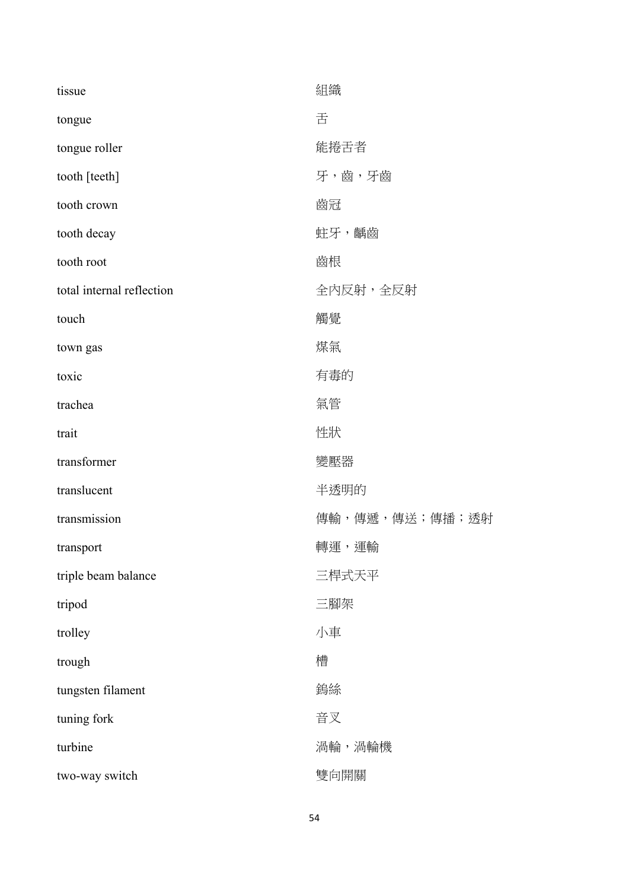| | |
|---|---|
| tissue | 組織 |
| tongue | 舌 |
| tongue roller | 能捲舌者 |
| tooth [teeth] | 牙，齒，牙齒 |
| tooth crown | 齒冠 |
| tooth decay | 蛀牙，齲齒 |
| tooth root | 齒根 |
| total internal reflection | 全內反射，全反射 |
| touch | 觸覺 |
| town gas | 煤氣 |
| toxic | 有毒的 |
| trachea | 氣管 |
| trait | 性狀 |
| transformer | 變壓器 |
| translucent | 半透明的 |
| transmission | 傳輸，傳遞，傳送；傳播；透射 |
| transport | 轉運，運輸 |
| triple beam balance | 三桿式天平 |
| tripod | 三腳架 |
| trolley | 小車 |
| trough | 槽 |
| tungsten filament | 鎢絲 |
| tuning fork | 音叉 |
| turbine | 渦輪，渦輪機 |
| two-way switch | 雙向開關 |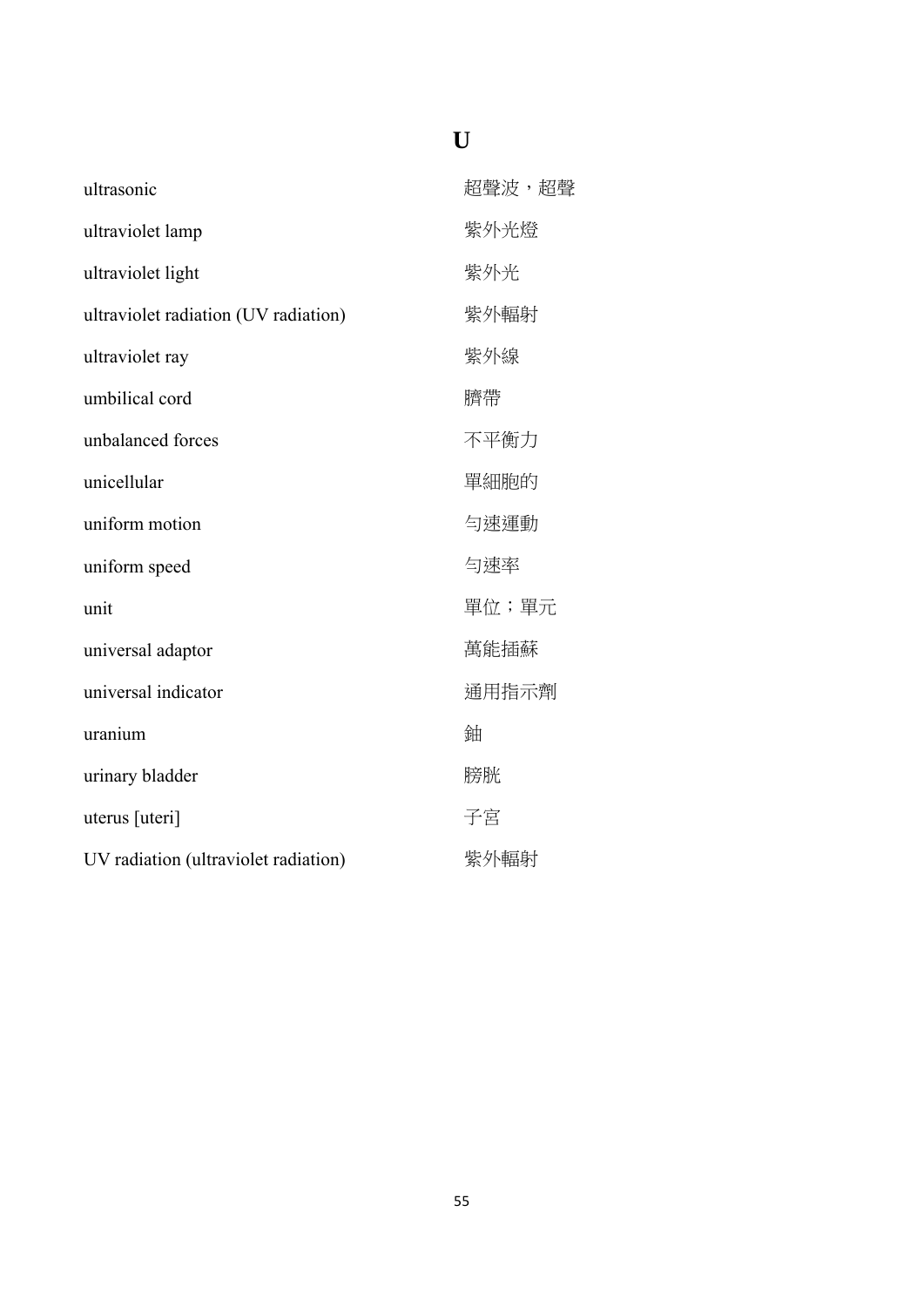# U

| | |
|---|---|
| ultrasonic | 超聲波，超聲 |
| ultraviolet lamp | 紫外光燈 |
| ultraviolet light | 紫外光 |
| ultraviolet radiation (UV radiation) | 紫外輻射 |
| ultraviolet ray | 紫外線 |
| umbilical cord | 臍帶 |
| unbalanced forces | 不平衡力 |
| unicellular | 單細胞的 |
| uniform motion | 勻速運動 |
| uniform speed | 勻速率 |
| unit | 單位；單元 |
| universal adaptor | 萬能插蘇 |
| universal indicator | 通用指示劑 |
| uranium | 鈾 |
| urinary bladder | 膀胱 |
| uterus [uteri] | 子宮 |
| UV radiation (ultraviolet radiation) | 紫外輻射 |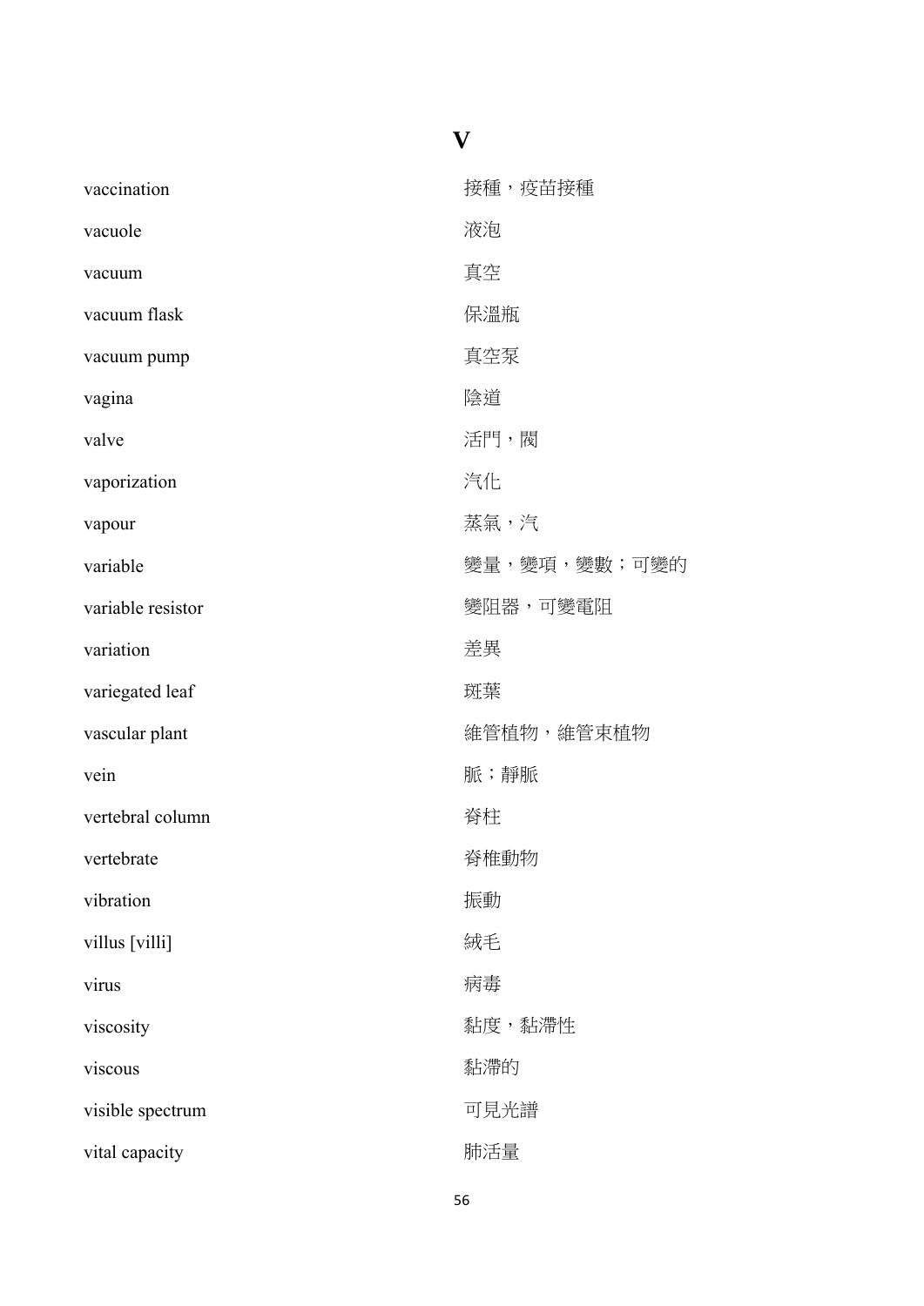# V

| | |
|---|---|
| vaccination | 接種，疫苗接種 |
| vacuole | 液泡 |
| vacuum | 真空 |
| vacuum flask | 保溫瓶 |
| vacuum pump | 真空泵 |
| vagina | 陰道 |
| valve | 活門，閥 |
| vaporization | 汽化 |
| vapour | 蒸氣，汽 |
| variable | 變量，變項，變數；可變的 |
| variable resistor | 變阻器，可變電阻 |
| variation | 差異 |
| variegated leaf | 斑葉 |
| vascular plant | 維管植物，維管束植物 |
| vein | 脈；靜脈 |
| vertebral column | 脊柱 |
| vertebrate | 脊椎動物 |
| vibration | 振動 |
| villus [villi] | 絨毛 |
| virus | 病毒 |
| viscosity | 黏度，黏滯性 |
| viscous | 黏滯的 |
| visible spectrum | 可見光譜 |
| vital capacity | 肺活量 |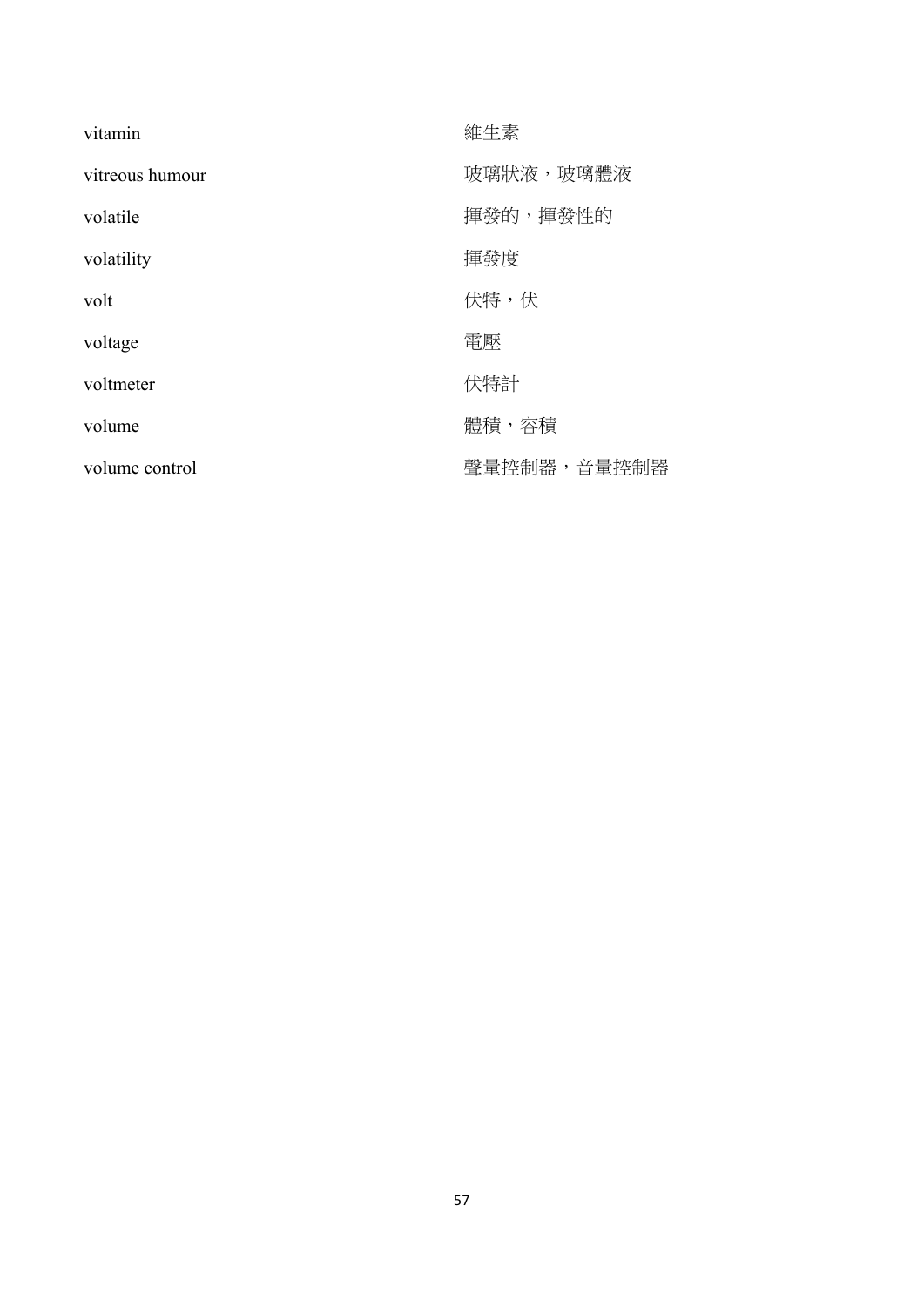| | |
|---|---|
| vitamin | 維生素 |
| vitreous humour | 玻璃狀液，玻璃體液 |
| volatile | 揮發的，揮發性的 |
| volatility | 揮發度 |
| volt | 伏特，伏 |
| voltage | 電壓 |
| voltmeter | 伏特計 |
| volume | 體積，容積 |
| volume control | 聲量控制器，音量控制器 |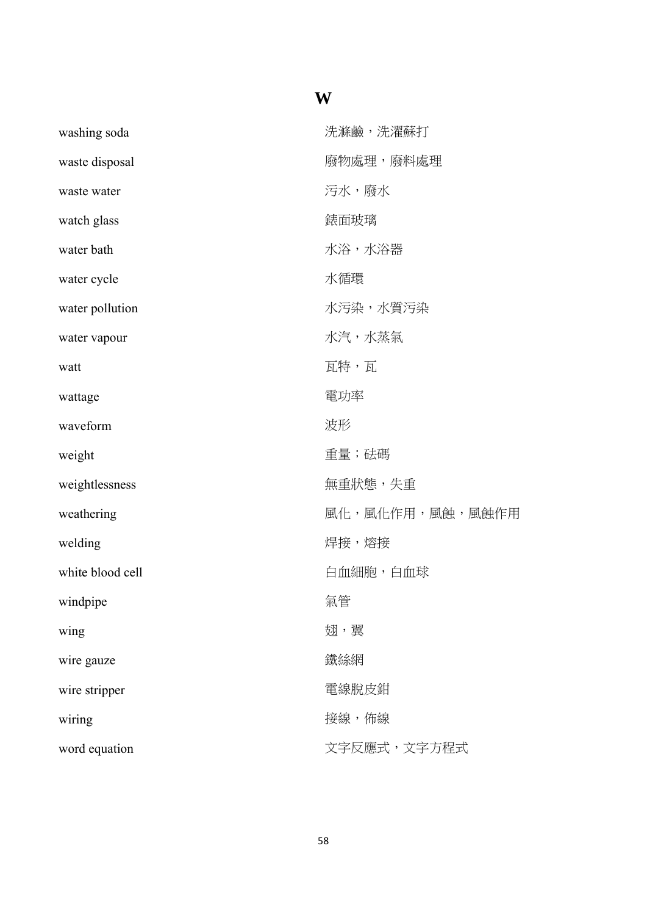# W

| | |
|---|---|
| washing soda | 洗滌鹼，洗濯蘇打 |
| waste disposal | 廢物處理，廢料處理 |
| waste water | 污水，廢水 |
| watch glass | 錶面玻璃 |
| water bath | 水浴，水浴器 |
| water cycle | 水循環 |
| water pollution | 水污染，水質污染 |
| water vapour | 水汽，水蒸氣 |
| watt | 瓦特，瓦 |
| wattage | 電功率 |
| waveform | 波形 |
| weight | 重量；砝碼 |
| weightlessness | 無重狀態，失重 |
| weathering | 風化，風化作用，風蝕，風蝕作用 |
| welding | 焊接，熔接 |
| white blood cell | 白血細胞，白血球 |
| windpipe | 氣管 |
| wing | 翅，翼 |
| wire gauze | 鐵絲網 |
| wire stripper | 電線脫皮鉗 |
| wiring | 接線，佈線 |
| word equation | 文字反應式，文字方程式 |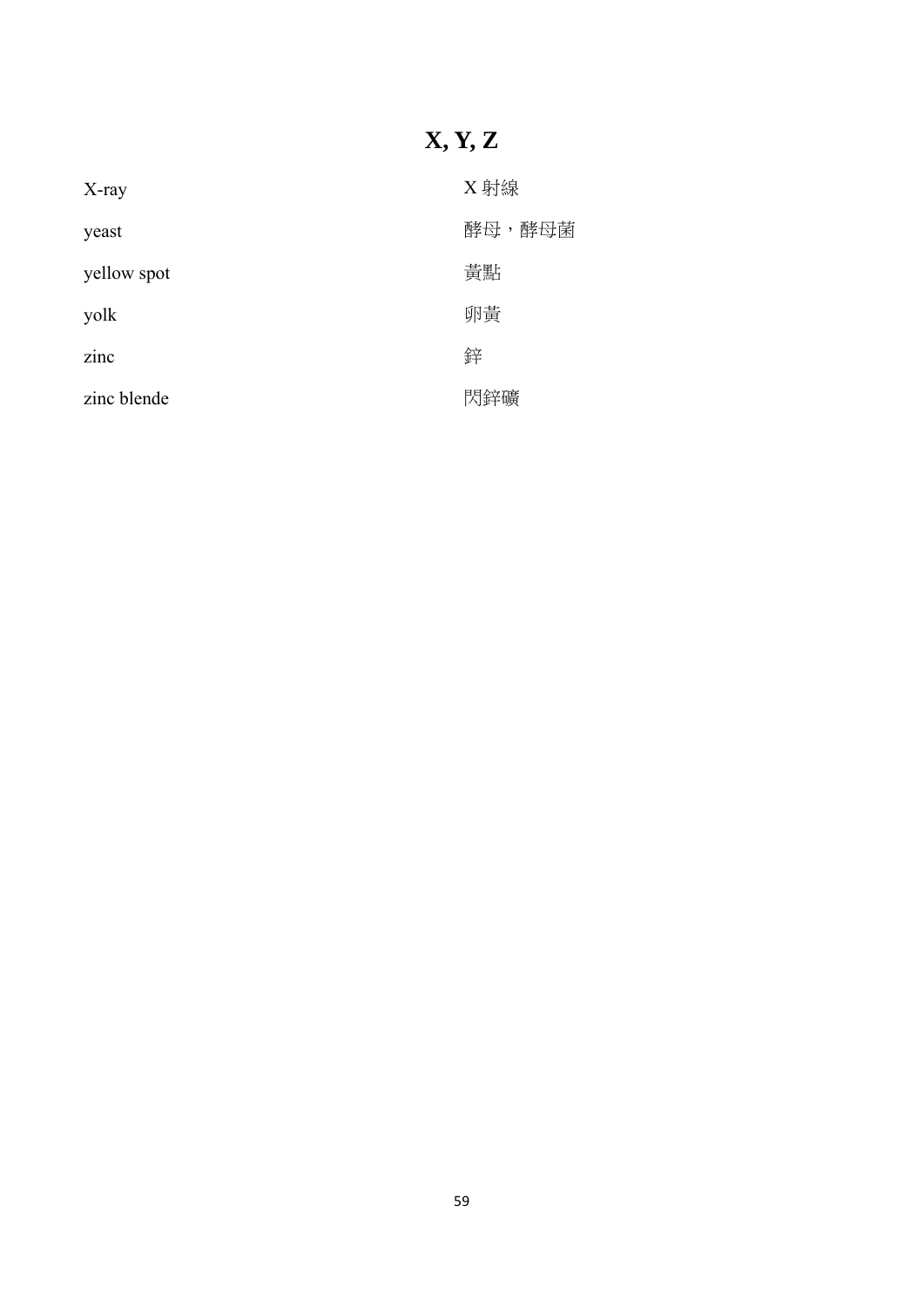# X, Y, Z

| | |
|---|---|
| X-ray | X 射線 |
| yeast | 酵母，酵母菌 |
| yellow spot | 黃點 |
| yolk | 卵黃 |
| zinc | 鋅 |
| zinc blende | 閃鋅礦 |